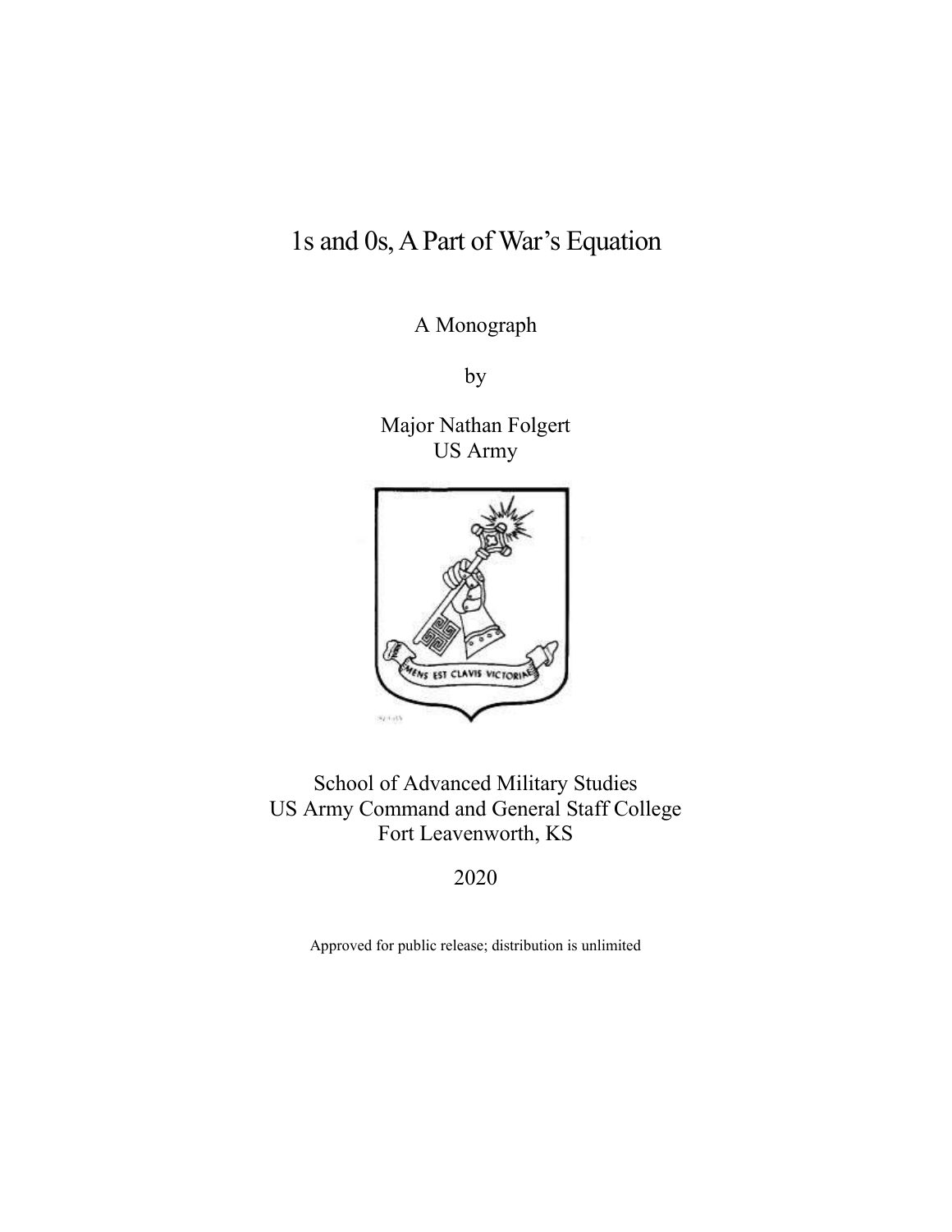# 1s and 0s, A Part of War's Equation

A Monograph

by

Major Nathan Folgert
US Army

School of Advanced Military Studies
US Army Command and General Staff College
Fort Leavenworth, KS

2020

Approved for public release; distribution is unlimited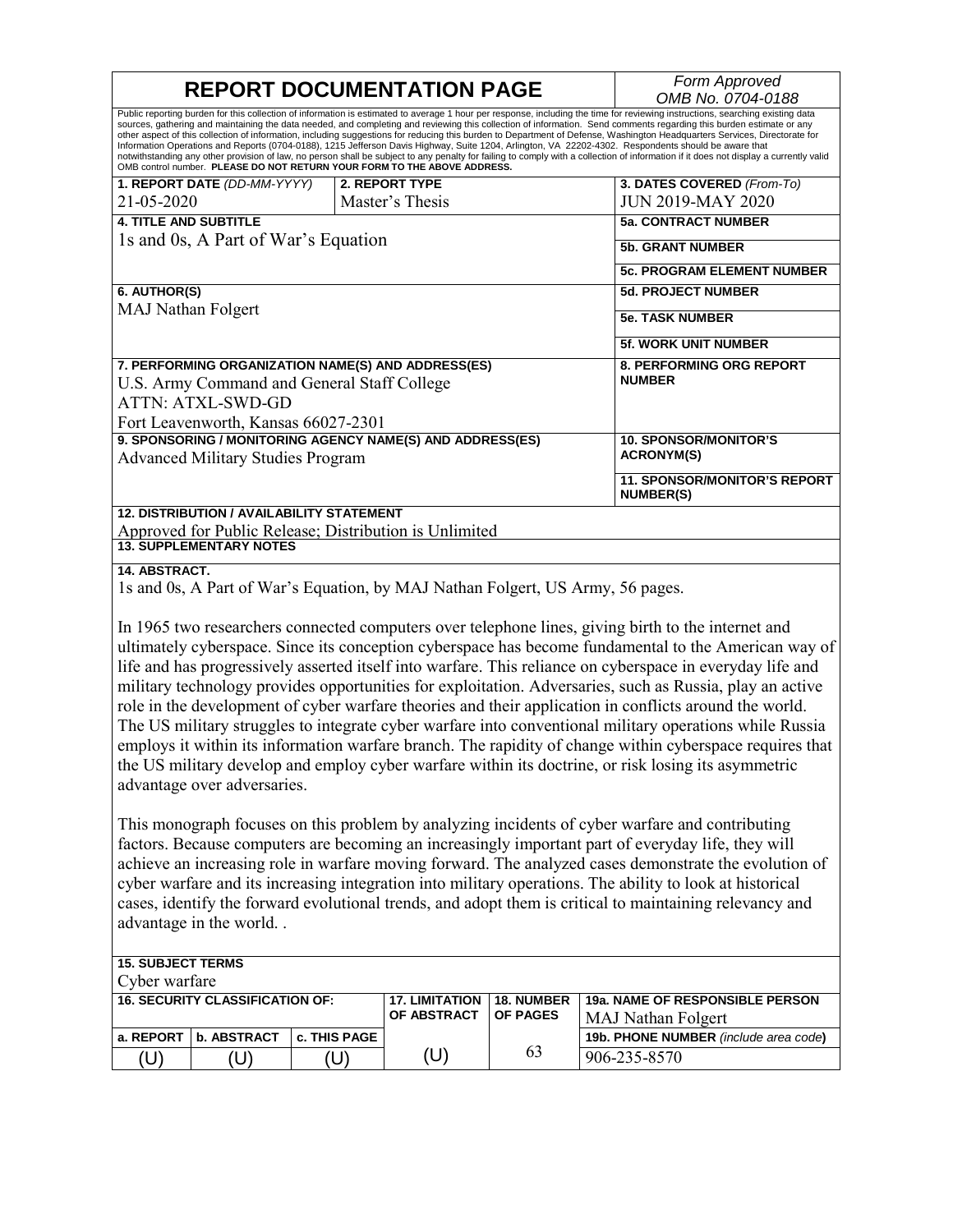# REPORT DOCUMENTATION PAGE

*Form Approved*
*OMB No. 0704-0188*

Public reporting burden for this collection of information is estimated to average 1 hour per response, including the time for reviewing instructions, searching existing data sources, gathering and maintaining the data needed, and completing and reviewing this collection of information. Send comments regarding this burden estimate or any other aspect of this collection of information, including suggestions for reducing this burden to Department of Defense, Washington Headquarters Services, Directorate for Information Operations and Reports (0704-0188), 1215 Jefferson Davis Highway, Suite 1204, Arlington, VA 22202-4302. Respondents should be aware that notwithstanding any other provision of law, no person shall be subject to any penalty for failing to comply with a collection of information if it does not display a currently valid OMB control number. **PLEASE DO NOT RETURN YOUR FORM TO THE ABOVE ADDRESS.**

| **1. REPORT DATE** *(DD-MM-YYYY)* | **2. REPORT TYPE** | **3. DATES COVERED** *(From-To)* |
|---|---|---|
| 21-05-2020 | Master's Thesis | JUN 2019-MAY 2020 |

**4. TITLE AND SUBTITLE**
1s and 0s, A Part of War's Equation

**5a. CONTRACT NUMBER**

**5b. GRANT NUMBER**

**5c. PROGRAM ELEMENT NUMBER**

**6. AUTHOR(S)**
MAJ Nathan Folgert

**5d. PROJECT NUMBER**

**5e. TASK NUMBER**

**5f. WORK UNIT NUMBER**

**7. PERFORMING ORGANIZATION NAME(S) AND ADDRESS(ES)**
U.S. Army Command and General Staff College
ATTN: ATXL-SWD-GD
Fort Leavenworth, Kansas 66027-2301

**8. PERFORMING ORG REPORT NUMBER**

**9. SPONSORING / MONITORING AGENCY NAME(S) AND ADDRESS(ES)**
Advanced Military Studies Program

**10. SPONSOR/MONITOR'S ACRONYM(S)**

**11. SPONSOR/MONITOR'S REPORT NUMBER(S)**

**12. DISTRIBUTION / AVAILABILITY STATEMENT**
Approved for Public Release; Distribution is Unlimited

**13. SUPPLEMENTARY NOTES**

**14. ABSTRACT.**

1s and 0s, A Part of War's Equation, by MAJ Nathan Folgert, US Army, 56 pages.

In 1965 two researchers connected computers over telephone lines, giving birth to the internet and ultimately cyberspace. Since its conception cyberspace has become fundamental to the American way of life and has progressively asserted itself into warfare. This reliance on cyberspace in everyday life and military technology provides opportunities for exploitation. Adversaries, such as Russia, play an active role in the development of cyber warfare theories and their application in conflicts around the world. The US military struggles to integrate cyber warfare into conventional military operations while Russia employs it within its information warfare branch. The rapidity of change within cyberspace requires that the US military develop and employ cyber warfare within its doctrine, or risk losing its asymmetric advantage over adversaries.

This monograph focuses on this problem by analyzing incidents of cyber warfare and contributing factors. Because computers are becoming an increasingly important part of everyday life, they will achieve an increasing role in warfare moving forward. The analyzed cases demonstrate the evolution of cyber warfare and its increasing integration into military operations. The ability to look at historical cases, identify the forward evolutional trends, and adopt them is critical to maintaining relevancy and advantage in the world. .

**15. SUBJECT TERMS**
Cyber warfare

| **16. SECURITY CLASSIFICATION OF:** | | | **17. LIMITATION OF ABSTRACT** | **18. NUMBER OF PAGES** | **19a. NAME OF RESPONSIBLE PERSON** MAJ Nathan Folgert |
|---|---|---|---|---|---|
| **a. REPORT** | **b. ABSTRACT** | **c. THIS PAGE** | | | **19b. PHONE NUMBER** *(include area code)* |
| (U) | (U) | (U) | (U) | 63 | 906-235-8570 |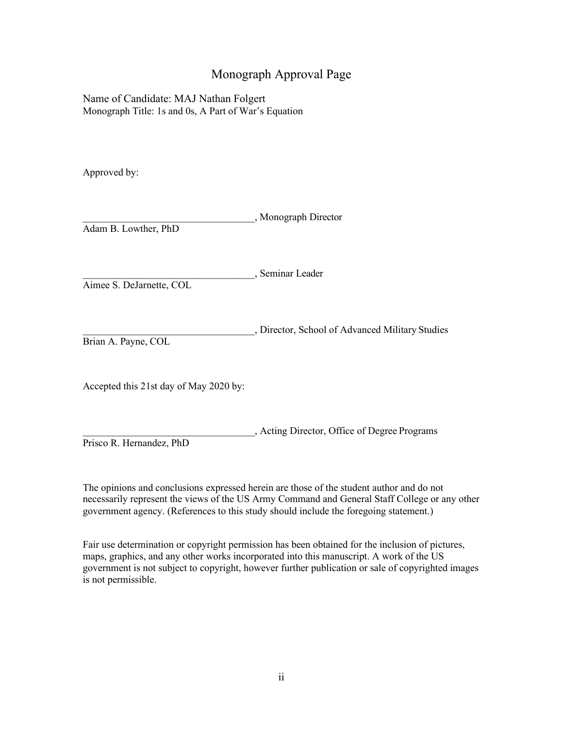# Monograph Approval Page

Name of Candidate: MAJ Nathan Folgert
Monograph Title: 1s and 0s, A Part of War's Equation

Approved by:

__________________________________, Monograph Director
Adam B. Lowther, PhD

__________________________________, Seminar Leader
Aimee S. DeJarnette, COL

__________________________________, Director, School of Advanced Military Studies
Brian A. Payne, COL

Accepted this 21st day of May 2020 by:

__________________________________, Acting Director, Office of Degree Programs
Prisco R. Hernandez, PhD

The opinions and conclusions expressed herein are those of the student author and do not necessarily represent the views of the US Army Command and General Staff College or any other government agency. (References to this study should include the foregoing statement.)

Fair use determination or copyright permission has been obtained for the inclusion of pictures, maps, graphics, and any other works incorporated into this manuscript. A work of the US government is not subject to copyright, however further publication or sale of copyrighted images is not permissible.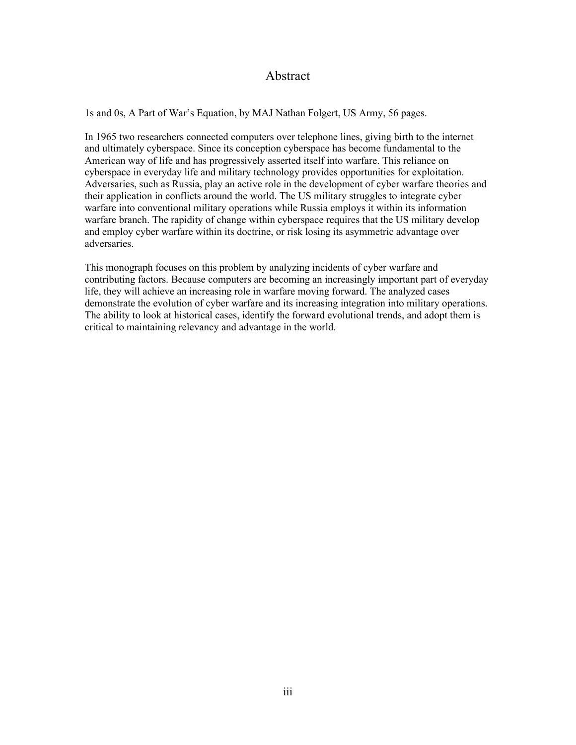# Abstract

1s and 0s, A Part of War's Equation, by MAJ Nathan Folgert, US Army, 56 pages.

In 1965 two researchers connected computers over telephone lines, giving birth to the internet and ultimately cyberspace. Since its conception cyberspace has become fundamental to the American way of life and has progressively asserted itself into warfare. This reliance on cyberspace in everyday life and military technology provides opportunities for exploitation. Adversaries, such as Russia, play an active role in the development of cyber warfare theories and their application in conflicts around the world. The US military struggles to integrate cyber warfare into conventional military operations while Russia employs it within its information warfare branch. The rapidity of change within cyberspace requires that the US military develop and employ cyber warfare within its doctrine, or risk losing its asymmetric advantage over adversaries.

This monograph focuses on this problem by analyzing incidents of cyber warfare and contributing factors. Because computers are becoming an increasingly important part of everyday life, they will achieve an increasing role in warfare moving forward. The analyzed cases demonstrate the evolution of cyber warfare and its increasing integration into military operations. The ability to look at historical cases, identify the forward evolutional trends, and adopt them is critical to maintaining relevancy and advantage in the world.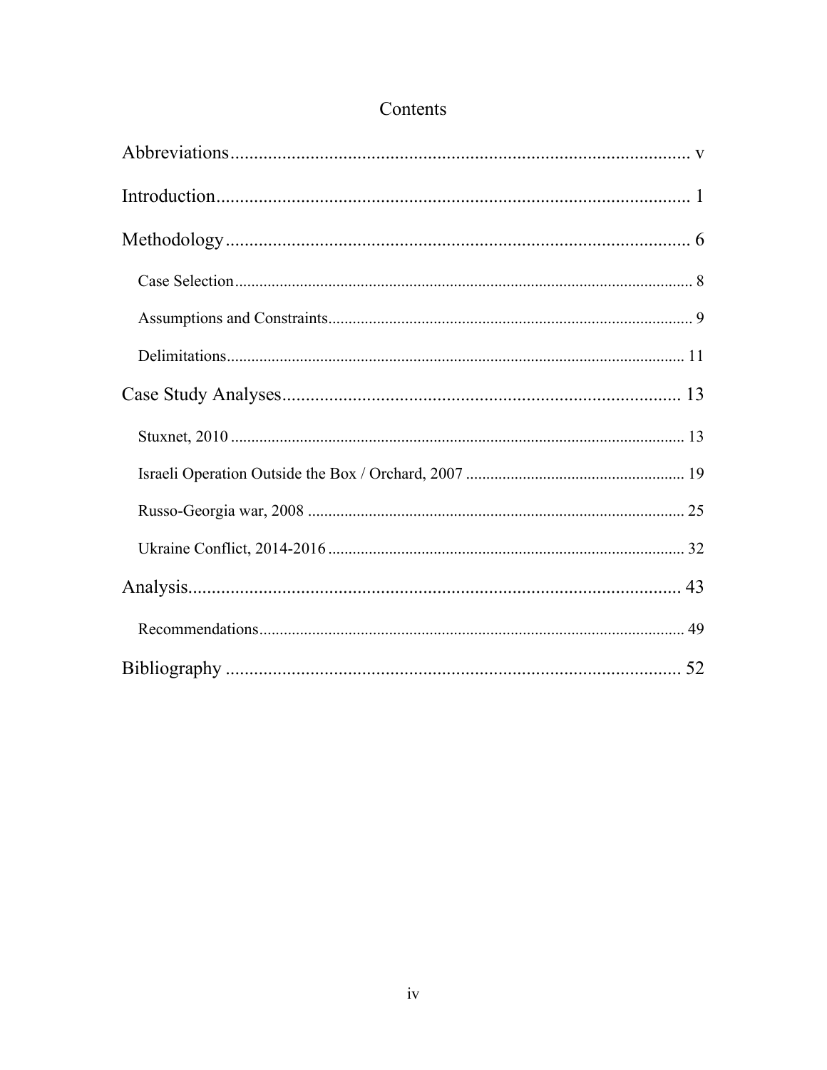# Contents

Abbreviations ........................................................ v

Introduction ........................................................ 1

Methodology ........................................................ 6

- Case Selection ........................................................ 8
- Assumptions and Constraints ........................................................ 9
- Delimitations ........................................................ 11

Case Study Analyses ........................................................ 13

- Stuxnet, 2010 ........................................................ 13
- Israeli Operation Outside the Box / Orchard, 2007 ........................................................ 19
- Russo-Georgia war, 2008 ........................................................ 25
- Ukraine Conflict, 2014-2016 ........................................................ 32

Analysis ........................................................ 43

- Recommendations ........................................................ 49

Bibliography ........................................................ 52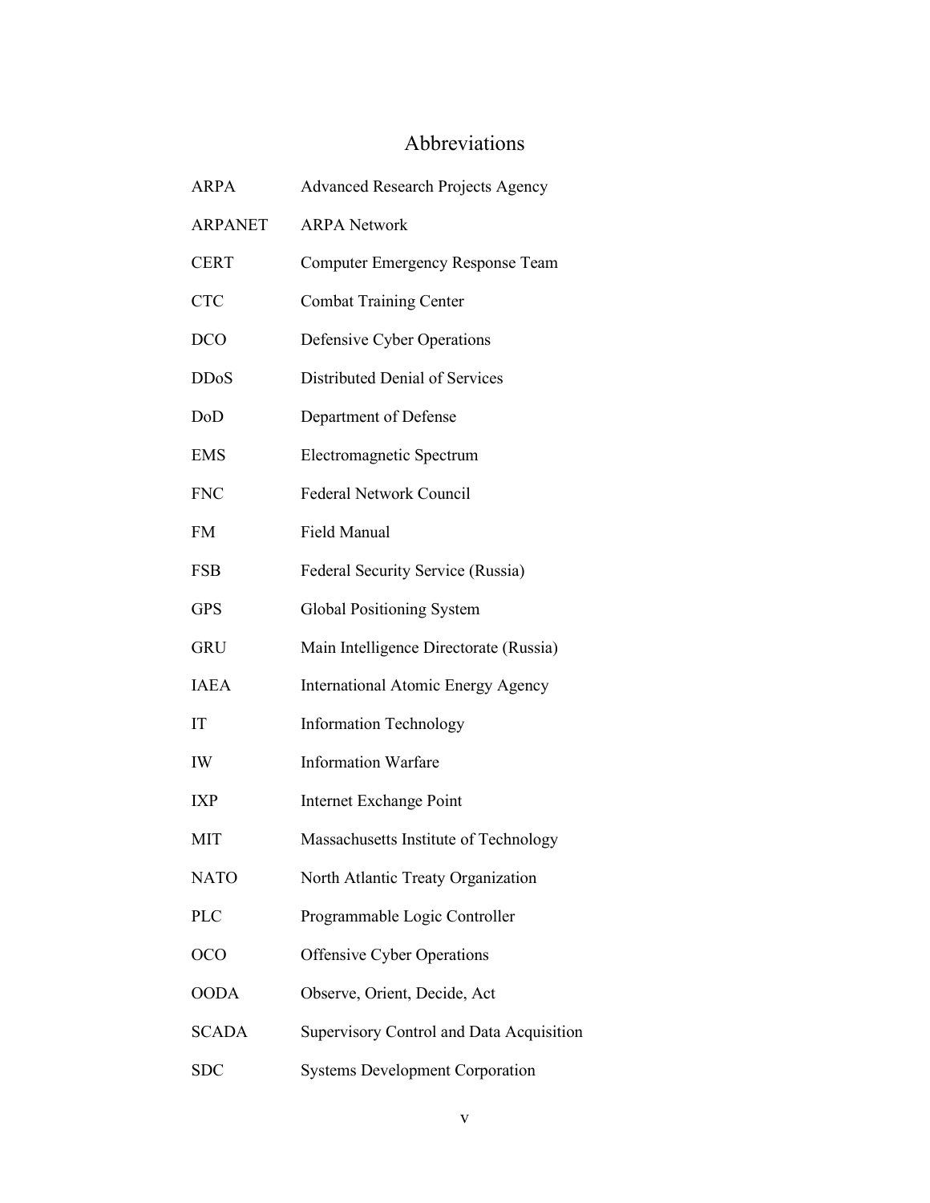# Abbreviations

| | |
|---|---|
| ARPA | Advanced Research Projects Agency |
| ARPANET | ARPA Network |
| CERT | Computer Emergency Response Team |
| CTC | Combat Training Center |
| DCO | Defensive Cyber Operations |
| DDoS | Distributed Denial of Services |
| DoD | Department of Defense |
| EMS | Electromagnetic Spectrum |
| FNC | Federal Network Council |
| FM | Field Manual |
| FSB | Federal Security Service (Russia) |
| GPS | Global Positioning System |
| GRU | Main Intelligence Directorate (Russia) |
| IAEA | International Atomic Energy Agency |
| IT | Information Technology |
| IW | Information Warfare |
| IXP | Internet Exchange Point |
| MIT | Massachusetts Institute of Technology |
| NATO | North Atlantic Treaty Organization |
| PLC | Programmable Logic Controller |
| OCO | Offensive Cyber Operations |
| OODA | Observe, Orient, Decide, Act |
| SCADA | Supervisory Control and Data Acquisition |
| SDC | Systems Development Corporation |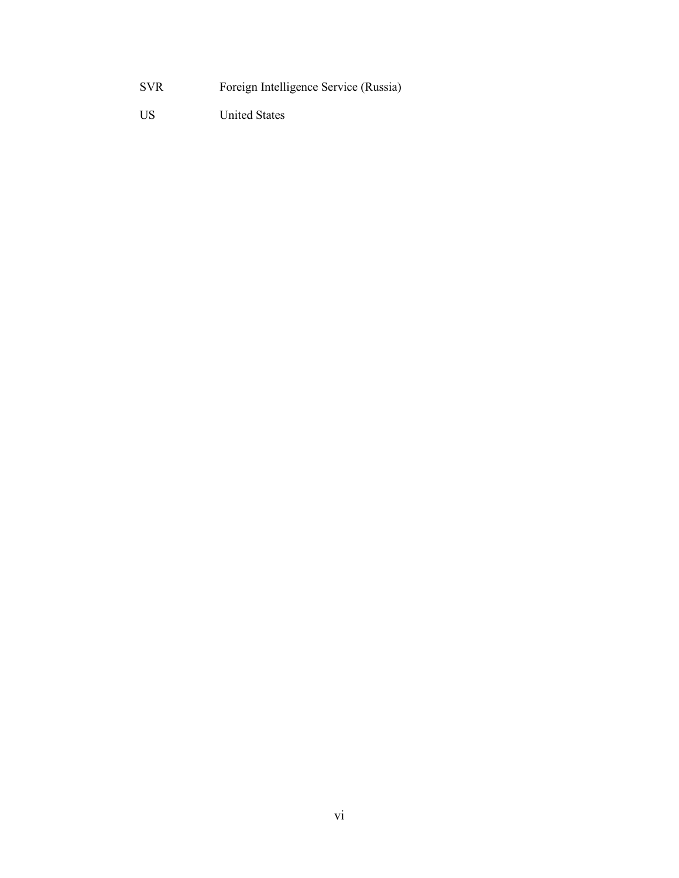| | |
|---|---|
| SVR | Foreign Intelligence Service (Russia) |
| US | United States |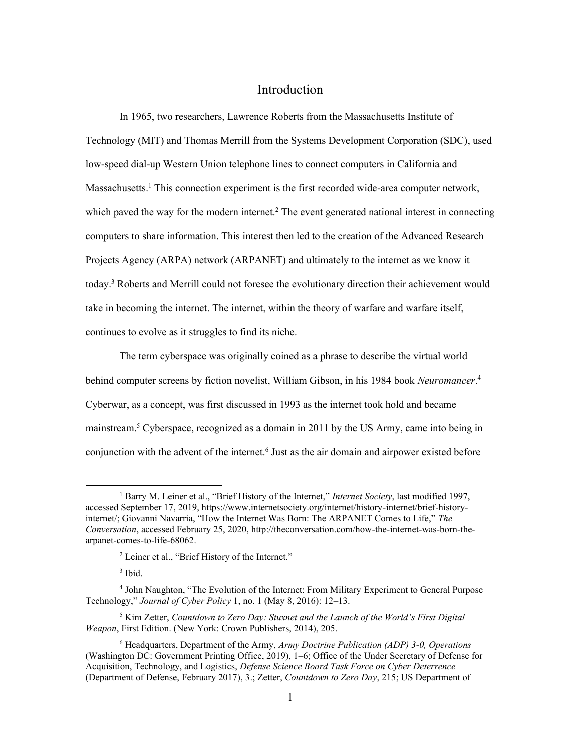# Introduction

In 1965, two researchers, Lawrence Roberts from the Massachusetts Institute of Technology (MIT) and Thomas Merrill from the Systems Development Corporation (SDC), used low-speed dial-up Western Union telephone lines to connect computers in California and Massachusetts.[1] This connection experiment is the first recorded wide-area computer network, which paved the way for the modern internet.[2] The event generated national interest in connecting computers to share information. This interest then led to the creation of the Advanced Research Projects Agency (ARPA) network (ARPANET) and ultimately to the internet as we know it today.[3] Roberts and Merrill could not foresee the evolutionary direction their achievement would take in becoming the internet. The internet, within the theory of warfare and warfare itself, continues to evolve as it struggles to find its niche.

The term cyberspace was originally coined as a phrase to describe the virtual world behind computer screens by fiction novelist, William Gibson, in his 1984 book *Neuromancer*.[4] Cyberwar, as a concept, was first discussed in 1993 as the internet took hold and became mainstream.[5] Cyberspace, recognized as a domain in 2011 by the US Army, came into being in conjunction with the advent of the internet.[6] Just as the air domain and airpower existed before

---

[1] Barry M. Leiner et al., "Brief History of the Internet," *Internet Society*, last modified 1997, accessed September 17, 2019, https://www.internetsociety.org/internet/history-internet/brief-history-internet/; Giovanni Navarria, "How the Internet Was Born: The ARPANET Comes to Life," *The Conversation*, accessed February 25, 2020, http://theconversation.com/how-the-internet-was-born-the-arpanet-comes-to-life-68062.

[2] Leiner et al., "Brief History of the Internet."

[3] Ibid.

[4] John Naughton, "The Evolution of the Internet: From Military Experiment to General Purpose Technology," *Journal of Cyber Policy* 1, no. 1 (May 8, 2016): 12–13.

[5] Kim Zetter, *Countdown to Zero Day: Stuxnet and the Launch of the World's First Digital Weapon*, First Edition. (New York: Crown Publishers, 2014), 205.

[6] Headquarters, Department of the Army, *Army Doctrine Publication (ADP) 3-0, Operations* (Washington DC: Government Printing Office, 2019), 1–6; Office of the Under Secretary of Defense for Acquisition, Technology, and Logistics, *Defense Science Board Task Force on Cyber Deterrence* (Department of Defense, February 2017), 3.; Zetter, *Countdown to Zero Day*, 215; US Department of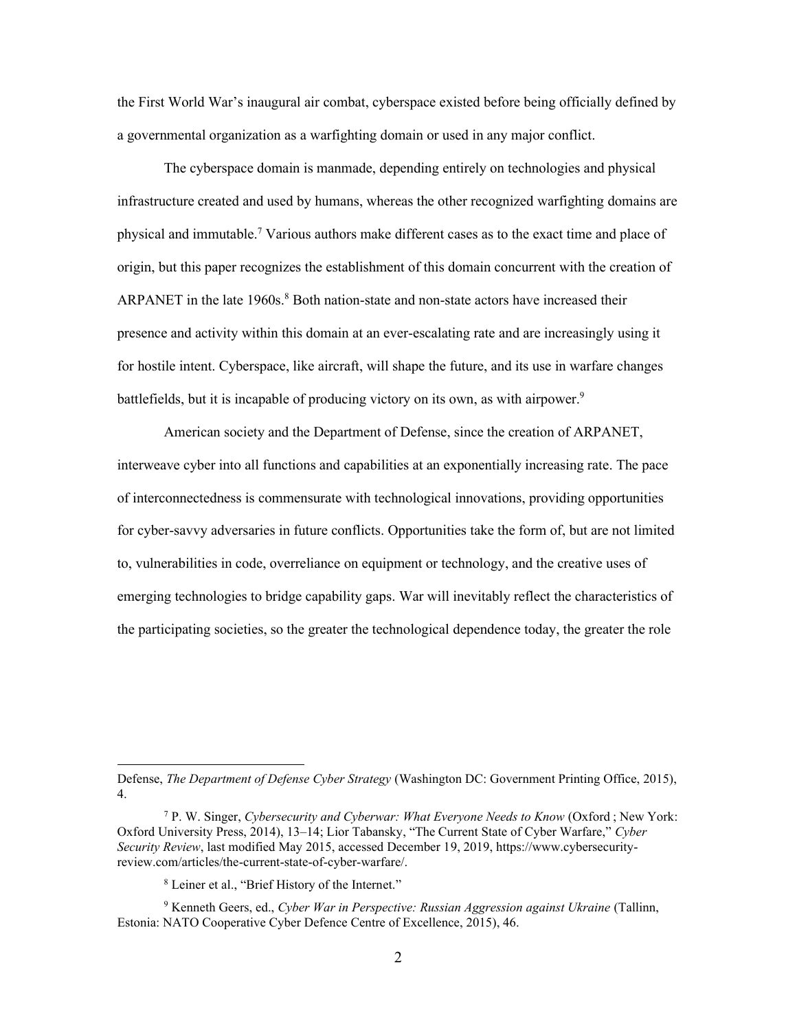the First World War's inaugural air combat, cyberspace existed before being officially defined by a governmental organization as a warfighting domain or used in any major conflict.

The cyberspace domain is manmade, depending entirely on technologies and physical infrastructure created and used by humans, whereas the other recognized warfighting domains are physical and immutable.[7] Various authors make different cases as to the exact time and place of origin, but this paper recognizes the establishment of this domain concurrent with the creation of ARPANET in the late 1960s.[8] Both nation-state and non-state actors have increased their presence and activity within this domain at an ever-escalating rate and are increasingly using it for hostile intent. Cyberspace, like aircraft, will shape the future, and its use in warfare changes battlefields, but it is incapable of producing victory on its own, as with airpower.[9]

American society and the Department of Defense, since the creation of ARPANET, interweave cyber into all functions and capabilities at an exponentially increasing rate. The pace of interconnectedness is commensurate with technological innovations, providing opportunities for cyber-savvy adversaries in future conflicts. Opportunities take the form of, but are not limited to, vulnerabilities in code, overreliance on equipment or technology, and the creative uses of emerging technologies to bridge capability gaps. War will inevitably reflect the characteristics of the participating societies, so the greater the technological dependence today, the greater the role

---

Defense, *The Department of Defense Cyber Strategy* (Washington DC: Government Printing Office, 2015), 4.

[7] P. W. Singer, *Cybersecurity and Cyberwar: What Everyone Needs to Know* (Oxford ; New York: Oxford University Press, 2014), 13–14; Lior Tabansky, "The Current State of Cyber Warfare," *Cyber Security Review*, last modified May 2015, accessed December 19, 2019, https://www.cybersecurity-review.com/articles/the-current-state-of-cyber-warfare/.

[8] Leiner et al., "Brief History of the Internet."

[9] Kenneth Geers, ed., *Cyber War in Perspective: Russian Aggression against Ukraine* (Tallinn, Estonia: NATO Cooperative Cyber Defence Centre of Excellence, 2015), 46.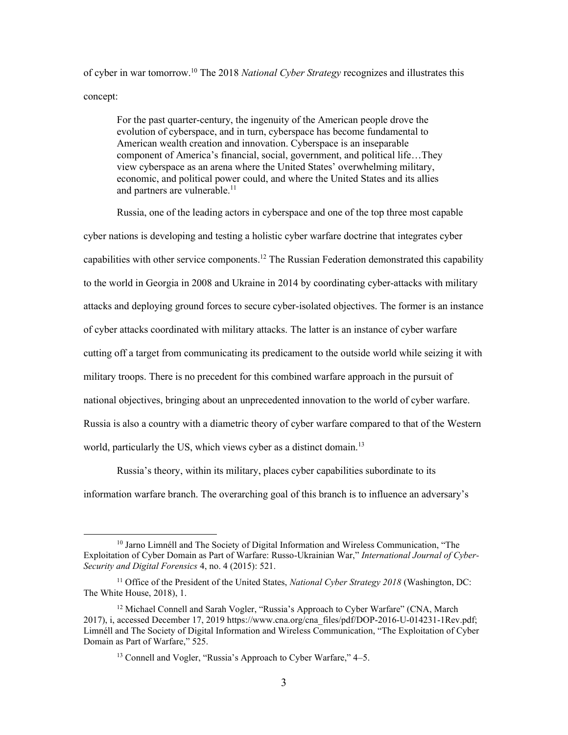of cyber in war tomorrow.[10] The 2018 *National Cyber Strategy* recognizes and illustrates this concept:

> For the past quarter-century, the ingenuity of the American people drove the evolution of cyberspace, and in turn, cyberspace has become fundamental to American wealth creation and innovation. Cyberspace is an inseparable component of America's financial, social, government, and political life…They view cyberspace as an arena where the United States' overwhelming military, economic, and political power could, and where the United States and its allies and partners are vulnerable.[11]

Russia, one of the leading actors in cyberspace and one of the top three most capable cyber nations is developing and testing a holistic cyber warfare doctrine that integrates cyber capabilities with other service components.[12] The Russian Federation demonstrated this capability to the world in Georgia in 2008 and Ukraine in 2014 by coordinating cyber-attacks with military attacks and deploying ground forces to secure cyber-isolated objectives. The former is an instance of cyber attacks coordinated with military attacks. The latter is an instance of cyber warfare cutting off a target from communicating its predicament to the outside world while seizing it with military troops. There is no precedent for this combined warfare approach in the pursuit of national objectives, bringing about an unprecedented innovation to the world of cyber warfare. Russia is also a country with a diametric theory of cyber warfare compared to that of the Western world, particularly the US, which views cyber as a distinct domain.[13]

Russia's theory, within its military, places cyber capabilities subordinate to its information warfare branch. The overarching goal of this branch is to influence an adversary's

---

[10] Jarno Limnéll and The Society of Digital Information and Wireless Communication, "The Exploitation of Cyber Domain as Part of Warfare: Russo-Ukrainian War," *International Journal of Cyber-Security and Digital Forensics* 4, no. 4 (2015): 521.

[11] Office of the President of the United States, *National Cyber Strategy 2018* (Washington, DC: The White House, 2018), 1.

[12] Michael Connell and Sarah Vogler, "Russia's Approach to Cyber Warfare" (CNA, March 2017), i, accessed December 17, 2019 https://www.cna.org/cna_files/pdf/DOP-2016-U-014231-1Rev.pdf; Limnéll and The Society of Digital Information and Wireless Communication, "The Exploitation of Cyber Domain as Part of Warfare," 525.

[13] Connell and Vogler, "Russia's Approach to Cyber Warfare," 4–5.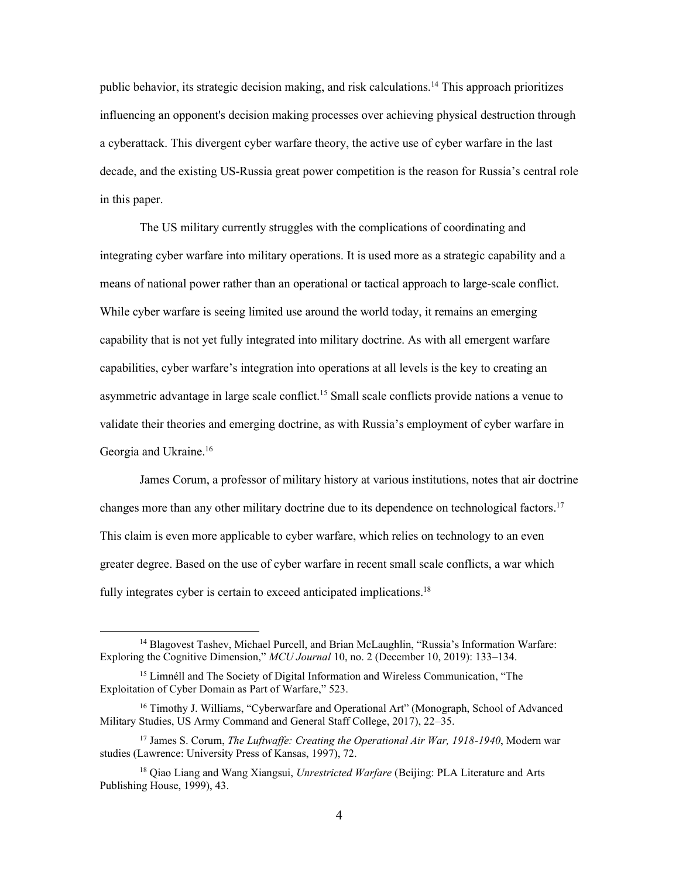public behavior, its strategic decision making, and risk calculations.[14] This approach prioritizes influencing an opponent's decision making processes over achieving physical destruction through a cyberattack. This divergent cyber warfare theory, the active use of cyber warfare in the last decade, and the existing US-Russia great power competition is the reason for Russia's central role in this paper.

The US military currently struggles with the complications of coordinating and integrating cyber warfare into military operations. It is used more as a strategic capability and a means of national power rather than an operational or tactical approach to large-scale conflict. While cyber warfare is seeing limited use around the world today, it remains an emerging capability that is not yet fully integrated into military doctrine. As with all emergent warfare capabilities, cyber warfare's integration into operations at all levels is the key to creating an asymmetric advantage in large scale conflict.[15] Small scale conflicts provide nations a venue to validate their theories and emerging doctrine, as with Russia's employment of cyber warfare in Georgia and Ukraine.[16]

James Corum, a professor of military history at various institutions, notes that air doctrine changes more than any other military doctrine due to its dependence on technological factors.[17] This claim is even more applicable to cyber warfare, which relies on technology to an even greater degree. Based on the use of cyber warfare in recent small scale conflicts, a war which fully integrates cyber is certain to exceed anticipated implications.[18]

---

[14] Blagovest Tashev, Michael Purcell, and Brian McLaughlin, "Russia's Information Warfare: Exploring the Cognitive Dimension," *MCU Journal* 10, no. 2 (December 10, 2019): 133–134.

[15] Limnéll and The Society of Digital Information and Wireless Communication, "The Exploitation of Cyber Domain as Part of Warfare," 523.

[16] Timothy J. Williams, "Cyberwarfare and Operational Art" (Monograph, School of Advanced Military Studies, US Army Command and General Staff College, 2017), 22–35.

[17] James S. Corum, *The Luftwaffe: Creating the Operational Air War, 1918-1940*, Modern war studies (Lawrence: University Press of Kansas, 1997), 72.

[18] Qiao Liang and Wang Xiangsui, *Unrestricted Warfare* (Beijing: PLA Literature and Arts Publishing House, 1999), 43.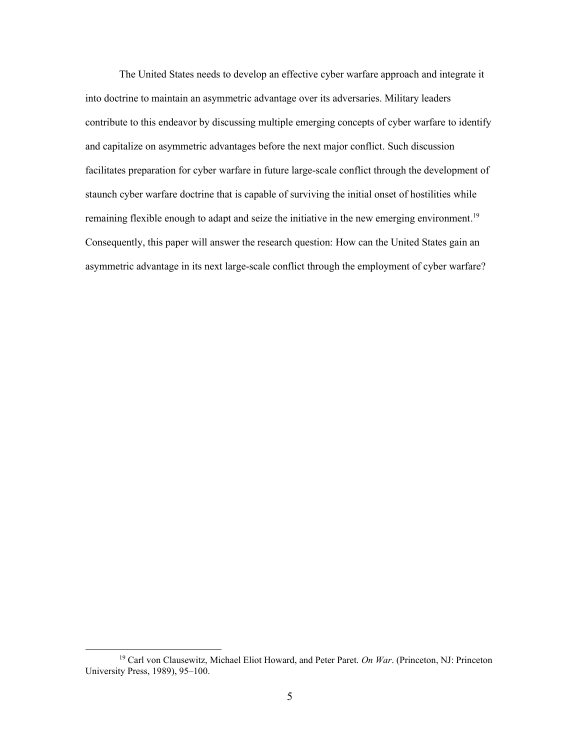The United States needs to develop an effective cyber warfare approach and integrate it into doctrine to maintain an asymmetric advantage over its adversaries. Military leaders contribute to this endeavor by discussing multiple emerging concepts of cyber warfare to identify and capitalize on asymmetric advantages before the next major conflict. Such discussion facilitates preparation for cyber warfare in future large-scale conflict through the development of staunch cyber warfare doctrine that is capable of surviving the initial onset of hostilities while remaining flexible enough to adapt and seize the initiative in the new emerging environment.[19] Consequently, this paper will answer the research question: How can the United States gain an asymmetric advantage in its next large-scale conflict through the employment of cyber warfare?

---

[19] Carl von Clausewitz, Michael Eliot Howard, and Peter Paret. *On War*. (Princeton, NJ: Princeton University Press, 1989), 95–100.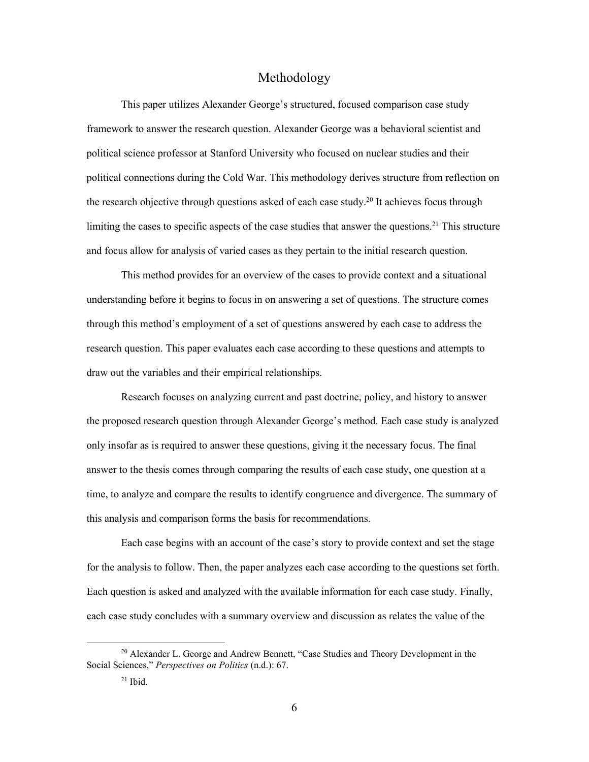## Methodology

This paper utilizes Alexander George's structured, focused comparison case study framework to answer the research question. Alexander George was a behavioral scientist and political science professor at Stanford University who focused on nuclear studies and their political connections during the Cold War. This methodology derives structure from reflection on the research objective through questions asked of each case study.[20] It achieves focus through limiting the cases to specific aspects of the case studies that answer the questions.[21] This structure and focus allow for analysis of varied cases as they pertain to the initial research question.

This method provides for an overview of the cases to provide context and a situational understanding before it begins to focus in on answering a set of questions. The structure comes through this method's employment of a set of questions answered by each case to address the research question. This paper evaluates each case according to these questions and attempts to draw out the variables and their empirical relationships.

Research focuses on analyzing current and past doctrine, policy, and history to answer the proposed research question through Alexander George's method. Each case study is analyzed only insofar as is required to answer these questions, giving it the necessary focus. The final answer to the thesis comes through comparing the results of each case study, one question at a time, to analyze and compare the results to identify congruence and divergence. The summary of this analysis and comparison forms the basis for recommendations.

Each case begins with an account of the case's story to provide context and set the stage for the analysis to follow. Then, the paper analyzes each case according to the questions set forth. Each question is asked and analyzed with the available information for each case study. Finally, each case study concludes with a summary overview and discussion as relates the value of the

---

[20] Alexander L. George and Andrew Bennett, "Case Studies and Theory Development in the Social Sciences," *Perspectives on Politics* (n.d.): 67.

[21] Ibid.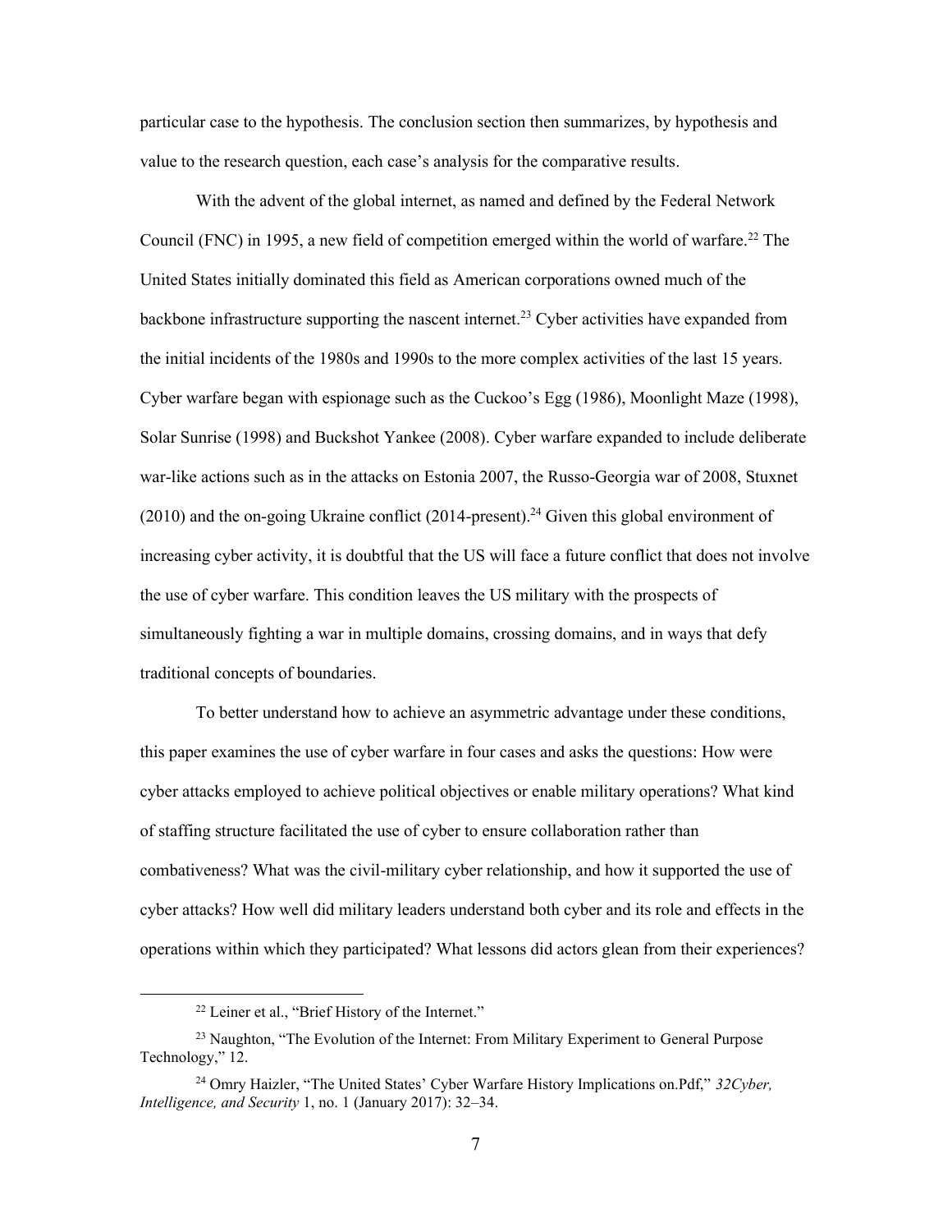particular case to the hypothesis. The conclusion section then summarizes, by hypothesis and value to the research question, each case's analysis for the comparative results.

With the advent of the global internet, as named and defined by the Federal Network Council (FNC) in 1995, a new field of competition emerged within the world of warfare.[22] The United States initially dominated this field as American corporations owned much of the backbone infrastructure supporting the nascent internet.[23] Cyber activities have expanded from the initial incidents of the 1980s and 1990s to the more complex activities of the last 15 years. Cyber warfare began with espionage such as the Cuckoo's Egg (1986), Moonlight Maze (1998), Solar Sunrise (1998) and Buckshot Yankee (2008). Cyber warfare expanded to include deliberate war-like actions such as in the attacks on Estonia 2007, the Russo-Georgia war of 2008, Stuxnet (2010) and the on-going Ukraine conflict (2014-present).[24] Given this global environment of increasing cyber activity, it is doubtful that the US will face a future conflict that does not involve the use of cyber warfare. This condition leaves the US military with the prospects of simultaneously fighting a war in multiple domains, crossing domains, and in ways that defy traditional concepts of boundaries.

To better understand how to achieve an asymmetric advantage under these conditions, this paper examines the use of cyber warfare in four cases and asks the questions: How were cyber attacks employed to achieve political objectives or enable military operations? What kind of staffing structure facilitated the use of cyber to ensure collaboration rather than combativeness? What was the civil-military cyber relationship, and how it supported the use of cyber attacks? How well did military leaders understand both cyber and its role and effects in the operations within which they participated? What lessons did actors glean from their experiences?

---

[22] Leiner et al., "Brief History of the Internet."

[23] Naughton, "The Evolution of the Internet: From Military Experiment to General Purpose Technology," 12.

[24] Omry Haizler, "The United States' Cyber Warfare History Implications on.Pdf," *32Cyber, Intelligence, and Security* 1, no. 1 (January 2017): 32–34.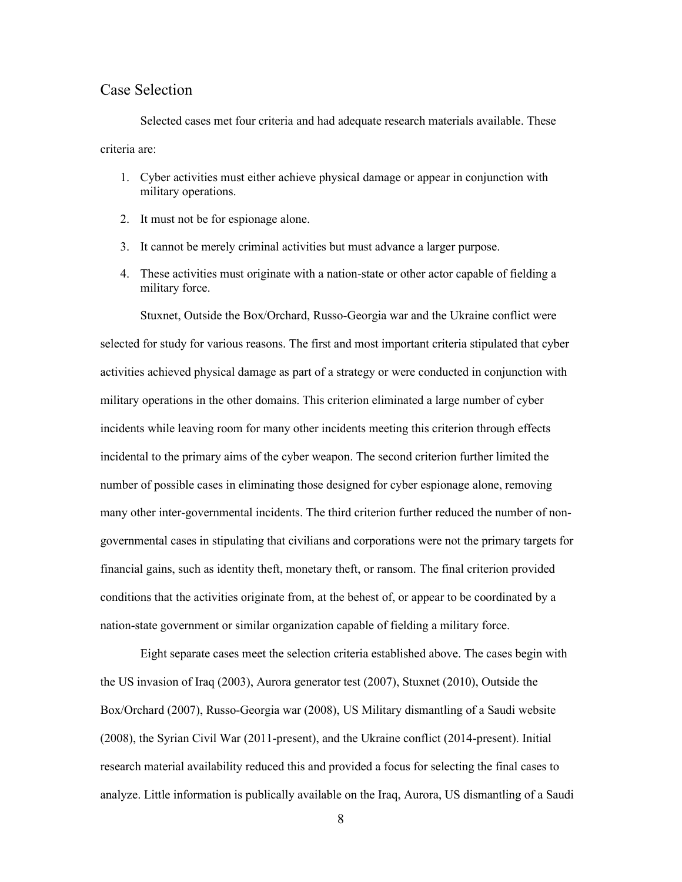## Case Selection

Selected cases met four criteria and had adequate research materials available. These criteria are:

1. Cyber activities must either achieve physical damage or appear in conjunction with military operations.
2. It must not be for espionage alone.
3. It cannot be merely criminal activities but must advance a larger purpose.
4. These activities must originate with a nation-state or other actor capable of fielding a military force.

Stuxnet, Outside the Box/Orchard, Russo-Georgia war and the Ukraine conflict were selected for study for various reasons. The first and most important criteria stipulated that cyber activities achieved physical damage as part of a strategy or were conducted in conjunction with military operations in the other domains. This criterion eliminated a large number of cyber incidents while leaving room for many other incidents meeting this criterion through effects incidental to the primary aims of the cyber weapon. The second criterion further limited the number of possible cases in eliminating those designed for cyber espionage alone, removing many other inter-governmental incidents. The third criterion further reduced the number of non-governmental cases in stipulating that civilians and corporations were not the primary targets for financial gains, such as identity theft, monetary theft, or ransom. The final criterion provided conditions that the activities originate from, at the behest of, or appear to be coordinated by a nation-state government or similar organization capable of fielding a military force.

Eight separate cases meet the selection criteria established above. The cases begin with the US invasion of Iraq (2003), Aurora generator test (2007), Stuxnet (2010), Outside the Box/Orchard (2007), Russo-Georgia war (2008), US Military dismantling of a Saudi website (2008), the Syrian Civil War (2011-present), and the Ukraine conflict (2014-present). Initial research material availability reduced this and provided a focus for selecting the final cases to analyze. Little information is publically available on the Iraq, Aurora, US dismantling of a Saudi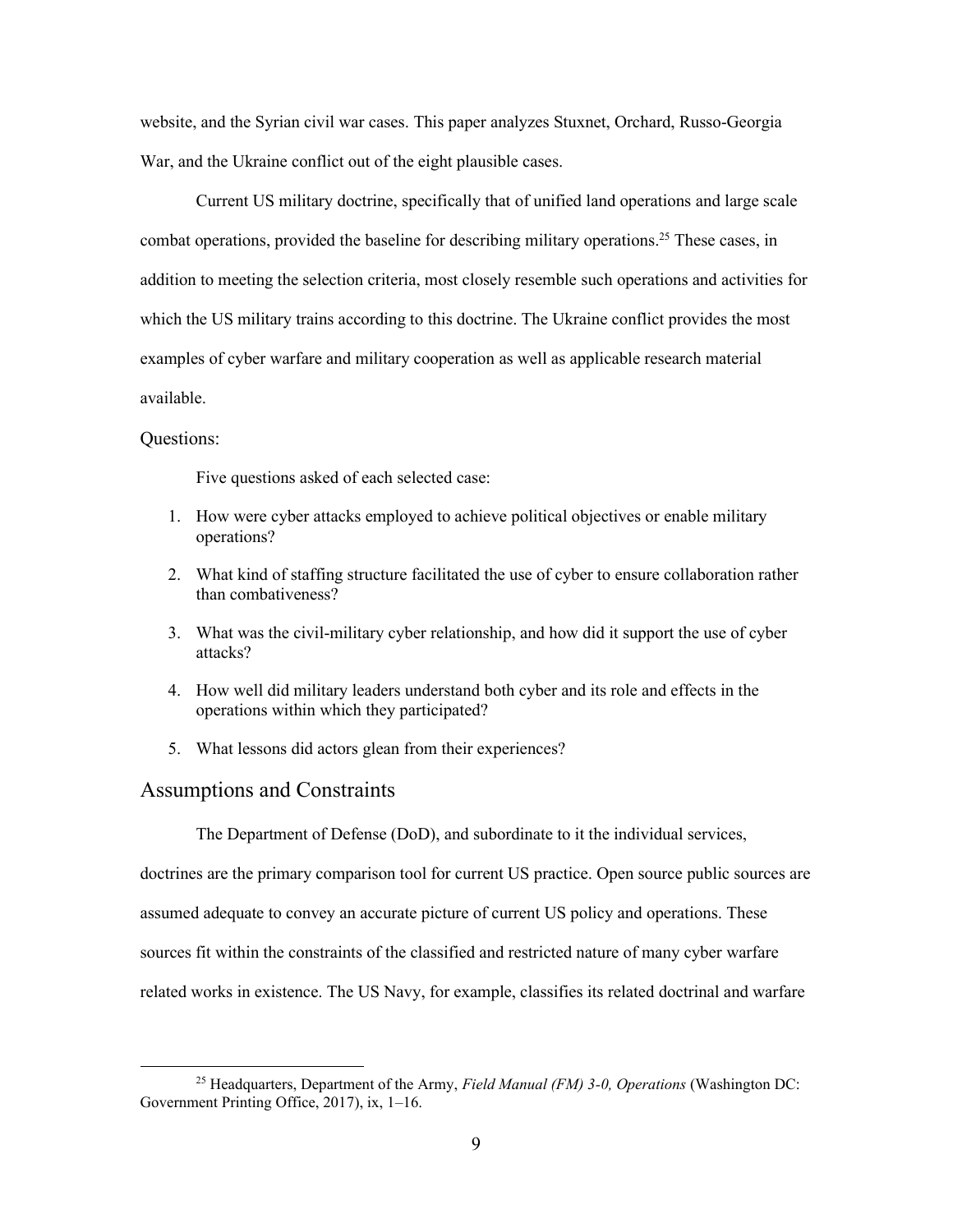website, and the Syrian civil war cases. This paper analyzes Stuxnet, Orchard, Russo-Georgia War, and the Ukraine conflict out of the eight plausible cases.

Current US military doctrine, specifically that of unified land operations and large scale combat operations, provided the baseline for describing military operations.[25] These cases, in addition to meeting the selection criteria, most closely resemble such operations and activities for which the US military trains according to this doctrine. The Ukraine conflict provides the most examples of cyber warfare and military cooperation as well as applicable research material available.

Questions:

Five questions asked of each selected case:

1. How were cyber attacks employed to achieve political objectives or enable military operations?
2. What kind of staffing structure facilitated the use of cyber to ensure collaboration rather than combativeness?
3. What was the civil-military cyber relationship, and how did it support the use of cyber attacks?
4. How well did military leaders understand both cyber and its role and effects in the operations within which they participated?
5. What lessons did actors glean from their experiences?

## Assumptions and Constraints

The Department of Defense (DoD), and subordinate to it the individual services, doctrines are the primary comparison tool for current US practice. Open source public sources are assumed adequate to convey an accurate picture of current US policy and operations. These sources fit within the constraints of the classified and restricted nature of many cyber warfare related works in existence. The US Navy, for example, classifies its related doctrinal and warfare

[25] Headquarters, Department of the Army, *Field Manual (FM) 3-0, Operations* (Washington DC: Government Printing Office, 2017), ix, 1–16.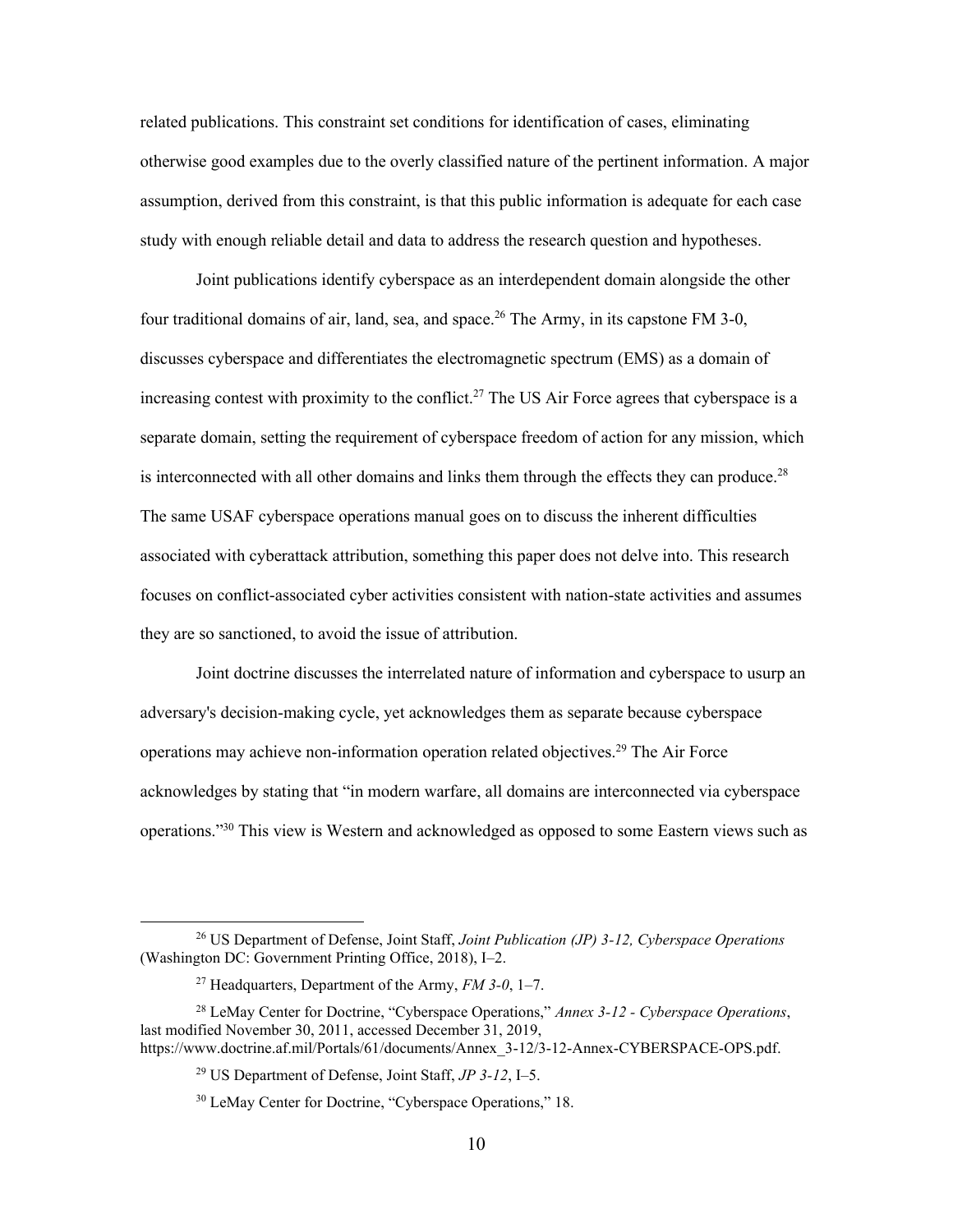related publications. This constraint set conditions for identification of cases, eliminating otherwise good examples due to the overly classified nature of the pertinent information. A major assumption, derived from this constraint, is that this public information is adequate for each case study with enough reliable detail and data to address the research question and hypotheses.

Joint publications identify cyberspace as an interdependent domain alongside the other four traditional domains of air, land, sea, and space.[26] The Army, in its capstone FM 3-0, discusses cyberspace and differentiates the electromagnetic spectrum (EMS) as a domain of increasing contest with proximity to the conflict.[27] The US Air Force agrees that cyberspace is a separate domain, setting the requirement of cyberspace freedom of action for any mission, which is interconnected with all other domains and links them through the effects they can produce.[28] The same USAF cyberspace operations manual goes on to discuss the inherent difficulties associated with cyberattack attribution, something this paper does not delve into. This research focuses on conflict-associated cyber activities consistent with nation-state activities and assumes they are so sanctioned, to avoid the issue of attribution.

Joint doctrine discusses the interrelated nature of information and cyberspace to usurp an adversary's decision-making cycle, yet acknowledges them as separate because cyberspace operations may achieve non-information operation related objectives.[29] The Air Force acknowledges by stating that "in modern warfare, all domains are interconnected via cyberspace operations."[30] This view is Western and acknowledged as opposed to some Eastern views such as

---

[26] US Department of Defense, Joint Staff, *Joint Publication (JP) 3-12, Cyberspace Operations* (Washington DC: Government Printing Office, 2018), I–2.

[27] Headquarters, Department of the Army, *FM 3-0*, 1–7.

[28] LeMay Center for Doctrine, "Cyberspace Operations," *Annex 3-12 - Cyberspace Operations*, last modified November 30, 2011, accessed December 31, 2019, https://www.doctrine.af.mil/Portals/61/documents/Annex_3-12/3-12-Annex-CYBERSPACE-OPS.pdf.

[29] US Department of Defense, Joint Staff, *JP 3-12*, I–5.

[30] LeMay Center for Doctrine, "Cyberspace Operations," 18.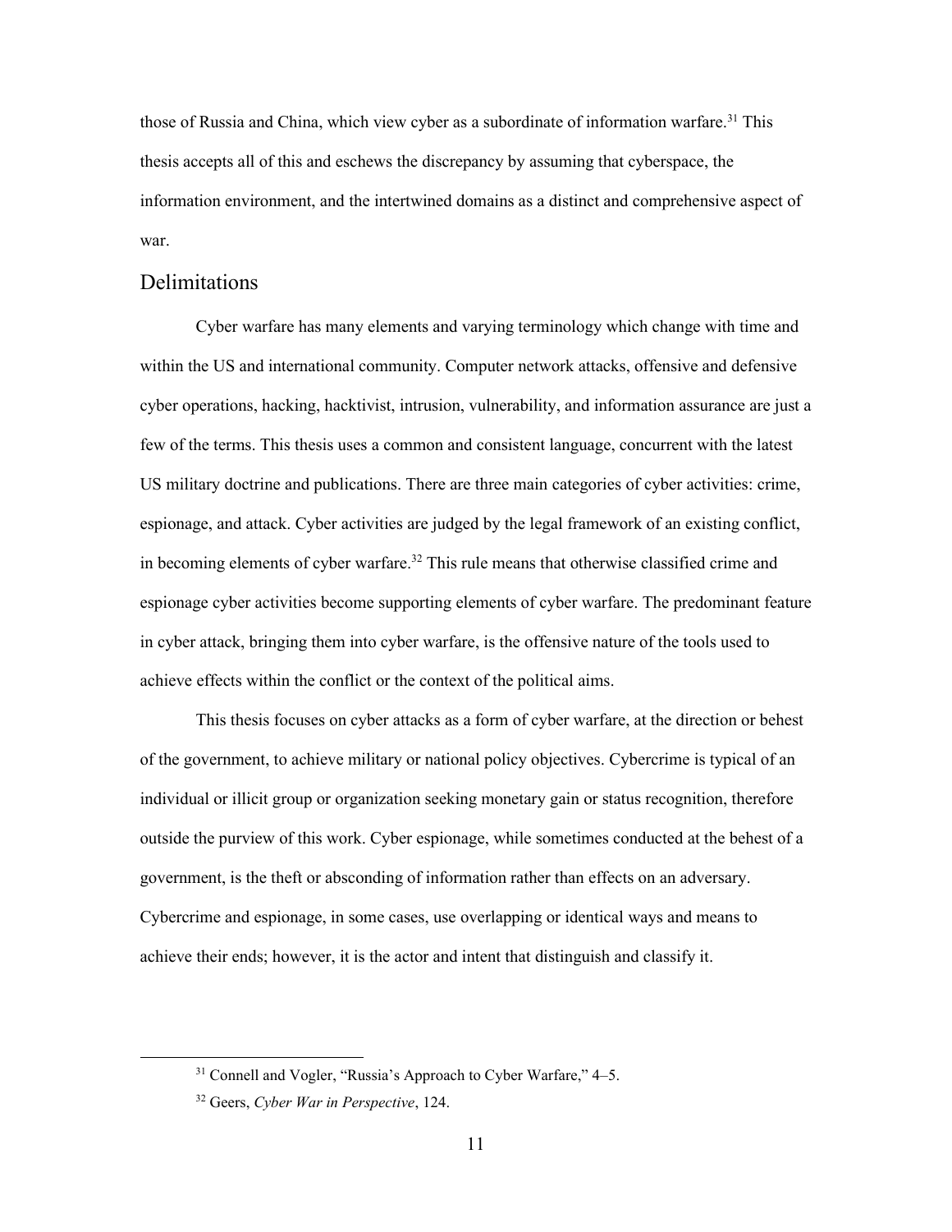those of Russia and China, which view cyber as a subordinate of information warfare.[31] This thesis accepts all of this and eschews the discrepancy by assuming that cyberspace, the information environment, and the intertwined domains as a distinct and comprehensive aspect of war.

## Delimitations

Cyber warfare has many elements and varying terminology which change with time and within the US and international community. Computer network attacks, offensive and defensive cyber operations, hacking, hacktivist, intrusion, vulnerability, and information assurance are just a few of the terms. This thesis uses a common and consistent language, concurrent with the latest US military doctrine and publications. There are three main categories of cyber activities: crime, espionage, and attack. Cyber activities are judged by the legal framework of an existing conflict, in becoming elements of cyber warfare.[32] This rule means that otherwise classified crime and espionage cyber activities become supporting elements of cyber warfare. The predominant feature in cyber attack, bringing them into cyber warfare, is the offensive nature of the tools used to achieve effects within the conflict or the context of the political aims.

This thesis focuses on cyber attacks as a form of cyber warfare, at the direction or behest of the government, to achieve military or national policy objectives. Cybercrime is typical of an individual or illicit group or organization seeking monetary gain or status recognition, therefore outside the purview of this work. Cyber espionage, while sometimes conducted at the behest of a government, is the theft or absconding of information rather than effects on an adversary. Cybercrime and espionage, in some cases, use overlapping or identical ways and means to achieve their ends; however, it is the actor and intent that distinguish and classify it.

---

[31] Connell and Vogler, "Russia's Approach to Cyber Warfare," 4–5.

[32] Geers, *Cyber War in Perspective*, 124.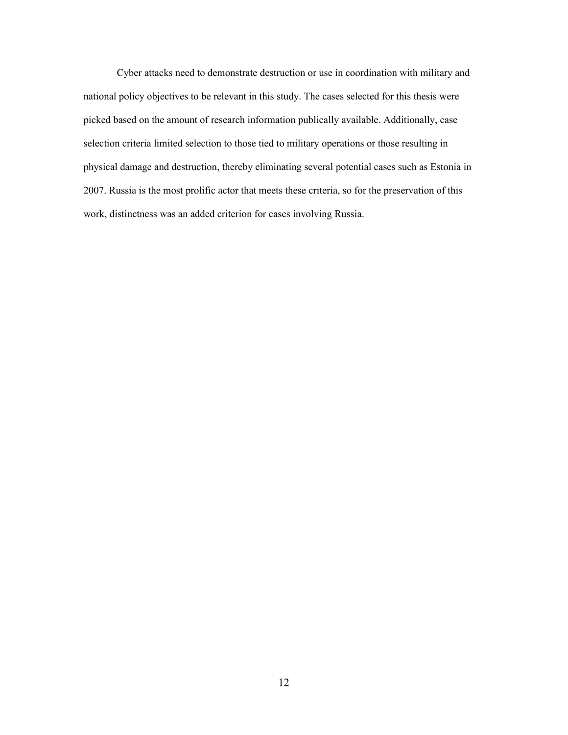Cyber attacks need to demonstrate destruction or use in coordination with military and national policy objectives to be relevant in this study. The cases selected for this thesis were picked based on the amount of research information publically available. Additionally, case selection criteria limited selection to those tied to military operations or those resulting in physical damage and destruction, thereby eliminating several potential cases such as Estonia in 2007. Russia is the most prolific actor that meets these criteria, so for the preservation of this work, distinctness was an added criterion for cases involving Russia.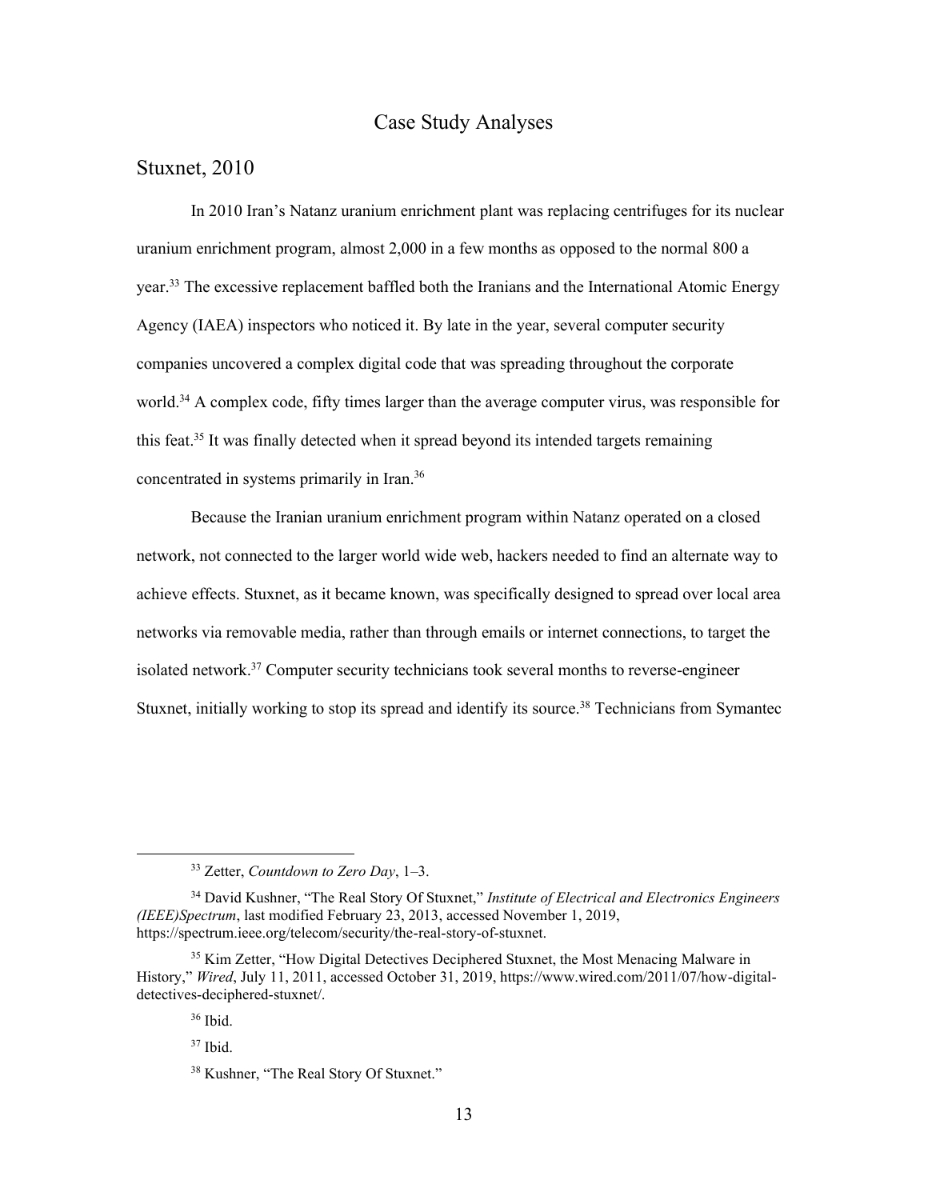# Case Study Analyses

## Stuxnet, 2010

In 2010 Iran's Natanz uranium enrichment plant was replacing centrifuges for its nuclear uranium enrichment program, almost 2,000 in a few months as opposed to the normal 800 a year.[33] The excessive replacement baffled both the Iranians and the International Atomic Energy Agency (IAEA) inspectors who noticed it. By late in the year, several computer security companies uncovered a complex digital code that was spreading throughout the corporate world.[34] A complex code, fifty times larger than the average computer virus, was responsible for this feat.[35] It was finally detected when it spread beyond its intended targets remaining concentrated in systems primarily in Iran.[36]

Because the Iranian uranium enrichment program within Natanz operated on a closed network, not connected to the larger world wide web, hackers needed to find an alternate way to achieve effects. Stuxnet, as it became known, was specifically designed to spread over local area networks via removable media, rather than through emails or internet connections, to target the isolated network.[37] Computer security technicians took several months to reverse-engineer Stuxnet, initially working to stop its spread and identify its source.[38] Technicians from Symantec

---

[33] Zetter, *Countdown to Zero Day*, 1–3.

[34] David Kushner, "The Real Story Of Stuxnet," *Institute of Electrical and Electronics Engineers (IEEE)Spectrum*, last modified February 23, 2013, accessed November 1, 2019, https://spectrum.ieee.org/telecom/security/the-real-story-of-stuxnet.

[35] Kim Zetter, "How Digital Detectives Deciphered Stuxnet, the Most Menacing Malware in History," *Wired*, July 11, 2011, accessed October 31, 2019, https://www.wired.com/2011/07/how-digital-detectives-deciphered-stuxnet/.

[36] Ibid.

[37] Ibid.

[38] Kushner, "The Real Story Of Stuxnet."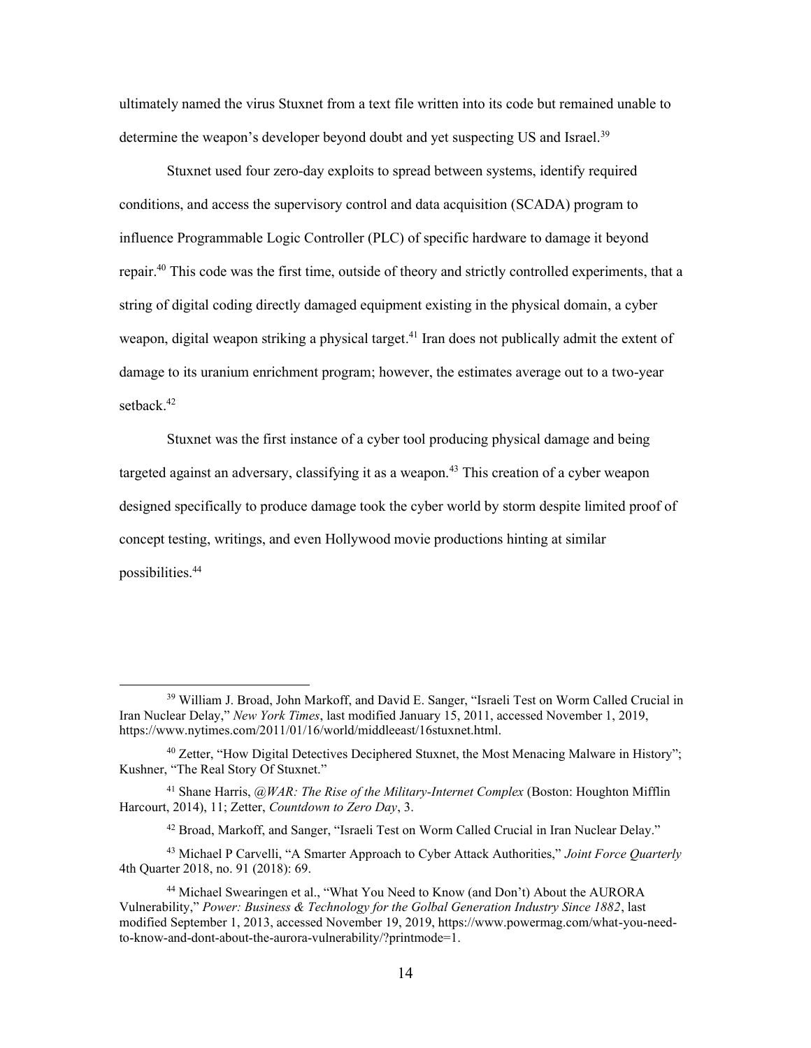ultimately named the virus Stuxnet from a text file written into its code but remained unable to determine the weapon's developer beyond doubt and yet suspecting US and Israel.[39]

Stuxnet used four zero-day exploits to spread between systems, identify required conditions, and access the supervisory control and data acquisition (SCADA) program to influence Programmable Logic Controller (PLC) of specific hardware to damage it beyond repair.[40] This code was the first time, outside of theory and strictly controlled experiments, that a string of digital coding directly damaged equipment existing in the physical domain, a cyber weapon, digital weapon striking a physical target.[41] Iran does not publically admit the extent of damage to its uranium enrichment program; however, the estimates average out to a two-year setback.[42]

Stuxnet was the first instance of a cyber tool producing physical damage and being targeted against an adversary, classifying it as a weapon.[43] This creation of a cyber weapon designed specifically to produce damage took the cyber world by storm despite limited proof of concept testing, writings, and even Hollywood movie productions hinting at similar possibilities.[44]

---

[39] William J. Broad, John Markoff, and David E. Sanger, "Israeli Test on Worm Called Crucial in Iran Nuclear Delay," *New York Times*, last modified January 15, 2011, accessed November 1, 2019, https://www.nytimes.com/2011/01/16/world/middleeast/16stuxnet.html.

[40] Zetter, "How Digital Detectives Deciphered Stuxnet, the Most Menacing Malware in History"; Kushner, "The Real Story Of Stuxnet."

[41] Shane Harris, *@WAR: The Rise of the Military-Internet Complex* (Boston: Houghton Mifflin Harcourt, 2014), 11; Zetter, *Countdown to Zero Day*, 3.

[42] Broad, Markoff, and Sanger, "Israeli Test on Worm Called Crucial in Iran Nuclear Delay."

[43] Michael P Carvelli, "A Smarter Approach to Cyber Attack Authorities," *Joint Force Quarterly* 4th Quarter 2018, no. 91 (2018): 69.

[44] Michael Swearingen et al., "What You Need to Know (and Don't) About the AURORA Vulnerability," *Power: Business & Technology for the Golbal Generation Industry Since 1882*, last modified September 1, 2013, accessed November 19, 2019, https://www.powermag.com/what-you-need-to-know-and-dont-about-the-aurora-vulnerability/?printmode=1.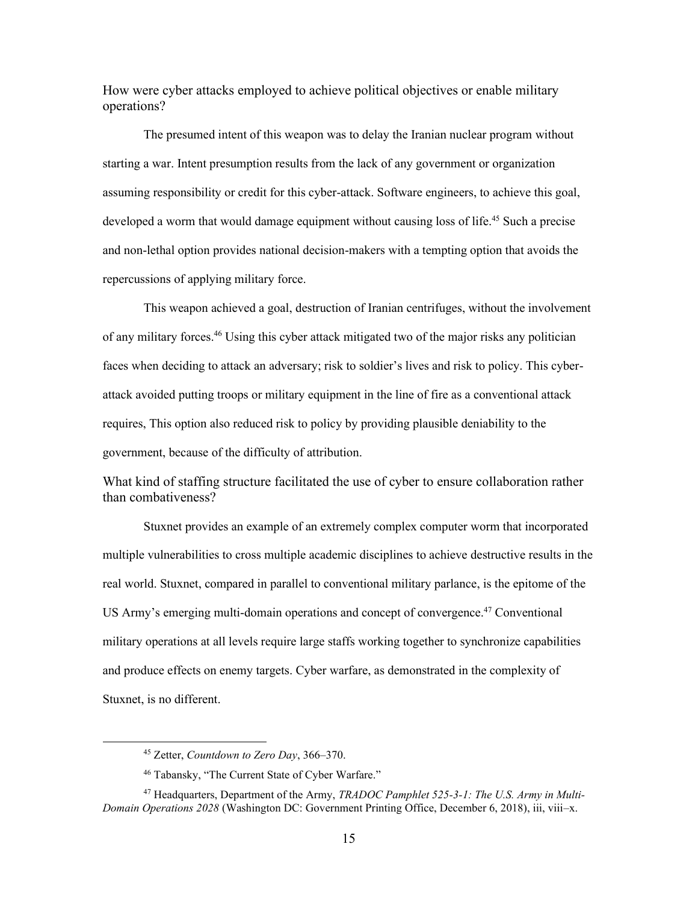### How were cyber attacks employed to achieve political objectives or enable military operations?

The presumed intent of this weapon was to delay the Iranian nuclear program without starting a war. Intent presumption results from the lack of any government or organization assuming responsibility or credit for this cyber-attack. Software engineers, to achieve this goal, developed a worm that would damage equipment without causing loss of life.[45] Such a precise and non-lethal option provides national decision-makers with a tempting option that avoids the repercussions of applying military force.

This weapon achieved a goal, destruction of Iranian centrifuges, without the involvement of any military forces.[46] Using this cyber attack mitigated two of the major risks any politician faces when deciding to attack an adversary; risk to soldier's lives and risk to policy. This cyber-attack avoided putting troops or military equipment in the line of fire as a conventional attack requires, This option also reduced risk to policy by providing plausible deniability to the government, because of the difficulty of attribution.

### What kind of staffing structure facilitated the use of cyber to ensure collaboration rather than combativeness?

Stuxnet provides an example of an extremely complex computer worm that incorporated multiple vulnerabilities to cross multiple academic disciplines to achieve destructive results in the real world. Stuxnet, compared in parallel to conventional military parlance, is the epitome of the US Army's emerging multi-domain operations and concept of convergence.[47] Conventional military operations at all levels require large staffs working together to synchronize capabilities and produce effects on enemy targets. Cyber warfare, as demonstrated in the complexity of Stuxnet, is no different.

---

[45] Zetter, *Countdown to Zero Day*, 366–370.

[46] Tabansky, "The Current State of Cyber Warfare."

[47] Headquarters, Department of the Army, *TRADOC Pamphlet 525-3-1: The U.S. Army in Multi-Domain Operations 2028* (Washington DC: Government Printing Office, December 6, 2018), iii, viii–x.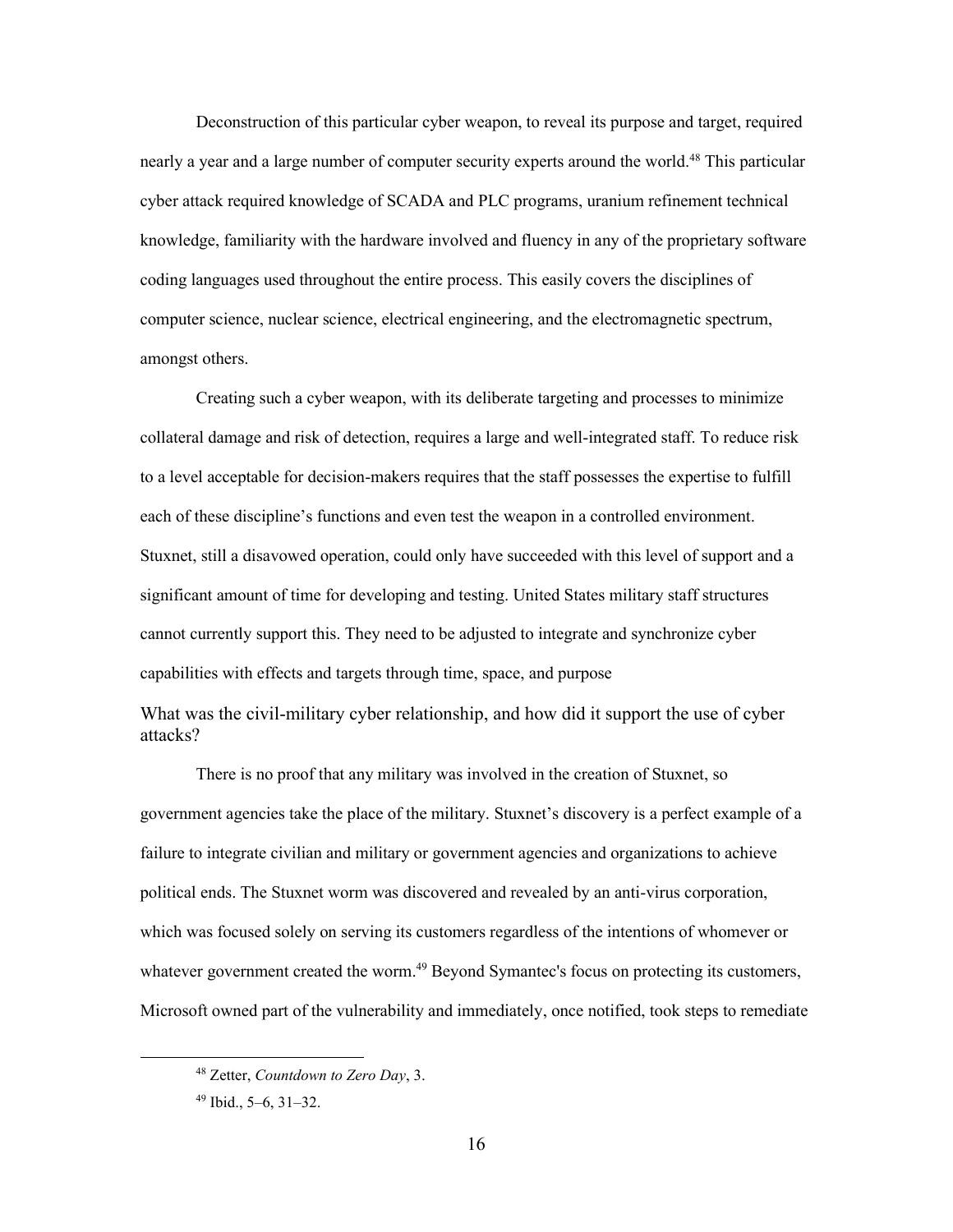Deconstruction of this particular cyber weapon, to reveal its purpose and target, required nearly a year and a large number of computer security experts around the world.[48] This particular cyber attack required knowledge of SCADA and PLC programs, uranium refinement technical knowledge, familiarity with the hardware involved and fluency in any of the proprietary software coding languages used throughout the entire process. This easily covers the disciplines of computer science, nuclear science, electrical engineering, and the electromagnetic spectrum, amongst others.

Creating such a cyber weapon, with its deliberate targeting and processes to minimize collateral damage and risk of detection, requires a large and well-integrated staff. To reduce risk to a level acceptable for decision-makers requires that the staff possesses the expertise to fulfill each of these discipline's functions and even test the weapon in a controlled environment. Stuxnet, still a disavowed operation, could only have succeeded with this level of support and a significant amount of time for developing and testing. United States military staff structures cannot currently support this. They need to be adjusted to integrate and synchronize cyber capabilities with effects and targets through time, space, and purpose

### What was the civil-military cyber relationship, and how did it support the use of cyber attacks?

There is no proof that any military was involved in the creation of Stuxnet, so government agencies take the place of the military. Stuxnet's discovery is a perfect example of a failure to integrate civilian and military or government agencies and organizations to achieve political ends. The Stuxnet worm was discovered and revealed by an anti-virus corporation, which was focused solely on serving its customers regardless of the intentions of whomever or whatever government created the worm.[49] Beyond Symantec's focus on protecting its customers, Microsoft owned part of the vulnerability and immediately, once notified, took steps to remediate

[48] Zetter, *Countdown to Zero Day*, 3.

[49] Ibid., 5–6, 31–32.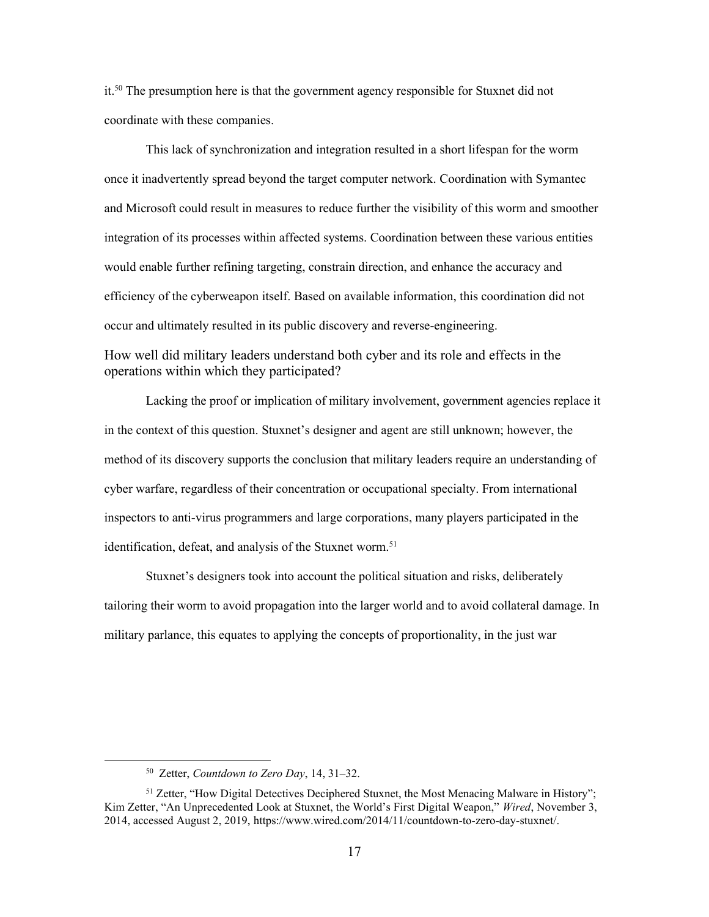it.[50] The presumption here is that the government agency responsible for Stuxnet did not coordinate with these companies.

This lack of synchronization and integration resulted in a short lifespan for the worm once it inadvertently spread beyond the target computer network. Coordination with Symantec and Microsoft could result in measures to reduce further the visibility of this worm and smoother integration of its processes within affected systems. Coordination between these various entities would enable further refining targeting, constrain direction, and enhance the accuracy and efficiency of the cyberweapon itself. Based on available information, this coordination did not occur and ultimately resulted in its public discovery and reverse-engineering.

## How well did military leaders understand both cyber and its role and effects in the operations within which they participated?

Lacking the proof or implication of military involvement, government agencies replace it in the context of this question. Stuxnet's designer and agent are still unknown; however, the method of its discovery supports the conclusion that military leaders require an understanding of cyber warfare, regardless of their concentration or occupational specialty. From international inspectors to anti-virus programmers and large corporations, many players participated in the identification, defeat, and analysis of the Stuxnet worm.[51]

Stuxnet's designers took into account the political situation and risks, deliberately tailoring their worm to avoid propagation into the larger world and to avoid collateral damage. In military parlance, this equates to applying the concepts of proportionality, in the just war

---

[50] Zetter, *Countdown to Zero Day*, 14, 31–32.

[51] Zetter, "How Digital Detectives Deciphered Stuxnet, the Most Menacing Malware in History"; Kim Zetter, "An Unprecedented Look at Stuxnet, the World's First Digital Weapon," *Wired*, November 3, 2014, accessed August 2, 2019, https://www.wired.com/2014/11/countdown-to-zero-day-stuxnet/.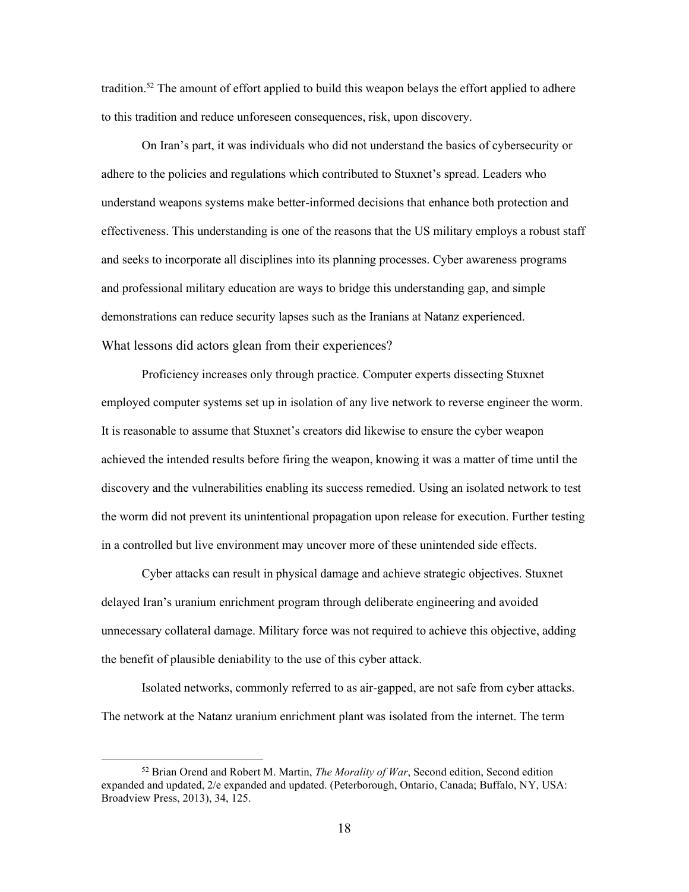tradition.[52] The amount of effort applied to build this weapon belays the effort applied to adhere to this tradition and reduce unforeseen consequences, risk, upon discovery.

On Iran's part, it was individuals who did not understand the basics of cybersecurity or adhere to the policies and regulations which contributed to Stuxnet's spread. Leaders who understand weapons systems make better-informed decisions that enhance both protection and effectiveness. This understanding is one of the reasons that the US military employs a robust staff and seeks to incorporate all disciplines into its planning processes. Cyber awareness programs and professional military education are ways to bridge this understanding gap, and simple demonstrations can reduce security lapses such as the Iranians at Natanz experienced.

## What lessons did actors glean from their experiences?

Proficiency increases only through practice. Computer experts dissecting Stuxnet employed computer systems set up in isolation of any live network to reverse engineer the worm. It is reasonable to assume that Stuxnet's creators did likewise to ensure the cyber weapon achieved the intended results before firing the weapon, knowing it was a matter of time until the discovery and the vulnerabilities enabling its success remedied. Using an isolated network to test the worm did not prevent its unintentional propagation upon release for execution. Further testing in a controlled but live environment may uncover more of these unintended side effects.

Cyber attacks can result in physical damage and achieve strategic objectives. Stuxnet delayed Iran's uranium enrichment program through deliberate engineering and avoided unnecessary collateral damage. Military force was not required to achieve this objective, adding the benefit of plausible deniability to the use of this cyber attack.

Isolated networks, commonly referred to as air-gapped, are not safe from cyber attacks. The network at the Natanz uranium enrichment plant was isolated from the internet. The term

[52] Brian Orend and Robert M. Martin, *The Morality of War*, Second edition, Second edition expanded and updated, 2/e expanded and updated. (Peterborough, Ontario, Canada; Buffalo, NY, USA: Broadview Press, 2013), 34, 125.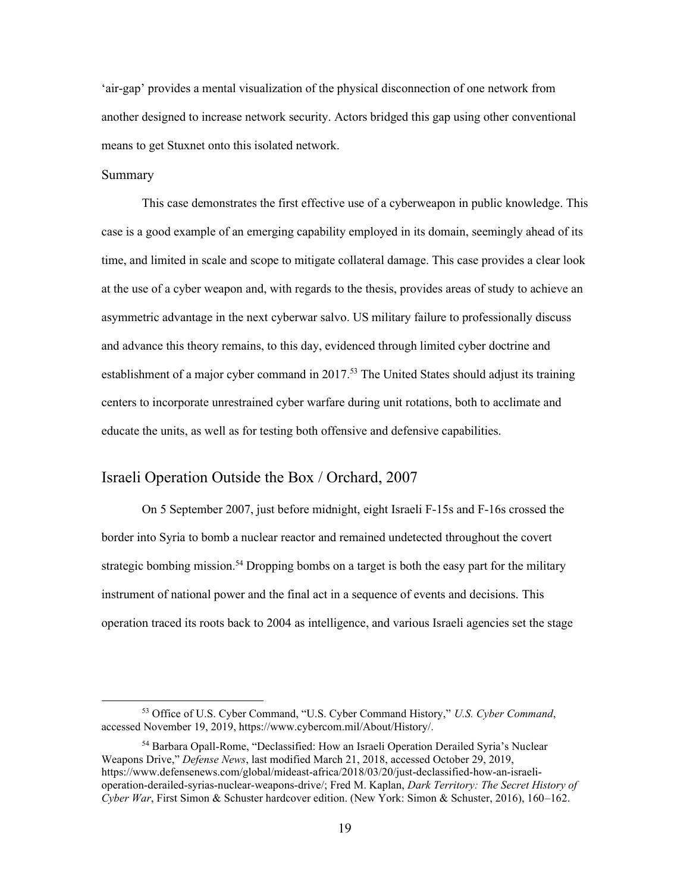'air-gap' provides a mental visualization of the physical disconnection of one network from another designed to increase network security. Actors bridged this gap using other conventional means to get Stuxnet onto this isolated network.

### Summary

This case demonstrates the first effective use of a cyberweapon in public knowledge. This case is a good example of an emerging capability employed in its domain, seemingly ahead of its time, and limited in scale and scope to mitigate collateral damage. This case provides a clear look at the use of a cyber weapon and, with regards to the thesis, provides areas of study to achieve an asymmetric advantage in the next cyberwar salvo. US military failure to professionally discuss and advance this theory remains, to this day, evidenced through limited cyber doctrine and establishment of a major cyber command in 2017.[53] The United States should adjust its training centers to incorporate unrestrained cyber warfare during unit rotations, both to acclimate and educate the units, as well as for testing both offensive and defensive capabilities.

## Israeli Operation Outside the Box / Orchard, 2007

On 5 September 2007, just before midnight, eight Israeli F-15s and F-16s crossed the border into Syria to bomb a nuclear reactor and remained undetected throughout the covert strategic bombing mission.[54] Dropping bombs on a target is both the easy part for the military instrument of national power and the final act in a sequence of events and decisions. This operation traced its roots back to 2004 as intelligence, and various Israeli agencies set the stage

---

[53] Office of U.S. Cyber Command, "U.S. Cyber Command History," *U.S. Cyber Command*, accessed November 19, 2019, https://www.cybercom.mil/About/History/.

[54] Barbara Opall-Rome, "Declassified: How an Israeli Operation Derailed Syria's Nuclear Weapons Drive," *Defense News*, last modified March 21, 2018, accessed October 29, 2019, https://www.defensenews.com/global/mideast-africa/2018/03/20/just-declassified-how-an-israeli-operation-derailed-syrias-nuclear-weapons-drive/; Fred M. Kaplan, *Dark Territory: The Secret History of Cyber War*, First Simon & Schuster hardcover edition. (New York: Simon & Schuster, 2016), 160–162.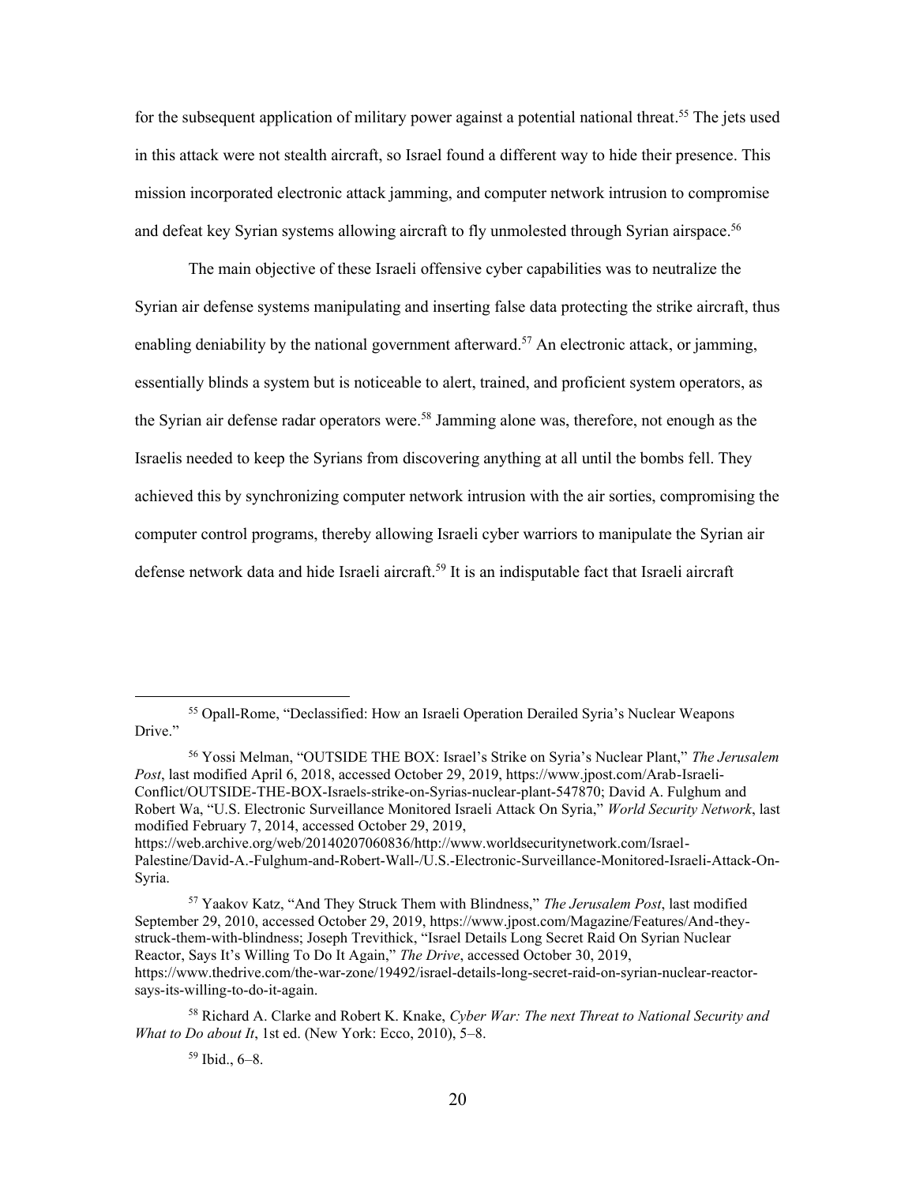for the subsequent application of military power against a potential national threat.[55] The jets used in this attack were not stealth aircraft, so Israel found a different way to hide their presence. This mission incorporated electronic attack jamming, and computer network intrusion to compromise and defeat key Syrian systems allowing aircraft to fly unmolested through Syrian airspace.[56]

The main objective of these Israeli offensive cyber capabilities was to neutralize the Syrian air defense systems manipulating and inserting false data protecting the strike aircraft, thus enabling deniability by the national government afterward.[57] An electronic attack, or jamming, essentially blinds a system but is noticeable to alert, trained, and proficient system operators, as the Syrian air defense radar operators were.[58] Jamming alone was, therefore, not enough as the Israelis needed to keep the Syrians from discovering anything at all until the bombs fell. They achieved this by synchronizing computer network intrusion with the air sorties, compromising the computer control programs, thereby allowing Israeli cyber warriors to manipulate the Syrian air defense network data and hide Israeli aircraft.[59] It is an indisputable fact that Israeli aircraft

---

[55] Opall-Rome, "Declassified: How an Israeli Operation Derailed Syria's Nuclear Weapons Drive."

[56] Yossi Melman, "OUTSIDE THE BOX: Israel's Strike on Syria's Nuclear Plant," *The Jerusalem Post*, last modified April 6, 2018, accessed October 29, 2019, https://www.jpost.com/Arab-Israeli-Conflict/OUTSIDE-THE-BOX-Israels-strike-on-Syrias-nuclear-plant-547870; David A. Fulghum and Robert Wa, "U.S. Electronic Surveillance Monitored Israeli Attack On Syria," *World Security Network*, last modified February 7, 2014, accessed October 29, 2019, https://web.archive.org/web/20140207060836/http://www.worldsecuritynetwork.com/Israel-Palestine/David-A.-Fulghum-and-Robert-Wall-/U.S.-Electronic-Surveillance-Monitored-Israeli-Attack-On-Syria.

[57] Yaakov Katz, "And They Struck Them with Blindness," *The Jerusalem Post*, last modified September 29, 2010, accessed October 29, 2019, https://www.jpost.com/Magazine/Features/And-they-struck-them-with-blindness; Joseph Trevithick, "Israel Details Long Secret Raid On Syrian Nuclear Reactor, Says It's Willing To Do It Again," *The Drive*, accessed October 30, 2019, https://www.thedrive.com/the-war-zone/19492/israel-details-long-secret-raid-on-syrian-nuclear-reactor-says-its-willing-to-do-it-again.

[58] Richard A. Clarke and Robert K. Knake, *Cyber War: The next Threat to National Security and What to Do about It*, 1st ed. (New York: Ecco, 2010), 5–8.

[59] Ibid., 6–8.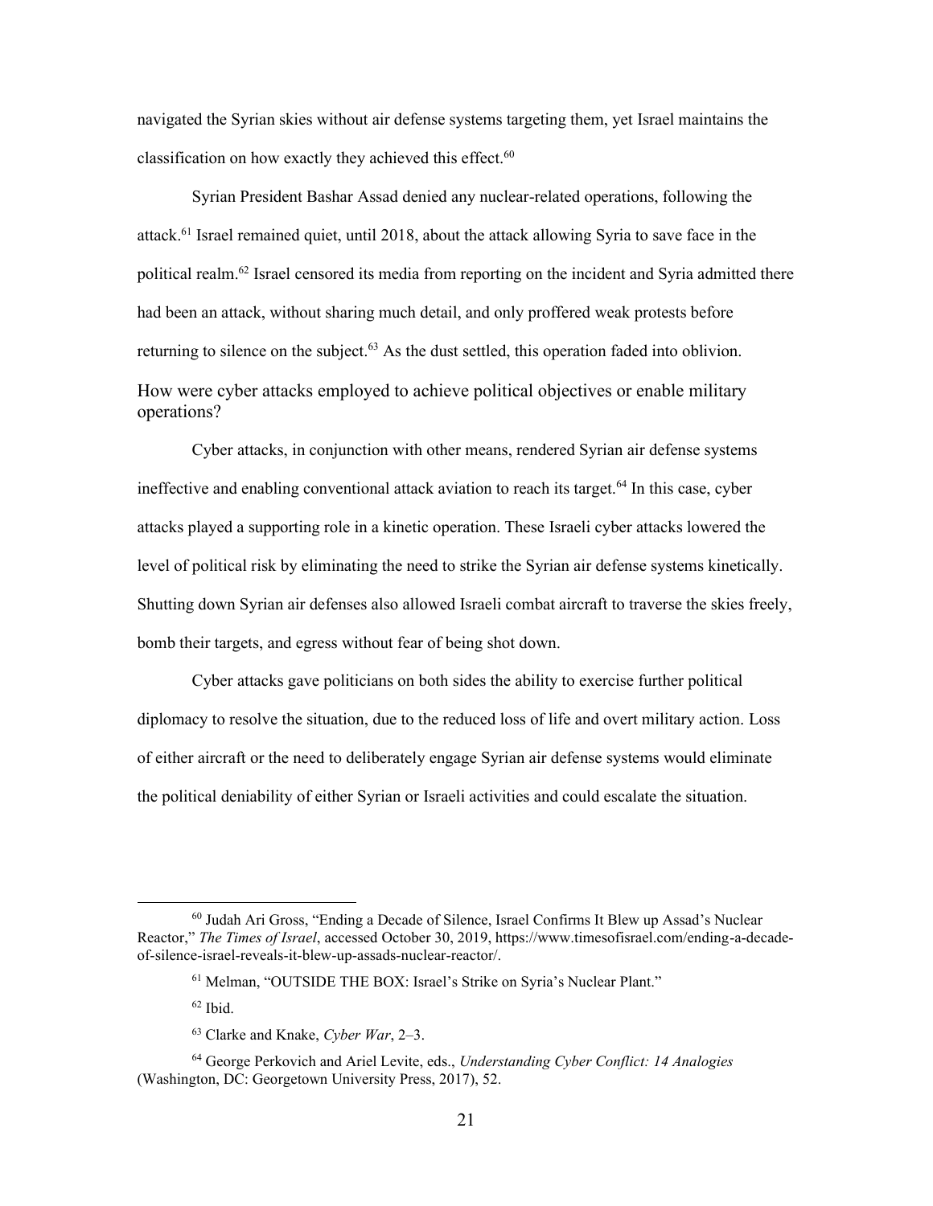navigated the Syrian skies without air defense systems targeting them, yet Israel maintains the classification on how exactly they achieved this effect.[60]

Syrian President Bashar Assad denied any nuclear-related operations, following the attack.[61] Israel remained quiet, until 2018, about the attack allowing Syria to save face in the political realm.[62] Israel censored its media from reporting on the incident and Syria admitted there had been an attack, without sharing much detail, and only proffered weak protests before returning to silence on the subject.[63] As the dust settled, this operation faded into oblivion.

### How were cyber attacks employed to achieve political objectives or enable military operations?

Cyber attacks, in conjunction with other means, rendered Syrian air defense systems ineffective and enabling conventional attack aviation to reach its target.[64] In this case, cyber attacks played a supporting role in a kinetic operation. These Israeli cyber attacks lowered the level of political risk by eliminating the need to strike the Syrian air defense systems kinetically. Shutting down Syrian air defenses also allowed Israeli combat aircraft to traverse the skies freely, bomb their targets, and egress without fear of being shot down.

Cyber attacks gave politicians on both sides the ability to exercise further political diplomacy to resolve the situation, due to the reduced loss of life and overt military action. Loss of either aircraft or the need to deliberately engage Syrian air defense systems would eliminate the political deniability of either Syrian or Israeli activities and could escalate the situation.

---

[60] Judah Ari Gross, "Ending a Decade of Silence, Israel Confirms It Blew up Assad's Nuclear Reactor," *The Times of Israel*, accessed October 30, 2019, https://www.timesofisrael.com/ending-a-decade-of-silence-israel-reveals-it-blew-up-assads-nuclear-reactor/.

[61] Melman, "OUTSIDE THE BOX: Israel's Strike on Syria's Nuclear Plant."

[62] Ibid.

[63] Clarke and Knake, *Cyber War*, 2–3.

[64] George Perkovich and Ariel Levite, eds., *Understanding Cyber Conflict: 14 Analogies* (Washington, DC: Georgetown University Press, 2017), 52.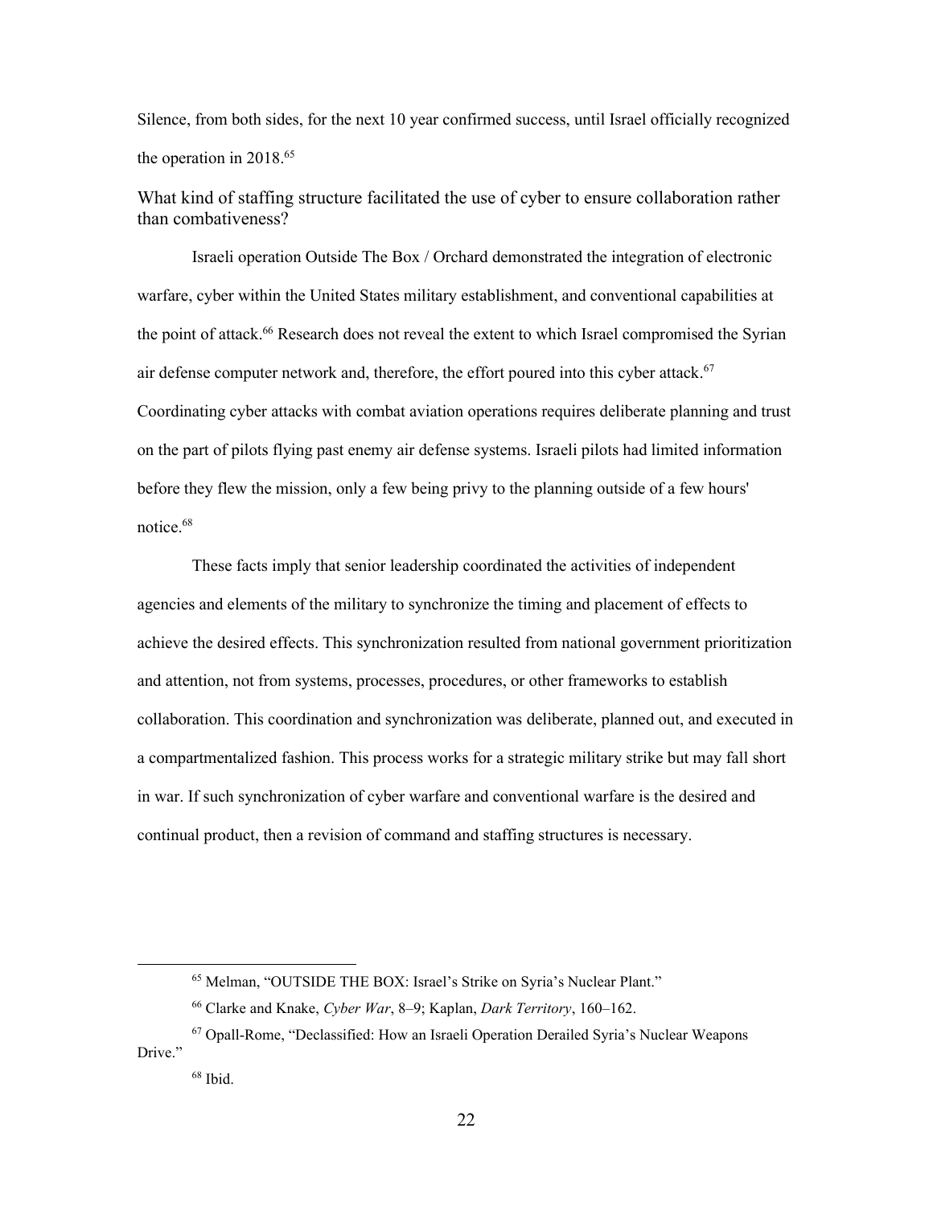Silence, from both sides, for the next 10 year confirmed success, until Israel officially recognized the operation in 2018.[65]

### What kind of staffing structure facilitated the use of cyber to ensure collaboration rather than combativeness?

Israeli operation Outside The Box / Orchard demonstrated the integration of electronic warfare, cyber within the United States military establishment, and conventional capabilities at the point of attack.[66] Research does not reveal the extent to which Israel compromised the Syrian air defense computer network and, therefore, the effort poured into this cyber attack.[67] Coordinating cyber attacks with combat aviation operations requires deliberate planning and trust on the part of pilots flying past enemy air defense systems. Israeli pilots had limited information before they flew the mission, only a few being privy to the planning outside of a few hours' notice.[68]

These facts imply that senior leadership coordinated the activities of independent agencies and elements of the military to synchronize the timing and placement of effects to achieve the desired effects. This synchronization resulted from national government prioritization and attention, not from systems, processes, procedures, or other frameworks to establish collaboration. This coordination and synchronization was deliberate, planned out, and executed in a compartmentalized fashion. This process works for a strategic military strike but may fall short in war. If such synchronization of cyber warfare and conventional warfare is the desired and continual product, then a revision of command and staffing structures is necessary.

---

[65] Melman, "OUTSIDE THE BOX: Israel's Strike on Syria's Nuclear Plant."

[66] Clarke and Knake, *Cyber War*, 8–9; Kaplan, *Dark Territory*, 160–162.

[67] Opall-Rome, "Declassified: How an Israeli Operation Derailed Syria's Nuclear Weapons Drive."

[68] Ibid.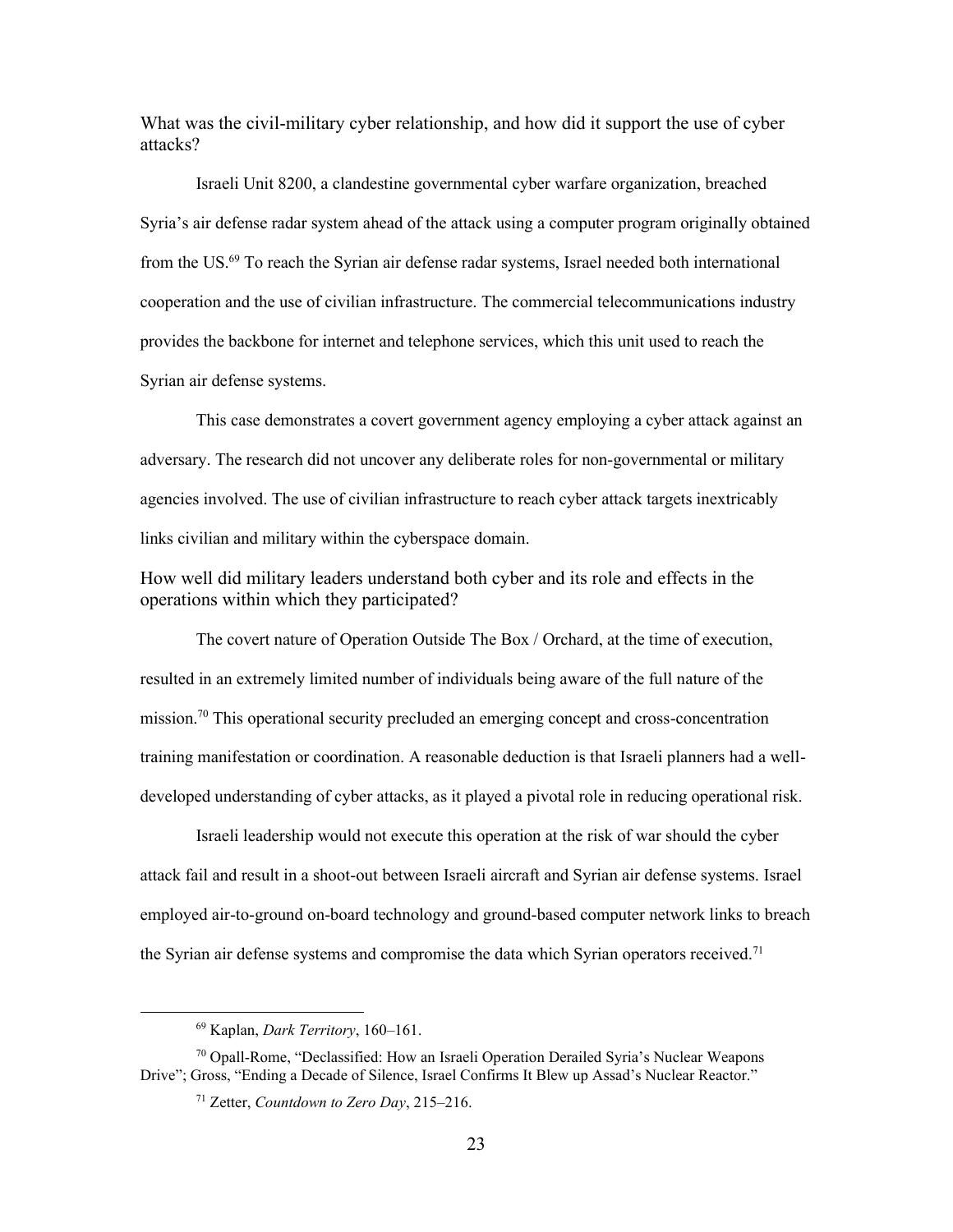### What was the civil-military cyber relationship, and how did it support the use of cyber attacks?

Israeli Unit 8200, a clandestine governmental cyber warfare organization, breached Syria's air defense radar system ahead of the attack using a computer program originally obtained from the US.[69] To reach the Syrian air defense radar systems, Israel needed both international cooperation and the use of civilian infrastructure. The commercial telecommunications industry provides the backbone for internet and telephone services, which this unit used to reach the Syrian air defense systems.

This case demonstrates a covert government agency employing a cyber attack against an adversary. The research did not uncover any deliberate roles for non-governmental or military agencies involved. The use of civilian infrastructure to reach cyber attack targets inextricably links civilian and military within the cyberspace domain.

### How well did military leaders understand both cyber and its role and effects in the operations within which they participated?

The covert nature of Operation Outside The Box / Orchard, at the time of execution, resulted in an extremely limited number of individuals being aware of the full nature of the mission.[70] This operational security precluded an emerging concept and cross-concentration training manifestation or coordination. A reasonable deduction is that Israeli planners had a well-developed understanding of cyber attacks, as it played a pivotal role in reducing operational risk.

Israeli leadership would not execute this operation at the risk of war should the cyber attack fail and result in a shoot-out between Israeli aircraft and Syrian air defense systems. Israel employed air-to-ground on-board technology and ground-based computer network links to breach the Syrian air defense systems and compromise the data which Syrian operators received.[71]

---

[69] Kaplan, *Dark Territory*, 160–161.

[70] Opall-Rome, "Declassified: How an Israeli Operation Derailed Syria's Nuclear Weapons Drive"; Gross, "Ending a Decade of Silence, Israel Confirms It Blew up Assad's Nuclear Reactor."

[71] Zetter, *Countdown to Zero Day*, 215–216.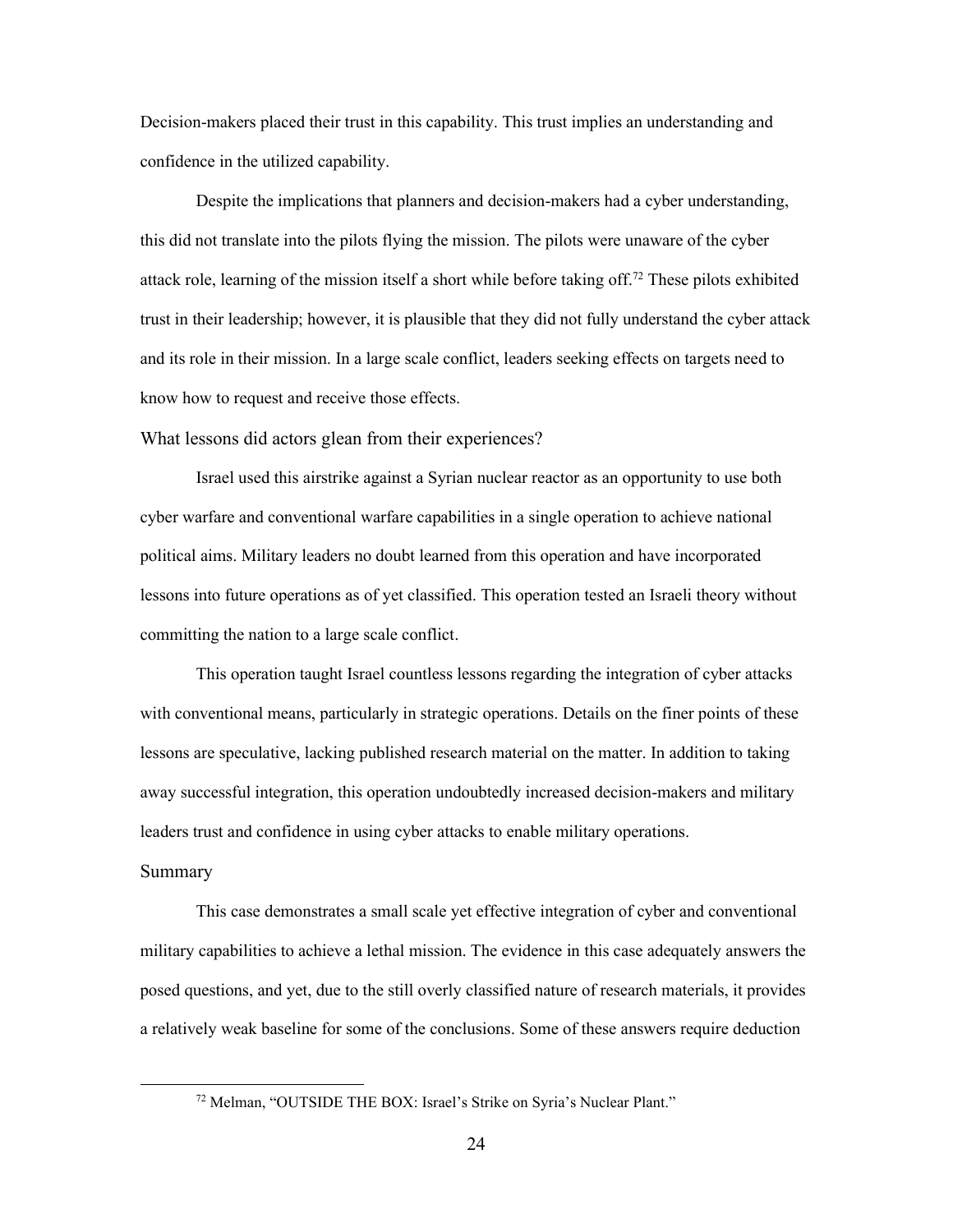Decision-makers placed their trust in this capability. This trust implies an understanding and confidence in the utilized capability.

Despite the implications that planners and decision-makers had a cyber understanding, this did not translate into the pilots flying the mission. The pilots were unaware of the cyber attack role, learning of the mission itself a short while before taking off.[72] These pilots exhibited trust in their leadership; however, it is plausible that they did not fully understand the cyber attack and its role in their mission. In a large scale conflict, leaders seeking effects on targets need to know how to request and receive those effects.

### What lessons did actors glean from their experiences?

Israel used this airstrike against a Syrian nuclear reactor as an opportunity to use both cyber warfare and conventional warfare capabilities in a single operation to achieve national political aims. Military leaders no doubt learned from this operation and have incorporated lessons into future operations as of yet classified. This operation tested an Israeli theory without committing the nation to a large scale conflict.

This operation taught Israel countless lessons regarding the integration of cyber attacks with conventional means, particularly in strategic operations. Details on the finer points of these lessons are speculative, lacking published research material on the matter. In addition to taking away successful integration, this operation undoubtedly increased decision-makers and military leaders trust and confidence in using cyber attacks to enable military operations.

### Summary

This case demonstrates a small scale yet effective integration of cyber and conventional military capabilities to achieve a lethal mission. The evidence in this case adequately answers the posed questions, and yet, due to the still overly classified nature of research materials, it provides a relatively weak baseline for some of the conclusions. Some of these answers require deduction

---

[72] Melman, "OUTSIDE THE BOX: Israel's Strike on Syria's Nuclear Plant."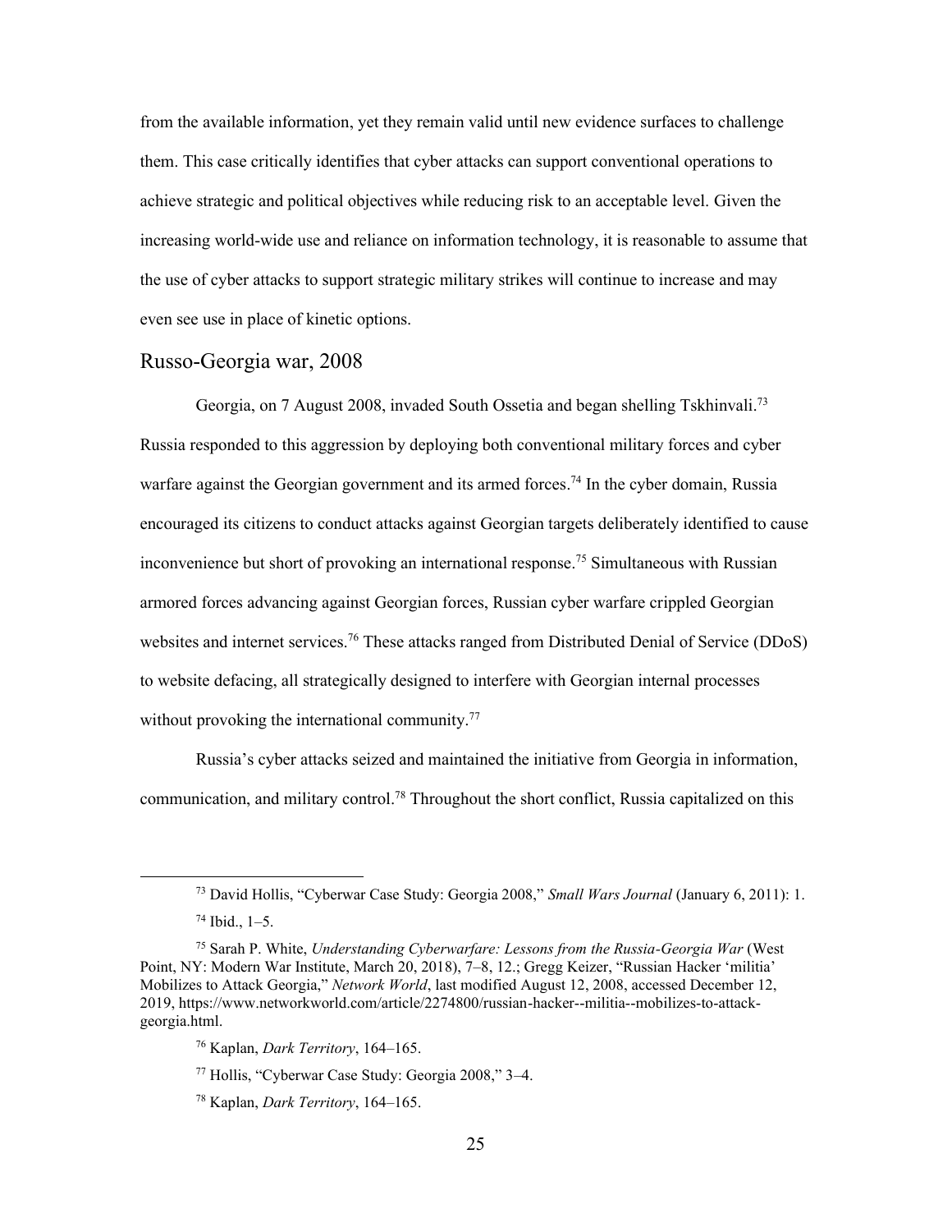from the available information, yet they remain valid until new evidence surfaces to challenge them. This case critically identifies that cyber attacks can support conventional operations to achieve strategic and political objectives while reducing risk to an acceptable level. Given the increasing world-wide use and reliance on information technology, it is reasonable to assume that the use of cyber attacks to support strategic military strikes will continue to increase and may even see use in place of kinetic options.

## Russo-Georgia war, 2008

Georgia, on 7 August 2008, invaded South Ossetia and began shelling Tskhinvali.[73] Russia responded to this aggression by deploying both conventional military forces and cyber warfare against the Georgian government and its armed forces.[74] In the cyber domain, Russia encouraged its citizens to conduct attacks against Georgian targets deliberately identified to cause inconvenience but short of provoking an international response.[75] Simultaneous with Russian armored forces advancing against Georgian forces, Russian cyber warfare crippled Georgian websites and internet services.[76] These attacks ranged from Distributed Denial of Service (DDoS) to website defacing, all strategically designed to interfere with Georgian internal processes without provoking the international community.[77]

Russia's cyber attacks seized and maintained the initiative from Georgia in information, communication, and military control.[78] Throughout the short conflict, Russia capitalized on this

---

[73] David Hollis, "Cyberwar Case Study: Georgia 2008," *Small Wars Journal* (January 6, 2011): 1.

[74] Ibid., 1–5.

[75] Sarah P. White, *Understanding Cyberwarfare: Lessons from the Russia-Georgia War* (West Point, NY: Modern War Institute, March 20, 2018), 7–8, 12.; Gregg Keizer, "Russian Hacker 'militia' Mobilizes to Attack Georgia," *Network World*, last modified August 12, 2008, accessed December 12, 2019, https://www.networkworld.com/article/2274800/russian-hacker--militia--mobilizes-to-attack-georgia.html.

[76] Kaplan, *Dark Territory*, 164–165.

[77] Hollis, "Cyberwar Case Study: Georgia 2008," 3–4.

[78] Kaplan, *Dark Territory*, 164–165.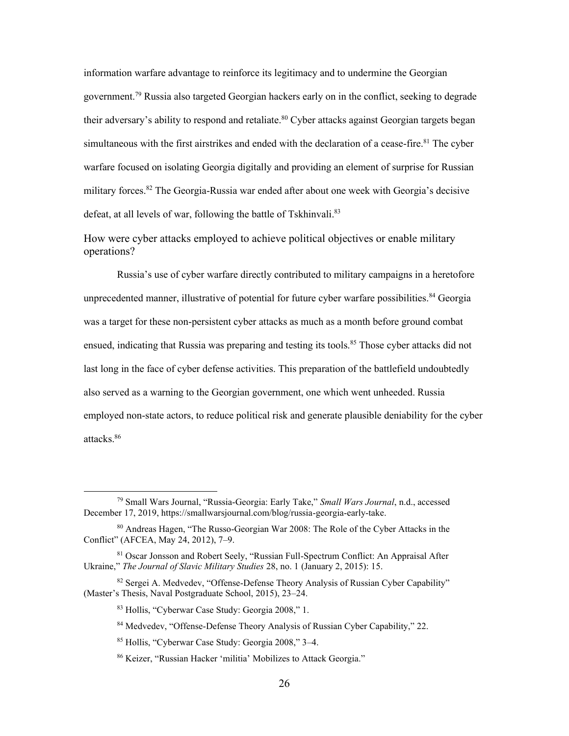information warfare advantage to reinforce its legitimacy and to undermine the Georgian government.[79] Russia also targeted Georgian hackers early on in the conflict, seeking to degrade their adversary's ability to respond and retaliate.[80] Cyber attacks against Georgian targets began simultaneous with the first airstrikes and ended with the declaration of a cease-fire.[81] The cyber warfare focused on isolating Georgia digitally and providing an element of surprise for Russian military forces.[82] The Georgia-Russia war ended after about one week with Georgia's decisive defeat, at all levels of war, following the battle of Tskhinvali.[83]

## How were cyber attacks employed to achieve political objectives or enable military operations?

Russia's use of cyber warfare directly contributed to military campaigns in a heretofore unprecedented manner, illustrative of potential for future cyber warfare possibilities.[84] Georgia was a target for these non-persistent cyber attacks as much as a month before ground combat ensued, indicating that Russia was preparing and testing its tools.[85] Those cyber attacks did not last long in the face of cyber defense activities. This preparation of the battlefield undoubtedly also served as a warning to the Georgian government, one which went unheeded. Russia employed non-state actors, to reduce political risk and generate plausible deniability for the cyber attacks.[86]

---

[79] Small Wars Journal, "Russia-Georgia: Early Take," *Small Wars Journal*, n.d., accessed December 17, 2019, https://smallwarsjournal.com/blog/russia-georgia-early-take.

[80] Andreas Hagen, "The Russo-Georgian War 2008: The Role of the Cyber Attacks in the Conflict" (AFCEA, May 24, 2012), 7–9.

[81] Oscar Jonsson and Robert Seely, "Russian Full-Spectrum Conflict: An Appraisal After Ukraine," *The Journal of Slavic Military Studies* 28, no. 1 (January 2, 2015): 15.

[82] Sergei A. Medvedev, "Offense-Defense Theory Analysis of Russian Cyber Capability" (Master's Thesis, Naval Postgraduate School, 2015), 23–24.

[83] Hollis, "Cyberwar Case Study: Georgia 2008," 1.

[84] Medvedev, "Offense-Defense Theory Analysis of Russian Cyber Capability," 22.

[85] Hollis, "Cyberwar Case Study: Georgia 2008," 3–4.

[86] Keizer, "Russian Hacker 'militia' Mobilizes to Attack Georgia."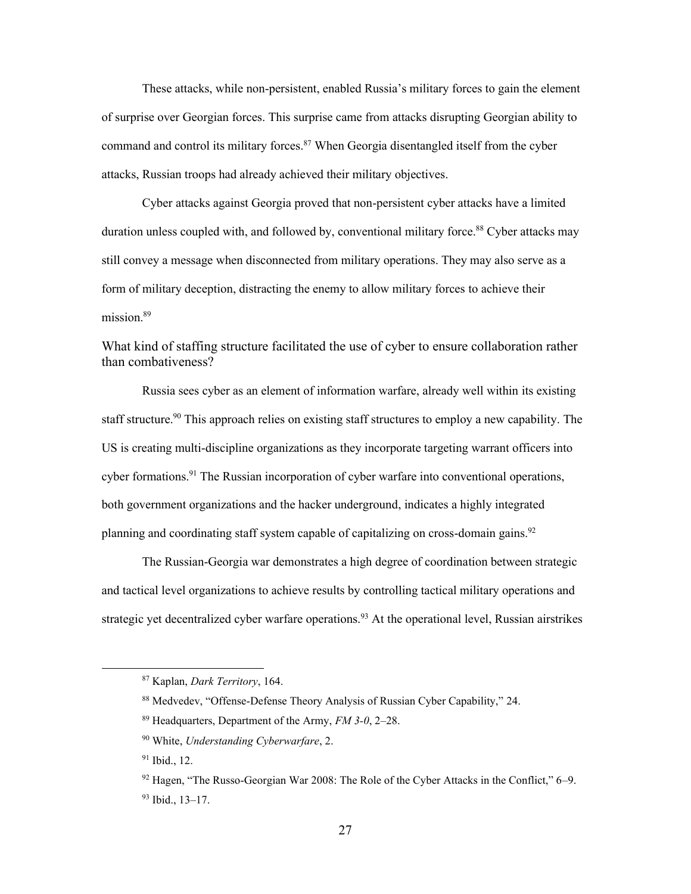These attacks, while non-persistent, enabled Russia's military forces to gain the element of surprise over Georgian forces. This surprise came from attacks disrupting Georgian ability to command and control its military forces.[87] When Georgia disentangled itself from the cyber attacks, Russian troops had already achieved their military objectives.

Cyber attacks against Georgia proved that non-persistent cyber attacks have a limited duration unless coupled with, and followed by, conventional military force.[88] Cyber attacks may still convey a message when disconnected from military operations. They may also serve as a form of military deception, distracting the enemy to allow military forces to achieve their mission.[89]

## What kind of staffing structure facilitated the use of cyber to ensure collaboration rather than combativeness?

Russia sees cyber as an element of information warfare, already well within its existing staff structure.[90] This approach relies on existing staff structures to employ a new capability. The US is creating multi-discipline organizations as they incorporate targeting warrant officers into cyber formations.[91] The Russian incorporation of cyber warfare into conventional operations, both government organizations and the hacker underground, indicates a highly integrated planning and coordinating staff system capable of capitalizing on cross-domain gains.[92]

The Russian-Georgia war demonstrates a high degree of coordination between strategic and tactical level organizations to achieve results by controlling tactical military operations and strategic yet decentralized cyber warfare operations.[93] At the operational level, Russian airstrikes

---

[87] Kaplan, *Dark Territory*, 164.

[88] Medvedev, "Offense-Defense Theory Analysis of Russian Cyber Capability," 24.

[89] Headquarters, Department of the Army, *FM 3-0*, 2–28.

[90] White, *Understanding Cyberwarfare*, 2.

[91] Ibid., 12.

[92] Hagen, "The Russo-Georgian War 2008: The Role of the Cyber Attacks in the Conflict," 6–9.

[93] Ibid., 13–17.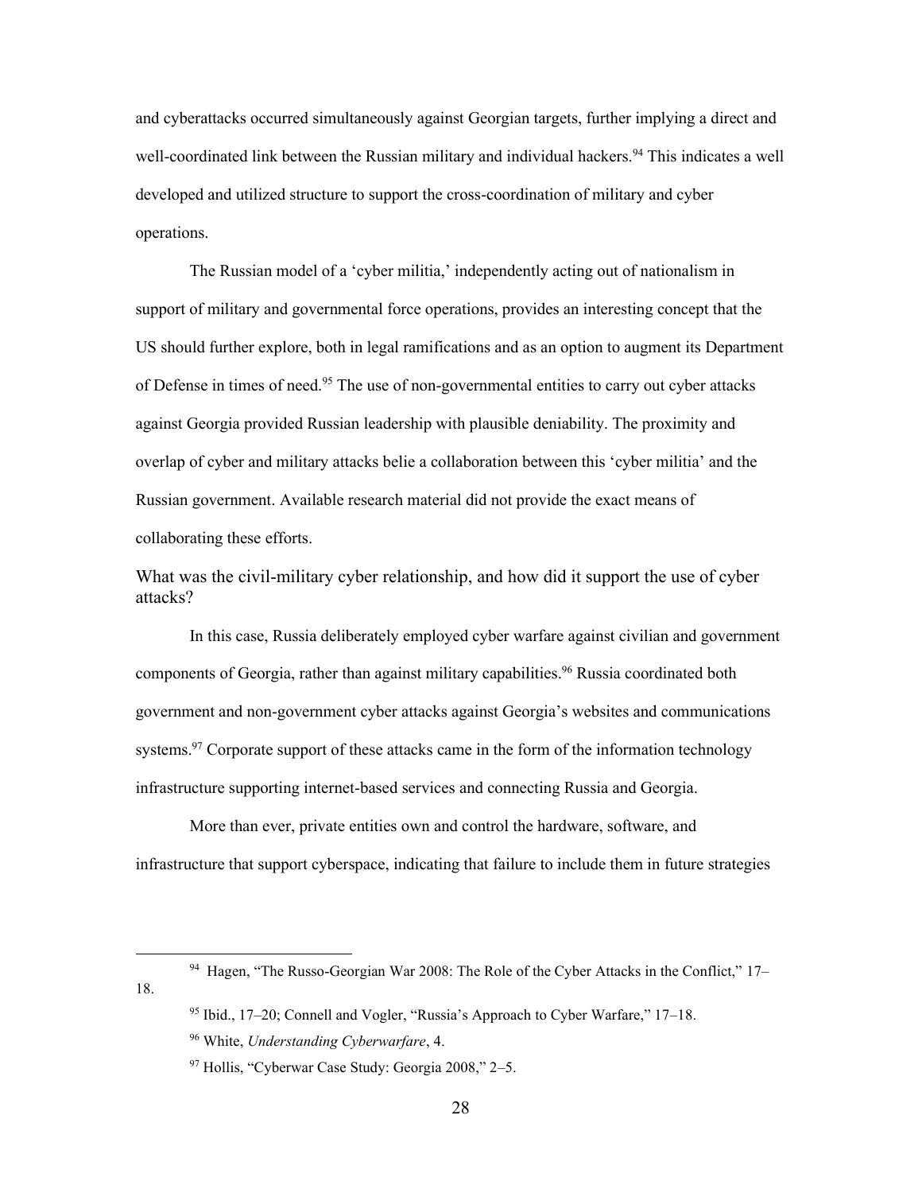and cyberattacks occurred simultaneously against Georgian targets, further implying a direct and well-coordinated link between the Russian military and individual hackers.[94] This indicates a well developed and utilized structure to support the cross-coordination of military and cyber operations.

The Russian model of a 'cyber militia,' independently acting out of nationalism in support of military and governmental force operations, provides an interesting concept that the US should further explore, both in legal ramifications and as an option to augment its Department of Defense in times of need.[95] The use of non-governmental entities to carry out cyber attacks against Georgia provided Russian leadership with plausible deniability. The proximity and overlap of cyber and military attacks belie a collaboration between this 'cyber militia' and the Russian government. Available research material did not provide the exact means of collaborating these efforts.

### What was the civil-military cyber relationship, and how did it support the use of cyber attacks?

In this case, Russia deliberately employed cyber warfare against civilian and government components of Georgia, rather than against military capabilities.[96] Russia coordinated both government and non-government cyber attacks against Georgia's websites and communications systems.[97] Corporate support of these attacks came in the form of the information technology infrastructure supporting internet-based services and connecting Russia and Georgia.

More than ever, private entities own and control the hardware, software, and infrastructure that support cyberspace, indicating that failure to include them in future strategies

---

[94] Hagen, "The Russo-Georgian War 2008: The Role of the Cyber Attacks in the Conflict," 17–18.

[95] Ibid., 17–20; Connell and Vogler, "Russia's Approach to Cyber Warfare," 17–18.

[96] White, *Understanding Cyberwarfare*, 4.

[97] Hollis, "Cyberwar Case Study: Georgia 2008," 2–5.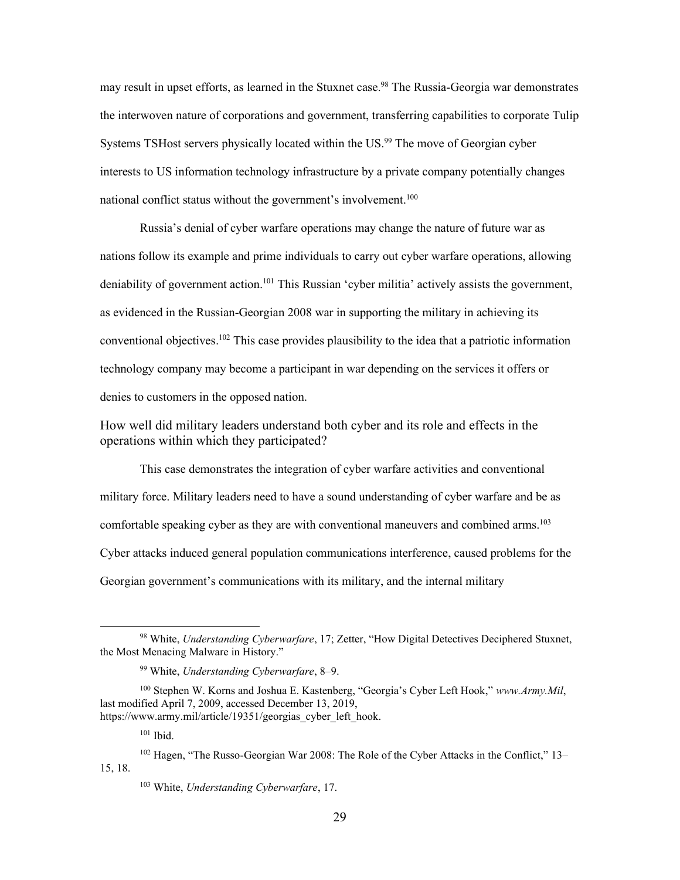may result in upset efforts, as learned in the Stuxnet case.[98] The Russia-Georgia war demonstrates the interwoven nature of corporations and government, transferring capabilities to corporate Tulip Systems TSHost servers physically located within the US.[99] The move of Georgian cyber interests to US information technology infrastructure by a private company potentially changes national conflict status without the government's involvement.[100]

Russia's denial of cyber warfare operations may change the nature of future war as nations follow its example and prime individuals to carry out cyber warfare operations, allowing deniability of government action.[101] This Russian 'cyber militia' actively assists the government, as evidenced in the Russian-Georgian 2008 war in supporting the military in achieving its conventional objectives.[102] This case provides plausibility to the idea that a patriotic information technology company may become a participant in war depending on the services it offers or denies to customers in the opposed nation.

### How well did military leaders understand both cyber and its role and effects in the operations within which they participated?

This case demonstrates the integration of cyber warfare activities and conventional military force. Military leaders need to have a sound understanding of cyber warfare and be as comfortable speaking cyber as they are with conventional maneuvers and combined arms.[103] Cyber attacks induced general population communications interference, caused problems for the Georgian government's communications with its military, and the internal military

---

[98] White, *Understanding Cyberwarfare*, 17; Zetter, "How Digital Detectives Deciphered Stuxnet, the Most Menacing Malware in History."

[99] White, *Understanding Cyberwarfare*, 8–9.

[100] Stephen W. Korns and Joshua E. Kastenberg, "Georgia's Cyber Left Hook," *www.Army.Mil*, last modified April 7, 2009, accessed December 13, 2019, https://www.army.mil/article/19351/georgias_cyber_left_hook.

[101] Ibid.

[102] Hagen, "The Russo-Georgian War 2008: The Role of the Cyber Attacks in the Conflict," 13–15, 18.

[103] White, *Understanding Cyberwarfare*, 17.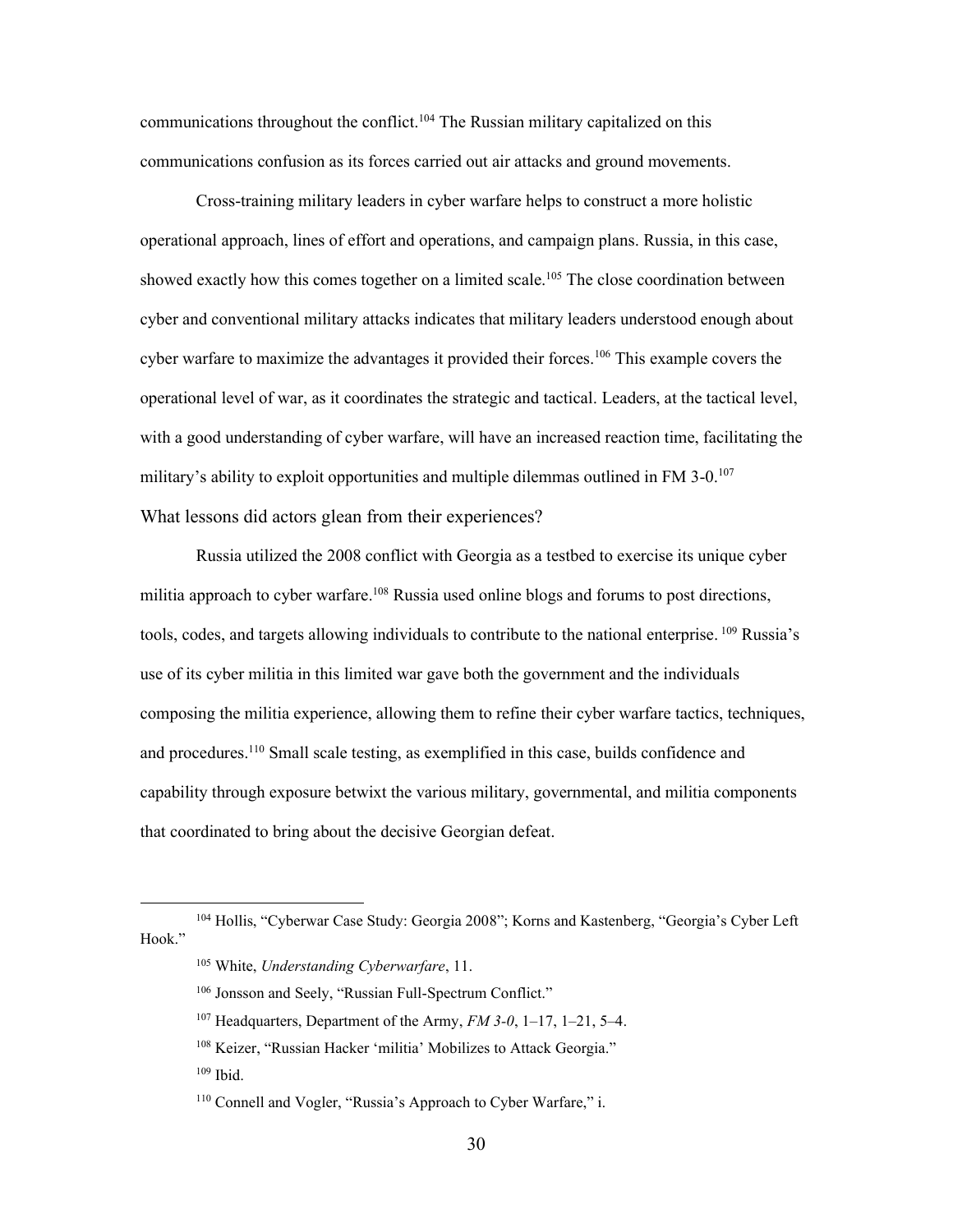communications throughout the conflict.[104] The Russian military capitalized on this communications confusion as its forces carried out air attacks and ground movements.

Cross-training military leaders in cyber warfare helps to construct a more holistic operational approach, lines of effort and operations, and campaign plans. Russia, in this case, showed exactly how this comes together on a limited scale.[105] The close coordination between cyber and conventional military attacks indicates that military leaders understood enough about cyber warfare to maximize the advantages it provided their forces.[106] This example covers the operational level of war, as it coordinates the strategic and tactical. Leaders, at the tactical level, with a good understanding of cyber warfare, will have an increased reaction time, facilitating the military's ability to exploit opportunities and multiple dilemmas outlined in FM 3-0.[107]

### What lessons did actors glean from their experiences?

Russia utilized the 2008 conflict with Georgia as a testbed to exercise its unique cyber militia approach to cyber warfare.[108] Russia used online blogs and forums to post directions, tools, codes, and targets allowing individuals to contribute to the national enterprise. [109] Russia's use of its cyber militia in this limited war gave both the government and the individuals composing the militia experience, allowing them to refine their cyber warfare tactics, techniques, and procedures.[110] Small scale testing, as exemplified in this case, builds confidence and capability through exposure betwixt the various military, governmental, and militia components that coordinated to bring about the decisive Georgian defeat.

---

[104] Hollis, "Cyberwar Case Study: Georgia 2008"; Korns and Kastenberg, "Georgia's Cyber Left Hook."

[105] White, *Understanding Cyberwarfare*, 11.

[106] Jonsson and Seely, "Russian Full-Spectrum Conflict."

[107] Headquarters, Department of the Army, *FM 3-0*, 1–17, 1–21, 5–4.

[108] Keizer, "Russian Hacker 'militia' Mobilizes to Attack Georgia."

[109] Ibid.

[110] Connell and Vogler, "Russia's Approach to Cyber Warfare," i.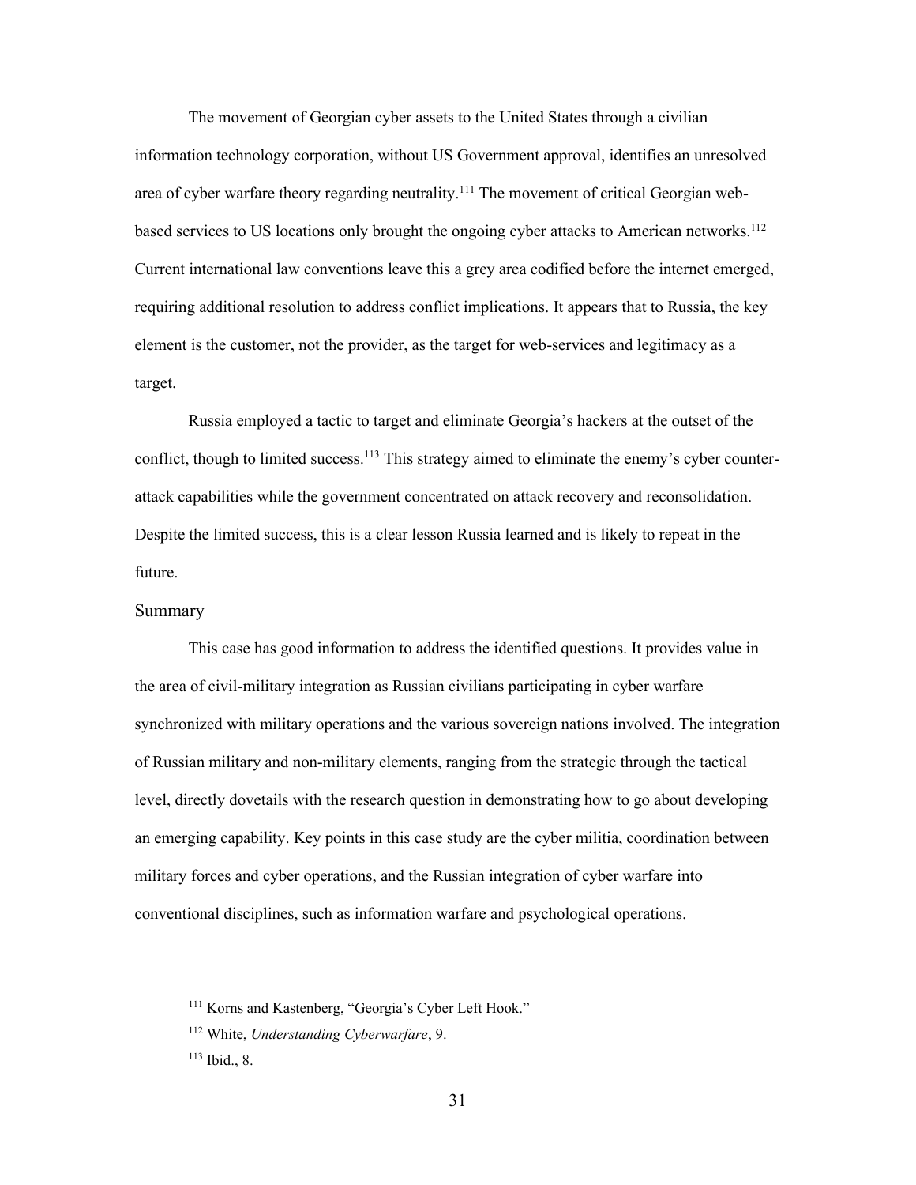The movement of Georgian cyber assets to the United States through a civilian information technology corporation, without US Government approval, identifies an unresolved area of cyber warfare theory regarding neutrality.[111] The movement of critical Georgian web-based services to US locations only brought the ongoing cyber attacks to American networks.[112] Current international law conventions leave this a grey area codified before the internet emerged, requiring additional resolution to address conflict implications. It appears that to Russia, the key element is the customer, not the provider, as the target for web-services and legitimacy as a target.

Russia employed a tactic to target and eliminate Georgia's hackers at the outset of the conflict, though to limited success.[113] This strategy aimed to eliminate the enemy's cyber counter-attack capabilities while the government concentrated on attack recovery and reconsolidation. Despite the limited success, this is a clear lesson Russia learned and is likely to repeat in the future.

## Summary

This case has good information to address the identified questions. It provides value in the area of civil-military integration as Russian civilians participating in cyber warfare synchronized with military operations and the various sovereign nations involved. The integration of Russian military and non-military elements, ranging from the strategic through the tactical level, directly dovetails with the research question in demonstrating how to go about developing an emerging capability. Key points in this case study are the cyber militia, coordination between military forces and cyber operations, and the Russian integration of cyber warfare into conventional disciplines, such as information warfare and psychological operations.

---

[111] Korns and Kastenberg, "Georgia's Cyber Left Hook."

[112] White, *Understanding Cyberwarfare*, 9.

[113] Ibid., 8.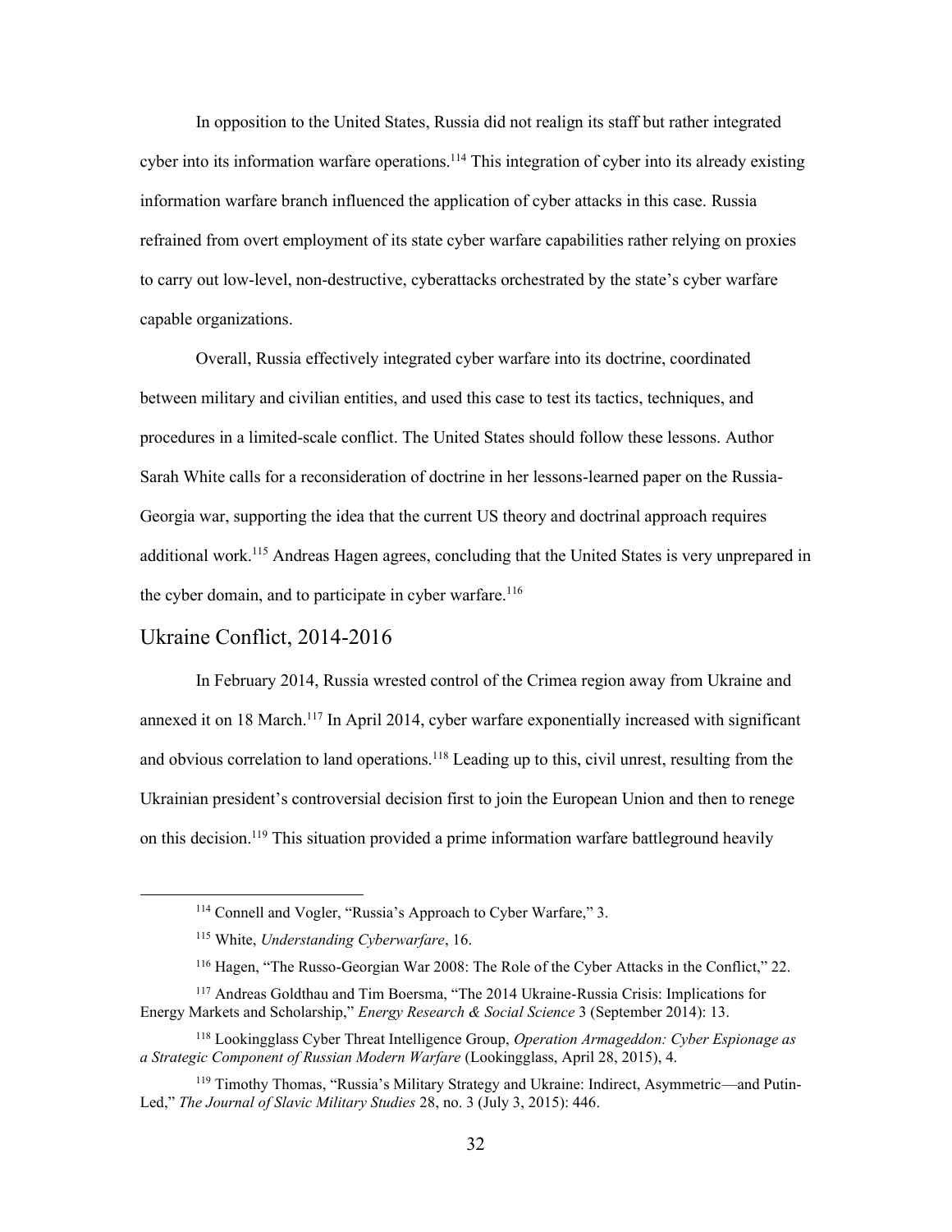In opposition to the United States, Russia did not realign its staff but rather integrated cyber into its information warfare operations.[114] This integration of cyber into its already existing information warfare branch influenced the application of cyber attacks in this case. Russia refrained from overt employment of its state cyber warfare capabilities rather relying on proxies to carry out low-level, non-destructive, cyberattacks orchestrated by the state's cyber warfare capable organizations.

Overall, Russia effectively integrated cyber warfare into its doctrine, coordinated between military and civilian entities, and used this case to test its tactics, techniques, and procedures in a limited-scale conflict. The United States should follow these lessons. Author Sarah White calls for a reconsideration of doctrine in her lessons-learned paper on the Russia-Georgia war, supporting the idea that the current US theory and doctrinal approach requires additional work.[115] Andreas Hagen agrees, concluding that the United States is very unprepared in the cyber domain, and to participate in cyber warfare.[116]

## Ukraine Conflict, 2014-2016

In February 2014, Russia wrested control of the Crimea region away from Ukraine and annexed it on 18 March.[117] In April 2014, cyber warfare exponentially increased with significant and obvious correlation to land operations.[118] Leading up to this, civil unrest, resulting from the Ukrainian president's controversial decision first to join the European Union and then to renege on this decision.[119] This situation provided a prime information warfare battleground heavily

---

[114] Connell and Vogler, "Russia's Approach to Cyber Warfare," 3.

[115] White, *Understanding Cyberwarfare*, 16.

[116] Hagen, "The Russo-Georgian War 2008: The Role of the Cyber Attacks in the Conflict," 22.

[117] Andreas Goldthau and Tim Boersma, "The 2014 Ukraine-Russia Crisis: Implications for Energy Markets and Scholarship," *Energy Research & Social Science* 3 (September 2014): 13.

[118] Lookingglass Cyber Threat Intelligence Group, *Operation Armageddon: Cyber Espionage as a Strategic Component of Russian Modern Warfare* (Lookingglass, April 28, 2015), 4.

[119] Timothy Thomas, "Russia's Military Strategy and Ukraine: Indirect, Asymmetric—and Putin-Led," *The Journal of Slavic Military Studies* 28, no. 3 (July 3, 2015): 446.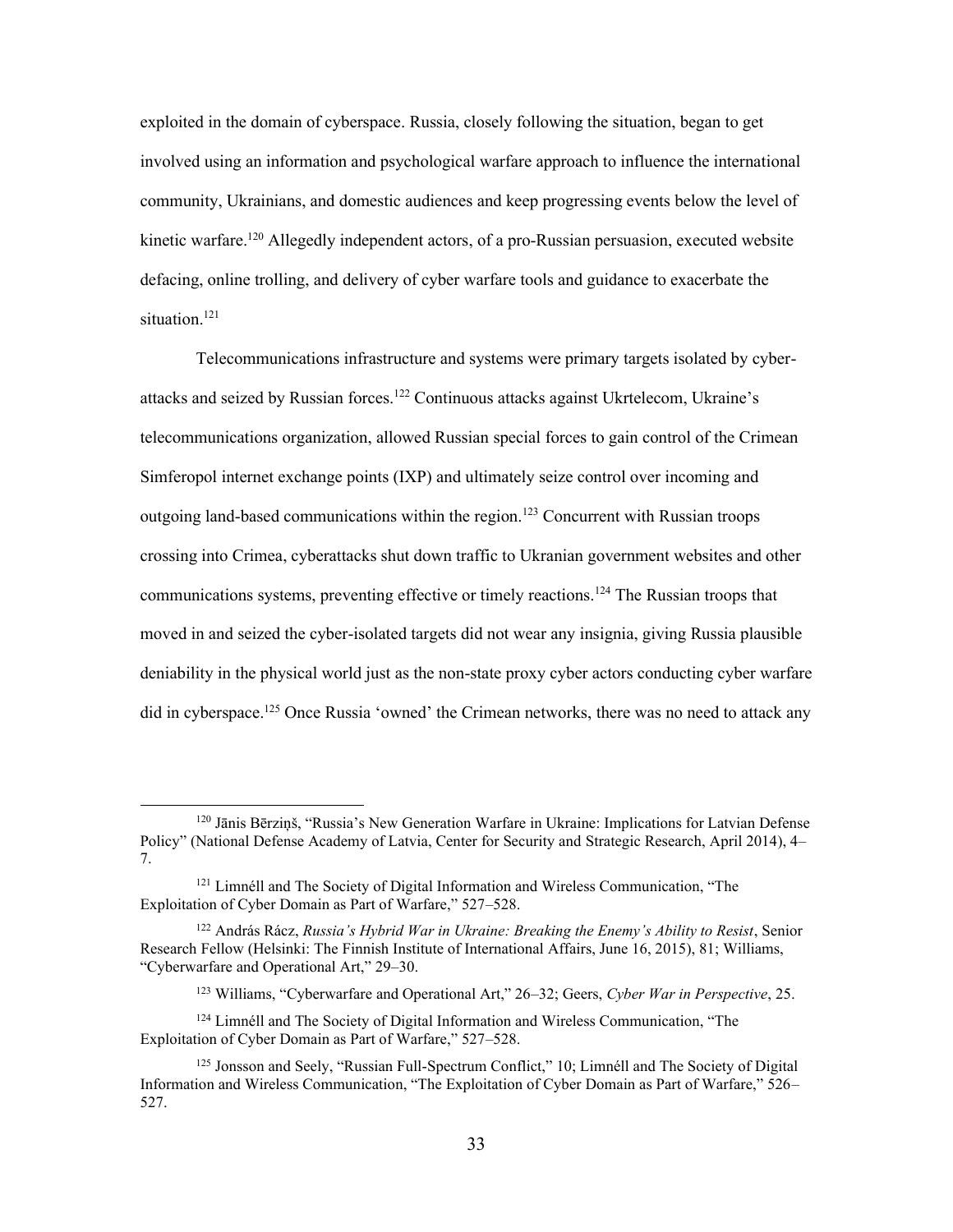exploited in the domain of cyberspace. Russia, closely following the situation, began to get involved using an information and psychological warfare approach to influence the international community, Ukrainians, and domestic audiences and keep progressing events below the level of kinetic warfare.[120] Allegedly independent actors, of a pro-Russian persuasion, executed website defacing, online trolling, and delivery of cyber warfare tools and guidance to exacerbate the situation.[121]

Telecommunications infrastructure and systems were primary targets isolated by cyber-attacks and seized by Russian forces.[122] Continuous attacks against Ukrtelecom, Ukraine's telecommunications organization, allowed Russian special forces to gain control of the Crimean Simferopol internet exchange points (IXP) and ultimately seize control over incoming and outgoing land-based communications within the region.[123] Concurrent with Russian troops crossing into Crimea, cyberattacks shut down traffic to Ukranian government websites and other communications systems, preventing effective or timely reactions.[124] The Russian troops that moved in and seized the cyber-isolated targets did not wear any insignia, giving Russia plausible deniability in the physical world just as the non-state proxy cyber actors conducting cyber warfare did in cyberspace.[125] Once Russia 'owned' the Crimean networks, there was no need to attack any

[120] Jānis Bērziņš, "Russia's New Generation Warfare in Ukraine: Implications for Latvian Defense Policy" (National Defense Academy of Latvia, Center for Security and Strategic Research, April 2014), 4–7.

[121] Limnéll and The Society of Digital Information and Wireless Communication, "The Exploitation of Cyber Domain as Part of Warfare," 527–528.

[122] András Rácz, *Russia's Hybrid War in Ukraine: Breaking the Enemy's Ability to Resist*, Senior Research Fellow (Helsinki: The Finnish Institute of International Affairs, June 16, 2015), 81; Williams, "Cyberwarfare and Operational Art," 29–30.

[123] Williams, "Cyberwarfare and Operational Art," 26–32; Geers, *Cyber War in Perspective*, 25.

[124] Limnéll and The Society of Digital Information and Wireless Communication, "The Exploitation of Cyber Domain as Part of Warfare," 527–528.

[125] Jonsson and Seely, "Russian Full-Spectrum Conflict," 10; Limnéll and The Society of Digital Information and Wireless Communication, "The Exploitation of Cyber Domain as Part of Warfare," 526–527.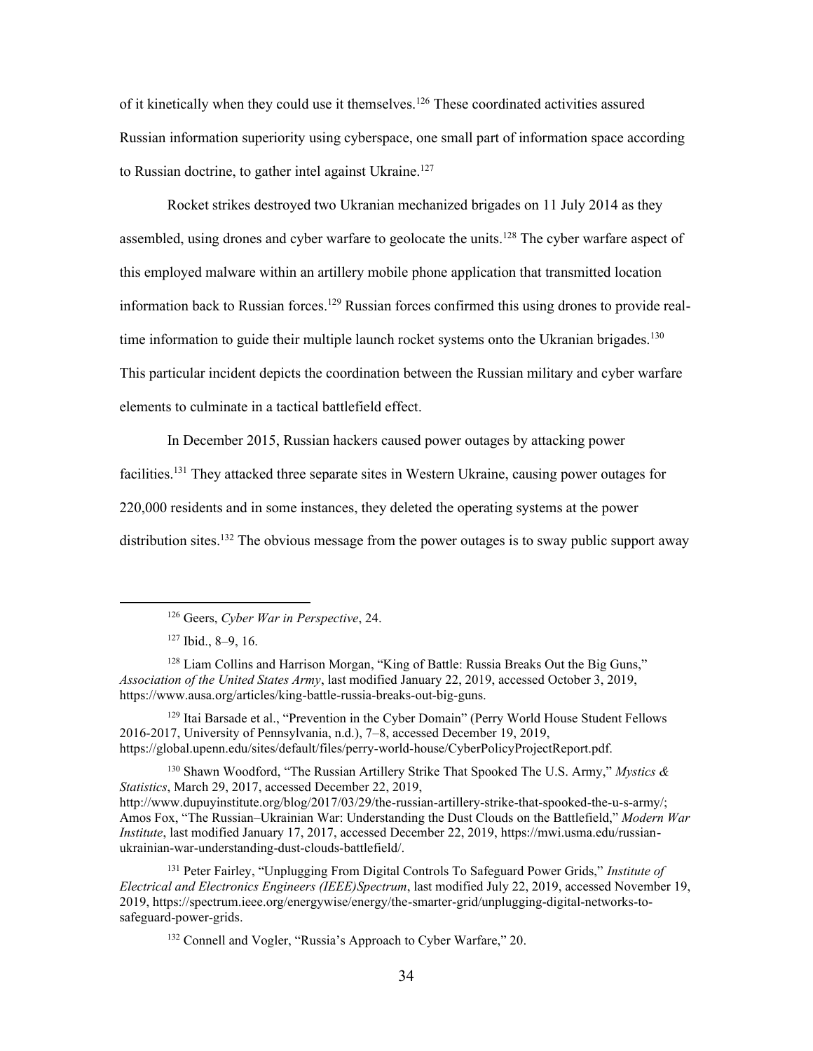of it kinetically when they could use it themselves.[126] These coordinated activities assured Russian information superiority using cyberspace, one small part of information space according to Russian doctrine, to gather intel against Ukraine.[127]

Rocket strikes destroyed two Ukranian mechanized brigades on 11 July 2014 as they assembled, using drones and cyber warfare to geolocate the units.[128] The cyber warfare aspect of this employed malware within an artillery mobile phone application that transmitted location information back to Russian forces.[129] Russian forces confirmed this using drones to provide real-time information to guide their multiple launch rocket systems onto the Ukranian brigades.[130] This particular incident depicts the coordination between the Russian military and cyber warfare elements to culminate in a tactical battlefield effect.

In December 2015, Russian hackers caused power outages by attacking power facilities.[131] They attacked three separate sites in Western Ukraine, causing power outages for 220,000 residents and in some instances, they deleted the operating systems at the power distribution sites.[132] The obvious message from the power outages is to sway public support away

---

[126] Geers, *Cyber War in Perspective*, 24.

[127] Ibid., 8–9, 16.

[128] Liam Collins and Harrison Morgan, "King of Battle: Russia Breaks Out the Big Guns," *Association of the United States Army*, last modified January 22, 2019, accessed October 3, 2019, https://www.ausa.org/articles/king-battle-russia-breaks-out-big-guns.

[129] Itai Barsade et al., "Prevention in the Cyber Domain" (Perry World House Student Fellows 2016-2017, University of Pennsylvania, n.d.), 7–8, accessed December 19, 2019, https://global.upenn.edu/sites/default/files/perry-world-house/CyberPolicyProjectReport.pdf.

[130] Shawn Woodford, "The Russian Artillery Strike That Spooked The U.S. Army," *Mystics & Statistics*, March 29, 2017, accessed December 22, 2019, http://www.dupuyinstitute.org/blog/2017/03/29/the-russian-artillery-strike-that-spooked-the-u-s-army/; Amos Fox, "The Russian–Ukrainian War: Understanding the Dust Clouds on the Battlefield," *Modern War Institute*, last modified January 17, 2017, accessed December 22, 2019, https://mwi.usma.edu/russian-ukrainian-war-understanding-dust-clouds-battlefield/.

[131] Peter Fairley, "Unplugging From Digital Controls To Safeguard Power Grids," *Institute of Electrical and Electronics Engineers (IEEE)Spectrum*, last modified July 22, 2019, accessed November 19, 2019, https://spectrum.ieee.org/energywise/energy/the-smarter-grid/unplugging-digital-networks-to-safeguard-power-grids.

[132] Connell and Vogler, "Russia's Approach to Cyber Warfare," 20.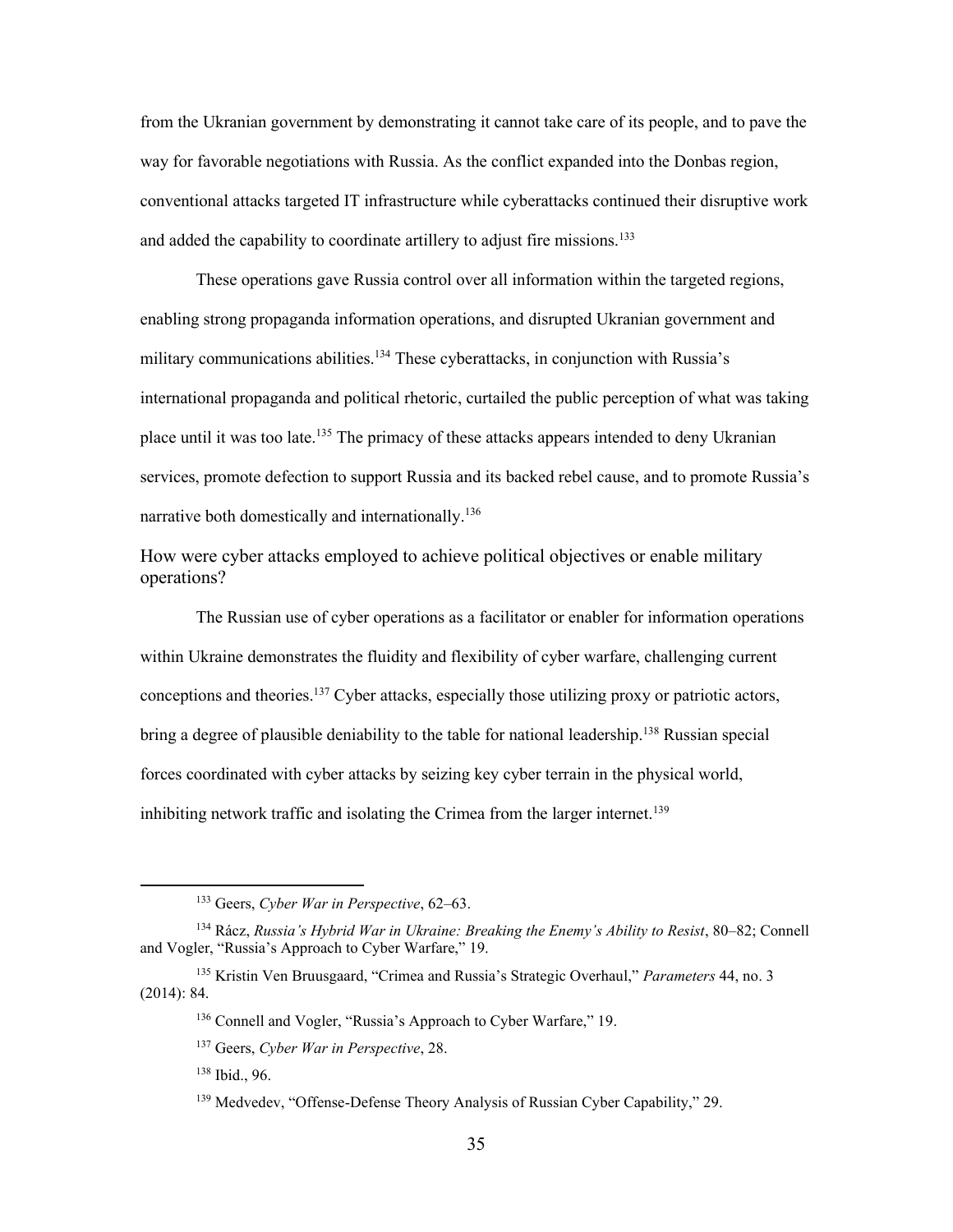from the Ukranian government by demonstrating it cannot take care of its people, and to pave the way for favorable negotiations with Russia. As the conflict expanded into the Donbas region, conventional attacks targeted IT infrastructure while cyberattacks continued their disruptive work and added the capability to coordinate artillery to adjust fire missions.[133]

These operations gave Russia control over all information within the targeted regions, enabling strong propaganda information operations, and disrupted Ukranian government and military communications abilities.[134] These cyberattacks, in conjunction with Russia's international propaganda and political rhetoric, curtailed the public perception of what was taking place until it was too late.[135] The primacy of these attacks appears intended to deny Ukranian services, promote defection to support Russia and its backed rebel cause, and to promote Russia's narrative both domestically and internationally.[136]

## How were cyber attacks employed to achieve political objectives or enable military operations?

The Russian use of cyber operations as a facilitator or enabler for information operations within Ukraine demonstrates the fluidity and flexibility of cyber warfare, challenging current conceptions and theories.[137] Cyber attacks, especially those utilizing proxy or patriotic actors, bring a degree of plausible deniability to the table for national leadership.[138] Russian special forces coordinated with cyber attacks by seizing key cyber terrain in the physical world, inhibiting network traffic and isolating the Crimea from the larger internet.[139]

---

[133] Geers, *Cyber War in Perspective*, 62–63.

[134] Rácz, *Russia's Hybrid War in Ukraine: Breaking the Enemy's Ability to Resist*, 80–82; Connell and Vogler, "Russia's Approach to Cyber Warfare," 19.

[135] Kristin Ven Bruusgaard, "Crimea and Russia's Strategic Overhaul," *Parameters* 44, no. 3 (2014): 84.

[136] Connell and Vogler, "Russia's Approach to Cyber Warfare," 19.

[137] Geers, *Cyber War in Perspective*, 28.

[138] Ibid., 96.

[139] Medvedev, "Offense-Defense Theory Analysis of Russian Cyber Capability," 29.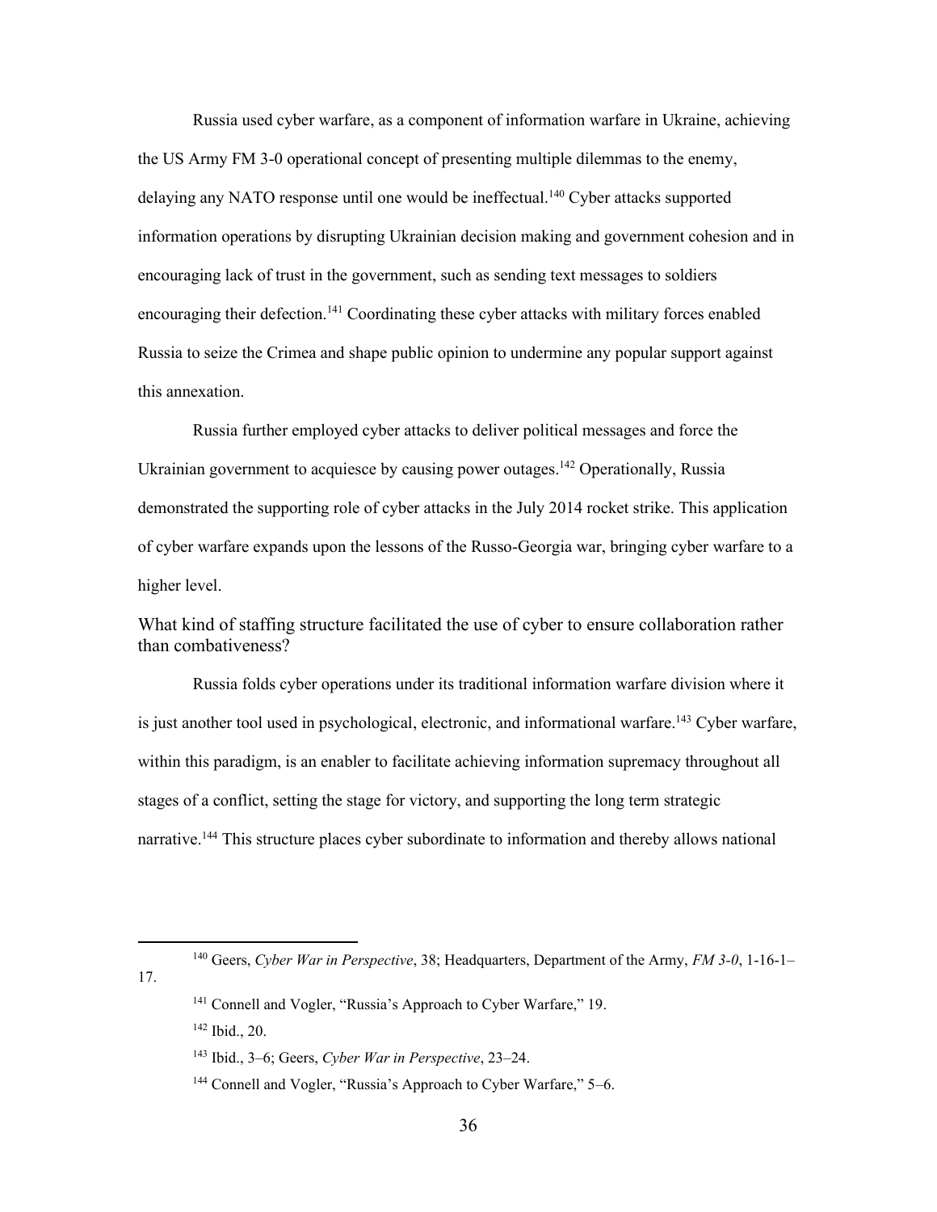Russia used cyber warfare, as a component of information warfare in Ukraine, achieving the US Army FM 3-0 operational concept of presenting multiple dilemmas to the enemy, delaying any NATO response until one would be ineffectual.[140] Cyber attacks supported information operations by disrupting Ukrainian decision making and government cohesion and in encouraging lack of trust in the government, such as sending text messages to soldiers encouraging their defection.[141] Coordinating these cyber attacks with military forces enabled Russia to seize the Crimea and shape public opinion to undermine any popular support against this annexation.

Russia further employed cyber attacks to deliver political messages and force the Ukrainian government to acquiesce by causing power outages.[142] Operationally, Russia demonstrated the supporting role of cyber attacks in the July 2014 rocket strike. This application of cyber warfare expands upon the lessons of the Russo-Georgia war, bringing cyber warfare to a higher level.

### What kind of staffing structure facilitated the use of cyber to ensure collaboration rather than combativeness?

Russia folds cyber operations under its traditional information warfare division where it is just another tool used in psychological, electronic, and informational warfare.[143] Cyber warfare, within this paradigm, is an enabler to facilitate achieving information supremacy throughout all stages of a conflict, setting the stage for victory, and supporting the long term strategic narrative.[144] This structure places cyber subordinate to information and thereby allows national

---

[140] Geers, *Cyber War in Perspective*, 38; Headquarters, Department of the Army, *FM 3-0*, 1-16-1–17.

[141] Connell and Vogler, "Russia's Approach to Cyber Warfare," 19.

[142] Ibid., 20.

[143] Ibid., 3–6; Geers, *Cyber War in Perspective*, 23–24.

[144] Connell and Vogler, "Russia's Approach to Cyber Warfare," 5–6.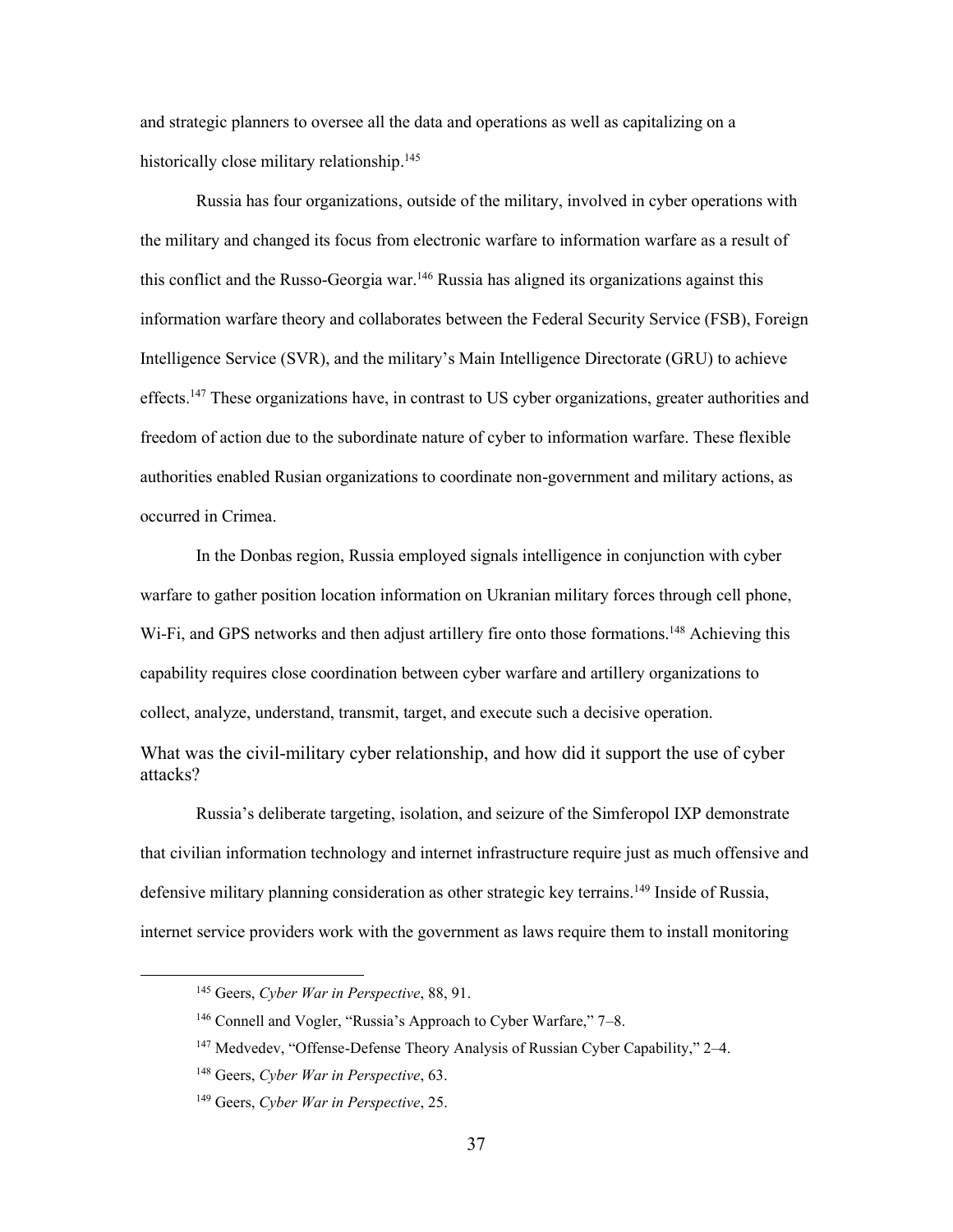and strategic planners to oversee all the data and operations as well as capitalizing on a historically close military relationship.[145]

Russia has four organizations, outside of the military, involved in cyber operations with the military and changed its focus from electronic warfare to information warfare as a result of this conflict and the Russo-Georgia war.[146] Russia has aligned its organizations against this information warfare theory and collaborates between the Federal Security Service (FSB), Foreign Intelligence Service (SVR), and the military's Main Intelligence Directorate (GRU) to achieve effects.[147] These organizations have, in contrast to US cyber organizations, greater authorities and freedom of action due to the subordinate nature of cyber to information warfare. These flexible authorities enabled Rusian organizations to coordinate non-government and military actions, as occurred in Crimea.

In the Donbas region, Russia employed signals intelligence in conjunction with cyber warfare to gather position location information on Ukranian military forces through cell phone, Wi-Fi, and GPS networks and then adjust artillery fire onto those formations.[148] Achieving this capability requires close coordination between cyber warfare and artillery organizations to collect, analyze, understand, transmit, target, and execute such a decisive operation.

## What was the civil-military cyber relationship, and how did it support the use of cyber attacks?

Russia's deliberate targeting, isolation, and seizure of the Simferopol IXP demonstrate that civilian information technology and internet infrastructure require just as much offensive and defensive military planning consideration as other strategic key terrains.[149] Inside of Russia, internet service providers work with the government as laws require them to install monitoring

---

[145] Geers, *Cyber War in Perspective*, 88, 91.

[146] Connell and Vogler, "Russia's Approach to Cyber Warfare," 7–8.

[147] Medvedev, "Offense-Defense Theory Analysis of Russian Cyber Capability," 2–4.

[148] Geers, *Cyber War in Perspective*, 63.

[149] Geers, *Cyber War in Perspective*, 25.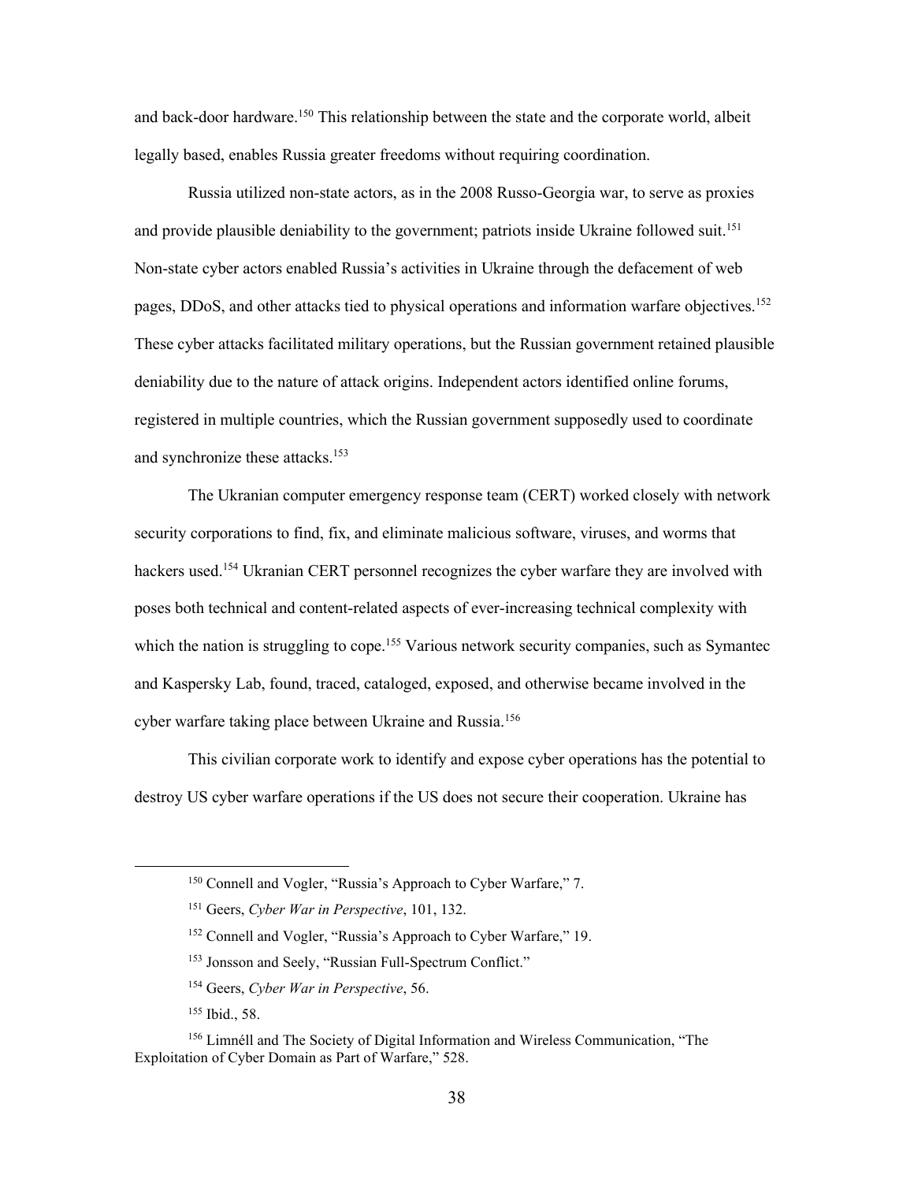and back-door hardware.[150] This relationship between the state and the corporate world, albeit legally based, enables Russia greater freedoms without requiring coordination.

Russia utilized non-state actors, as in the 2008 Russo-Georgia war, to serve as proxies and provide plausible deniability to the government; patriots inside Ukraine followed suit.[151] Non-state cyber actors enabled Russia's activities in Ukraine through the defacement of web pages, DDoS, and other attacks tied to physical operations and information warfare objectives.[152] These cyber attacks facilitated military operations, but the Russian government retained plausible deniability due to the nature of attack origins. Independent actors identified online forums, registered in multiple countries, which the Russian government supposedly used to coordinate and synchronize these attacks.[153]

The Ukranian computer emergency response team (CERT) worked closely with network security corporations to find, fix, and eliminate malicious software, viruses, and worms that hackers used.[154] Ukranian CERT personnel recognizes the cyber warfare they are involved with poses both technical and content-related aspects of ever-increasing technical complexity with which the nation is struggling to cope.[155] Various network security companies, such as Symantec and Kaspersky Lab, found, traced, cataloged, exposed, and otherwise became involved in the cyber warfare taking place between Ukraine and Russia.[156]

This civilian corporate work to identify and expose cyber operations has the potential to destroy US cyber warfare operations if the US does not secure their cooperation. Ukraine has

---

[150] Connell and Vogler, "Russia's Approach to Cyber Warfare," 7.

[151] Geers, *Cyber War in Perspective*, 101, 132.

[152] Connell and Vogler, "Russia's Approach to Cyber Warfare," 19.

[153] Jonsson and Seely, "Russian Full-Spectrum Conflict."

[154] Geers, *Cyber War in Perspective*, 56.

[155] Ibid., 58.

[156] Limnéll and The Society of Digital Information and Wireless Communication, "The Exploitation of Cyber Domain as Part of Warfare," 528.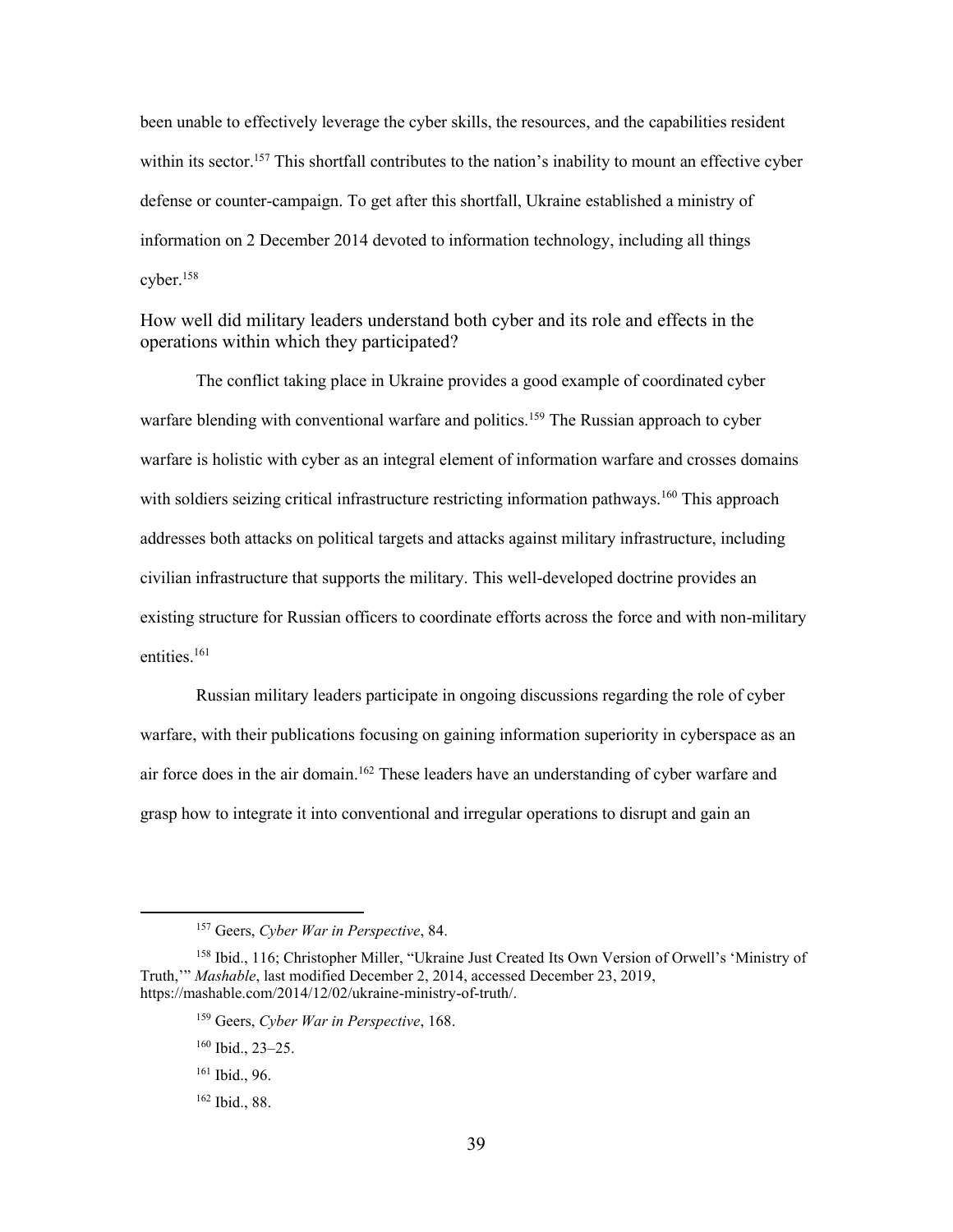been unable to effectively leverage the cyber skills, the resources, and the capabilities resident within its sector.[157] This shortfall contributes to the nation's inability to mount an effective cyber defense or counter-campaign. To get after this shortfall, Ukraine established a ministry of information on 2 December 2014 devoted to information technology, including all things cyber.[158]

### How well did military leaders understand both cyber and its role and effects in the operations within which they participated?

The conflict taking place in Ukraine provides a good example of coordinated cyber warfare blending with conventional warfare and politics.[159] The Russian approach to cyber warfare is holistic with cyber as an integral element of information warfare and crosses domains with soldiers seizing critical infrastructure restricting information pathways.[160] This approach addresses both attacks on political targets and attacks against military infrastructure, including civilian infrastructure that supports the military. This well-developed doctrine provides an existing structure for Russian officers to coordinate efforts across the force and with non-military entities.[161]

Russian military leaders participate in ongoing discussions regarding the role of cyber warfare, with their publications focusing on gaining information superiority in cyberspace as an air force does in the air domain.[162] These leaders have an understanding of cyber warfare and grasp how to integrate it into conventional and irregular operations to disrupt and gain an

---

[157] Geers, *Cyber War in Perspective*, 84.

[158] Ibid., 116; Christopher Miller, "Ukraine Just Created Its Own Version of Orwell's 'Ministry of Truth,'" *Mashable*, last modified December 2, 2014, accessed December 23, 2019, https://mashable.com/2014/12/02/ukraine-ministry-of-truth/.

[159] Geers, *Cyber War in Perspective*, 168.

[160] Ibid., 23–25.

[161] Ibid., 96.

[162] Ibid., 88.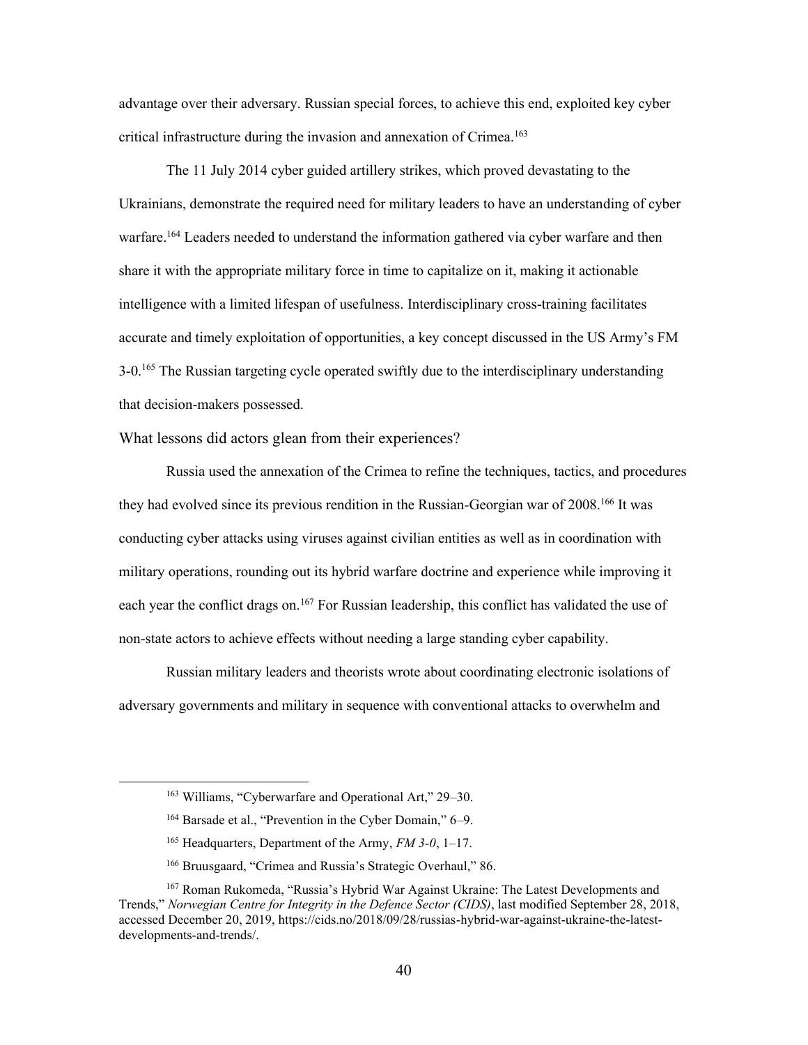advantage over their adversary. Russian special forces, to achieve this end, exploited key cyber critical infrastructure during the invasion and annexation of Crimea.[163]

The 11 July 2014 cyber guided artillery strikes, which proved devastating to the Ukrainians, demonstrate the required need for military leaders to have an understanding of cyber warfare.[164] Leaders needed to understand the information gathered via cyber warfare and then share it with the appropriate military force in time to capitalize on it, making it actionable intelligence with a limited lifespan of usefulness. Interdisciplinary cross-training facilitates accurate and timely exploitation of opportunities, a key concept discussed in the US Army's FM 3-0.[165] The Russian targeting cycle operated swiftly due to the interdisciplinary understanding that decision-makers possessed.

### What lessons did actors glean from their experiences?

Russia used the annexation of the Crimea to refine the techniques, tactics, and procedures they had evolved since its previous rendition in the Russian-Georgian war of 2008.[166] It was conducting cyber attacks using viruses against civilian entities as well as in coordination with military operations, rounding out its hybrid warfare doctrine and experience while improving it each year the conflict drags on.[167] For Russian leadership, this conflict has validated the use of non-state actors to achieve effects without needing a large standing cyber capability.

Russian military leaders and theorists wrote about coordinating electronic isolations of adversary governments and military in sequence with conventional attacks to overwhelm and

---

[163] Williams, "Cyberwarfare and Operational Art," 29–30.

[164] Barsade et al., "Prevention in the Cyber Domain," 6–9.

[165] Headquarters, Department of the Army, *FM 3-0*, 1–17.

[166] Bruusgaard, "Crimea and Russia's Strategic Overhaul," 86.

[167] Roman Rukomeda, "Russia's Hybrid War Against Ukraine: The Latest Developments and Trends," *Norwegian Centre for Integrity in the Defence Sector (CIDS)*, last modified September 28, 2018, accessed December 20, 2019, https://cids.no/2018/09/28/russias-hybrid-war-against-ukraine-the-latest-developments-and-trends/.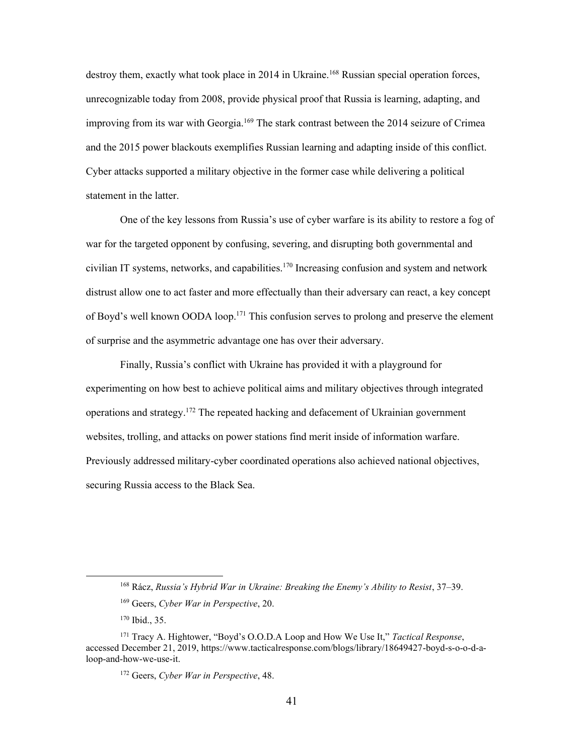destroy them, exactly what took place in 2014 in Ukraine.[168] Russian special operation forces, unrecognizable today from 2008, provide physical proof that Russia is learning, adapting, and improving from its war with Georgia.[169] The stark contrast between the 2014 seizure of Crimea and the 2015 power blackouts exemplifies Russian learning and adapting inside of this conflict. Cyber attacks supported a military objective in the former case while delivering a political statement in the latter.

One of the key lessons from Russia's use of cyber warfare is its ability to restore a fog of war for the targeted opponent by confusing, severing, and disrupting both governmental and civilian IT systems, networks, and capabilities.[170] Increasing confusion and system and network distrust allow one to act faster and more effectually than their adversary can react, a key concept of Boyd's well known OODA loop.[171] This confusion serves to prolong and preserve the element of surprise and the asymmetric advantage one has over their adversary.

Finally, Russia's conflict with Ukraine has provided it with a playground for experimenting on how best to achieve political aims and military objectives through integrated operations and strategy.[172] The repeated hacking and defacement of Ukrainian government websites, trolling, and attacks on power stations find merit inside of information warfare. Previously addressed military-cyber coordinated operations also achieved national objectives, securing Russia access to the Black Sea.

---

[168] Rácz, *Russia's Hybrid War in Ukraine: Breaking the Enemy's Ability to Resist*, 37–39.

[169] Geers, *Cyber War in Perspective*, 20.

[170] Ibid., 35.

[171] Tracy A. Hightower, "Boyd's O.O.D.A Loop and How We Use It," *Tactical Response*, accessed December 21, 2019, https://www.tacticalresponse.com/blogs/library/18649427-boyd-s-o-o-d-a-loop-and-how-we-use-it.

[172] Geers, *Cyber War in Perspective*, 48.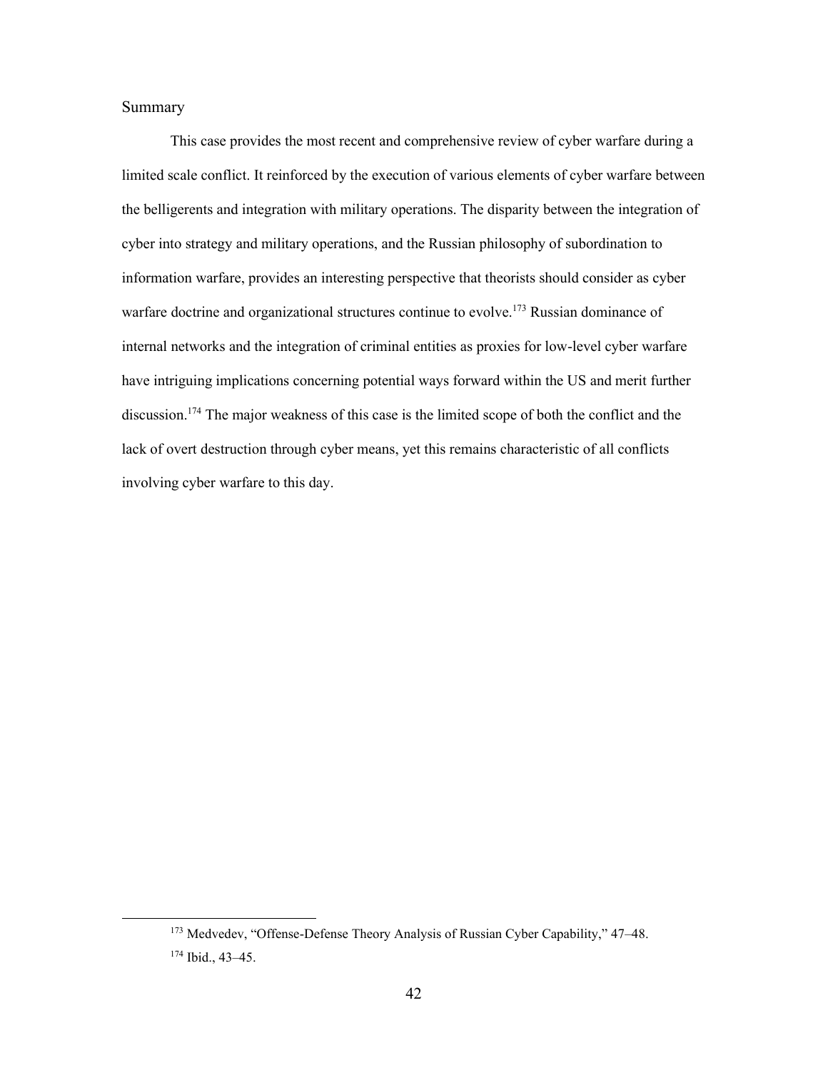## Summary

This case provides the most recent and comprehensive review of cyber warfare during a limited scale conflict. It reinforced by the execution of various elements of cyber warfare between the belligerents and integration with military operations. The disparity between the integration of cyber into strategy and military operations, and the Russian philosophy of subordination to information warfare, provides an interesting perspective that theorists should consider as cyber warfare doctrine and organizational structures continue to evolve.[173] Russian dominance of internal networks and the integration of criminal entities as proxies for low-level cyber warfare have intriguing implications concerning potential ways forward within the US and merit further discussion.[174] The major weakness of this case is the limited scope of both the conflict and the lack of overt destruction through cyber means, yet this remains characteristic of all conflicts involving cyber warfare to this day.

---

[173] Medvedev, "Offense-Defense Theory Analysis of Russian Cyber Capability," 47–48.

[174] Ibid., 43–45.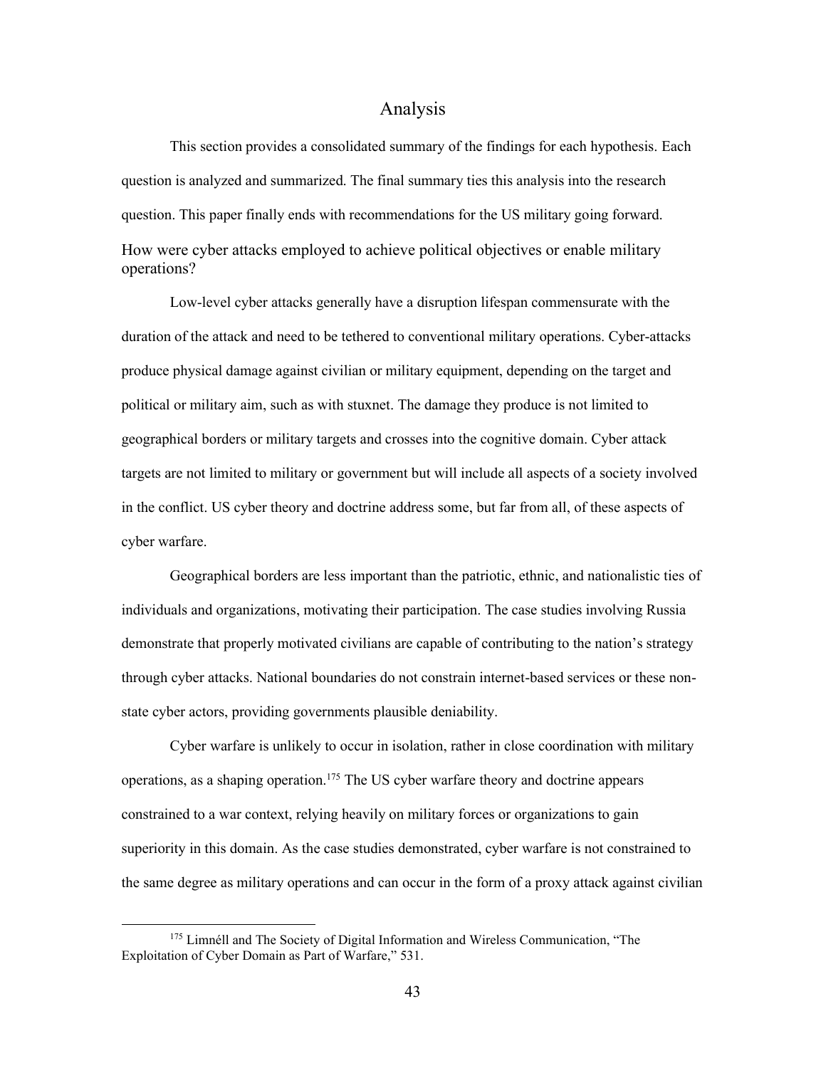# Analysis

This section provides a consolidated summary of the findings for each hypothesis. Each question is analyzed and summarized. The final summary ties this analysis into the research question. This paper finally ends with recommendations for the US military going forward.

## How were cyber attacks employed to achieve political objectives or enable military operations?

Low-level cyber attacks generally have a disruption lifespan commensurate with the duration of the attack and need to be tethered to conventional military operations. Cyber-attacks produce physical damage against civilian or military equipment, depending on the target and political or military aim, such as with stuxnet. The damage they produce is not limited to geographical borders or military targets and crosses into the cognitive domain. Cyber attack targets are not limited to military or government but will include all aspects of a society involved in the conflict. US cyber theory and doctrine address some, but far from all, of these aspects of cyber warfare.

Geographical borders are less important than the patriotic, ethnic, and nationalistic ties of individuals and organizations, motivating their participation. The case studies involving Russia demonstrate that properly motivated civilians are capable of contributing to the nation's strategy through cyber attacks. National boundaries do not constrain internet-based services or these non-state cyber actors, providing governments plausible deniability.

Cyber warfare is unlikely to occur in isolation, rather in close coordination with military operations, as a shaping operation.[175] The US cyber warfare theory and doctrine appears constrained to a war context, relying heavily on military forces or organizations to gain superiority in this domain. As the case studies demonstrated, cyber warfare is not constrained to the same degree as military operations and can occur in the form of a proxy attack against civilian

[175] Limnéll and The Society of Digital Information and Wireless Communication, "The Exploitation of Cyber Domain as Part of Warfare," 531.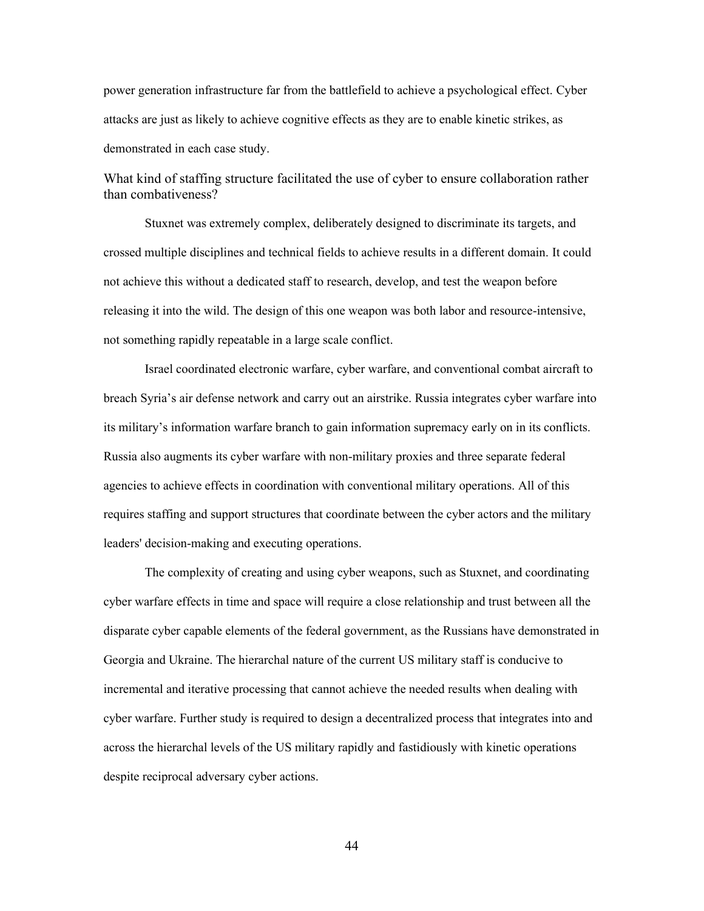power generation infrastructure far from the battlefield to achieve a psychological effect. Cyber attacks are just as likely to achieve cognitive effects as they are to enable kinetic strikes, as demonstrated in each case study.

### What kind of staffing structure facilitated the use of cyber to ensure collaboration rather than combativeness?

Stuxnet was extremely complex, deliberately designed to discriminate its targets, and crossed multiple disciplines and technical fields to achieve results in a different domain. It could not achieve this without a dedicated staff to research, develop, and test the weapon before releasing it into the wild. The design of this one weapon was both labor and resource-intensive, not something rapidly repeatable in a large scale conflict.

Israel coordinated electronic warfare, cyber warfare, and conventional combat aircraft to breach Syria's air defense network and carry out an airstrike. Russia integrates cyber warfare into its military's information warfare branch to gain information supremacy early on in its conflicts. Russia also augments its cyber warfare with non-military proxies and three separate federal agencies to achieve effects in coordination with conventional military operations. All of this requires staffing and support structures that coordinate between the cyber actors and the military leaders' decision-making and executing operations.

The complexity of creating and using cyber weapons, such as Stuxnet, and coordinating cyber warfare effects in time and space will require a close relationship and trust between all the disparate cyber capable elements of the federal government, as the Russians have demonstrated in Georgia and Ukraine. The hierarchal nature of the current US military staff is conducive to incremental and iterative processing that cannot achieve the needed results when dealing with cyber warfare. Further study is required to design a decentralized process that integrates into and across the hierarchal levels of the US military rapidly and fastidiously with kinetic operations despite reciprocal adversary cyber actions.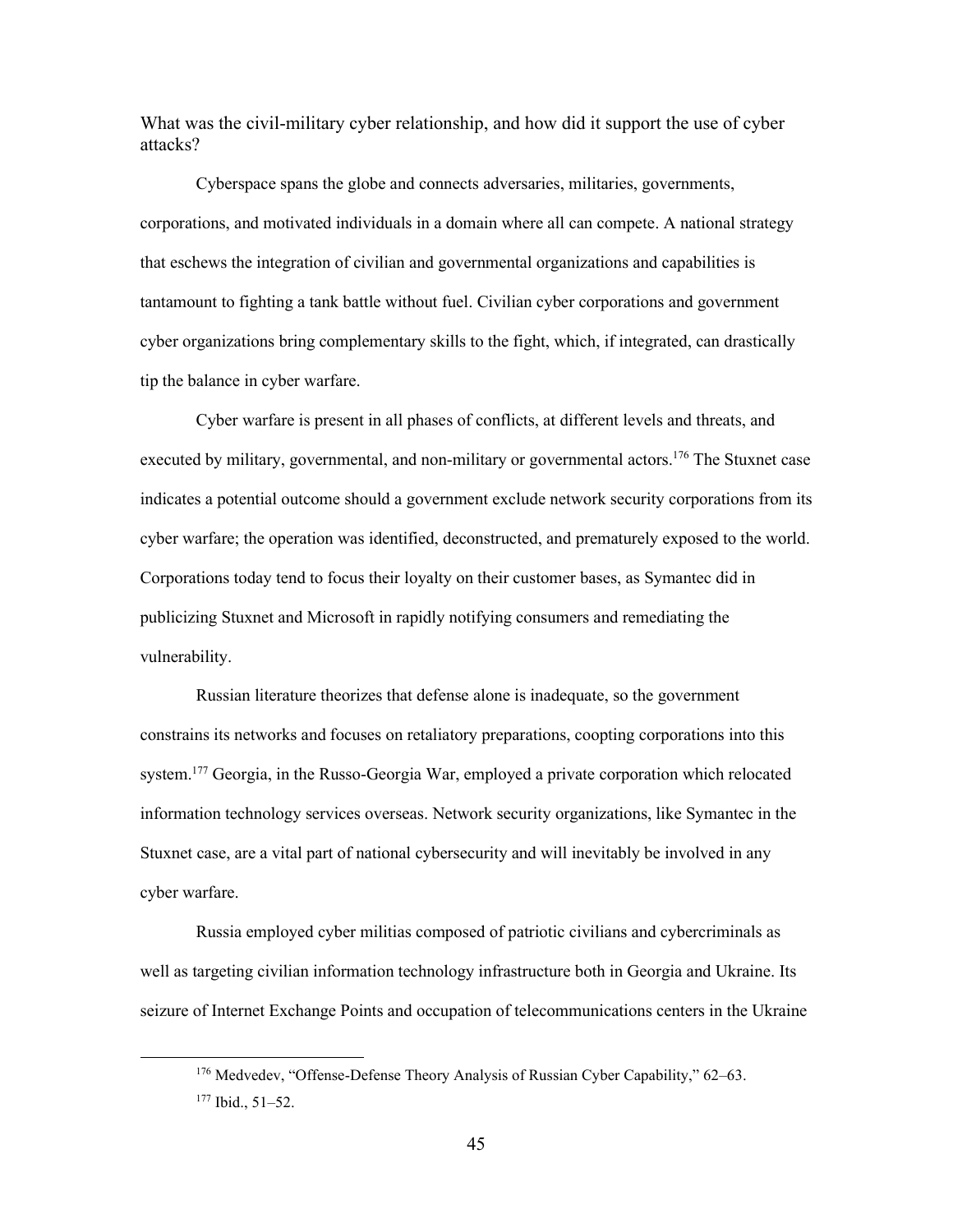### What was the civil-military cyber relationship, and how did it support the use of cyber attacks?

Cyberspace spans the globe and connects adversaries, militaries, governments, corporations, and motivated individuals in a domain where all can compete. A national strategy that eschews the integration of civilian and governmental organizations and capabilities is tantamount to fighting a tank battle without fuel. Civilian cyber corporations and government cyber organizations bring complementary skills to the fight, which, if integrated, can drastically tip the balance in cyber warfare.

Cyber warfare is present in all phases of conflicts, at different levels and threats, and executed by military, governmental, and non-military or governmental actors.[176] The Stuxnet case indicates a potential outcome should a government exclude network security corporations from its cyber warfare; the operation was identified, deconstructed, and prematurely exposed to the world. Corporations today tend to focus their loyalty on their customer bases, as Symantec did in publicizing Stuxnet and Microsoft in rapidly notifying consumers and remediating the vulnerability.

Russian literature theorizes that defense alone is inadequate, so the government constrains its networks and focuses on retaliatory preparations, coopting corporations into this system.[177] Georgia, in the Russo-Georgia War, employed a private corporation which relocated information technology services overseas. Network security organizations, like Symantec in the Stuxnet case, are a vital part of national cybersecurity and will inevitably be involved in any cyber warfare.

Russia employed cyber militias composed of patriotic civilians and cybercriminals as well as targeting civilian information technology infrastructure both in Georgia and Ukraine. Its seizure of Internet Exchange Points and occupation of telecommunications centers in the Ukraine

---

[176] Medvedev, "Offense-Defense Theory Analysis of Russian Cyber Capability," 62–63.

[177] Ibid., 51–52.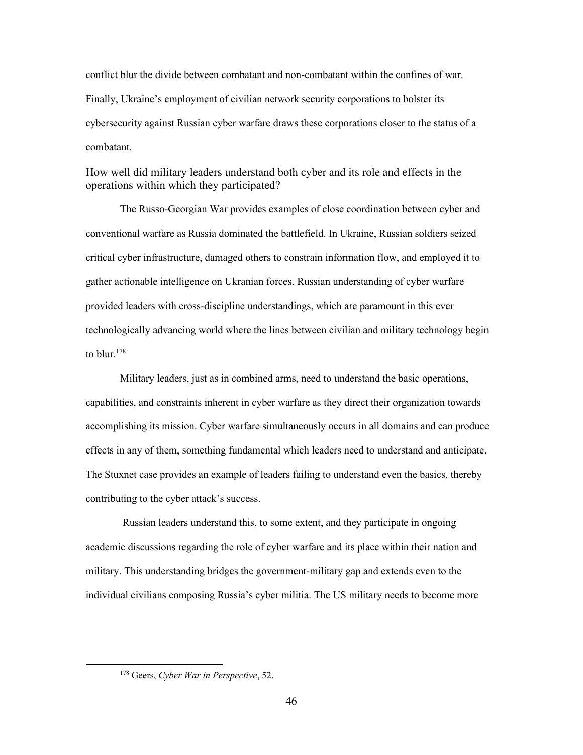conflict blur the divide between combatant and non-combatant within the confines of war. Finally, Ukraine's employment of civilian network security corporations to bolster its cybersecurity against Russian cyber warfare draws these corporations closer to the status of a combatant.

## How well did military leaders understand both cyber and its role and effects in the operations within which they participated?

The Russo-Georgian War provides examples of close coordination between cyber and conventional warfare as Russia dominated the battlefield. In Ukraine, Russian soldiers seized critical cyber infrastructure, damaged others to constrain information flow, and employed it to gather actionable intelligence on Ukranian forces. Russian understanding of cyber warfare provided leaders with cross-discipline understandings, which are paramount in this ever technologically advancing world where the lines between civilian and military technology begin to blur.[178]

Military leaders, just as in combined arms, need to understand the basic operations, capabilities, and constraints inherent in cyber warfare as they direct their organization towards accomplishing its mission. Cyber warfare simultaneously occurs in all domains and can produce effects in any of them, something fundamental which leaders need to understand and anticipate. The Stuxnet case provides an example of leaders failing to understand even the basics, thereby contributing to the cyber attack's success.

Russian leaders understand this, to some extent, and they participate in ongoing academic discussions regarding the role of cyber warfare and its place within their nation and military. This understanding bridges the government-military gap and extends even to the individual civilians composing Russia's cyber militia. The US military needs to become more

[178] Geers, *Cyber War in Perspective*, 52.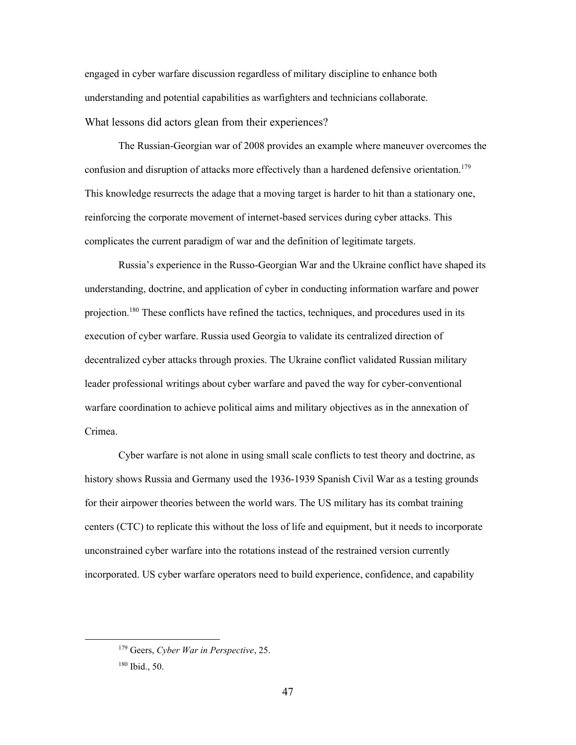engaged in cyber warfare discussion regardless of military discipline to enhance both understanding and potential capabilities as warfighters and technicians collaborate.

### What lessons did actors glean from their experiences?

The Russian-Georgian war of 2008 provides an example where maneuver overcomes the confusion and disruption of attacks more effectively than a hardened defensive orientation.[179] This knowledge resurrects the adage that a moving target is harder to hit than a stationary one, reinforcing the corporate movement of internet-based services during cyber attacks. This complicates the current paradigm of war and the definition of legitimate targets.

Russia's experience in the Russo-Georgian War and the Ukraine conflict have shaped its understanding, doctrine, and application of cyber in conducting information warfare and power projection.[180] These conflicts have refined the tactics, techniques, and procedures used in its execution of cyber warfare. Russia used Georgia to validate its centralized direction of decentralized cyber attacks through proxies. The Ukraine conflict validated Russian military leader professional writings about cyber warfare and paved the way for cyber-conventional warfare coordination to achieve political aims and military objectives as in the annexation of Crimea.

Cyber warfare is not alone in using small scale conflicts to test theory and doctrine, as history shows Russia and Germany used the 1936-1939 Spanish Civil War as a testing grounds for their airpower theories between the world wars. The US military has its combat training centers (CTC) to replicate this without the loss of life and equipment, but it needs to incorporate unconstrained cyber warfare into the rotations instead of the restrained version currently incorporated. US cyber warfare operators need to build experience, confidence, and capability

---

[179] Geers, *Cyber War in Perspective*, 25.

[180] Ibid., 50.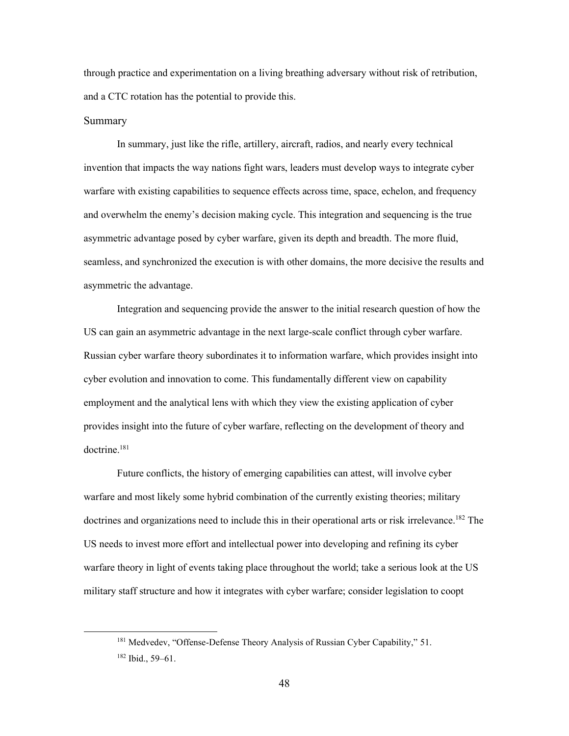through practice and experimentation on a living breathing adversary without risk of retribution, and a CTC rotation has the potential to provide this.

## Summary

In summary, just like the rifle, artillery, aircraft, radios, and nearly every technical invention that impacts the way nations fight wars, leaders must develop ways to integrate cyber warfare with existing capabilities to sequence effects across time, space, echelon, and frequency and overwhelm the enemy's decision making cycle. This integration and sequencing is the true asymmetric advantage posed by cyber warfare, given its depth and breadth. The more fluid, seamless, and synchronized the execution is with other domains, the more decisive the results and asymmetric the advantage.

Integration and sequencing provide the answer to the initial research question of how the US can gain an asymmetric advantage in the next large-scale conflict through cyber warfare. Russian cyber warfare theory subordinates it to information warfare, which provides insight into cyber evolution and innovation to come. This fundamentally different view on capability employment and the analytical lens with which they view the existing application of cyber provides insight into the future of cyber warfare, reflecting on the development of theory and doctrine.[181]

Future conflicts, the history of emerging capabilities can attest, will involve cyber warfare and most likely some hybrid combination of the currently existing theories; military doctrines and organizations need to include this in their operational arts or risk irrelevance.[182] The US needs to invest more effort and intellectual power into developing and refining its cyber warfare theory in light of events taking place throughout the world; take a serious look at the US military staff structure and how it integrates with cyber warfare; consider legislation to coopt

[181] Medvedev, "Offense-Defense Theory Analysis of Russian Cyber Capability," 51.

[182] Ibid., 59–61.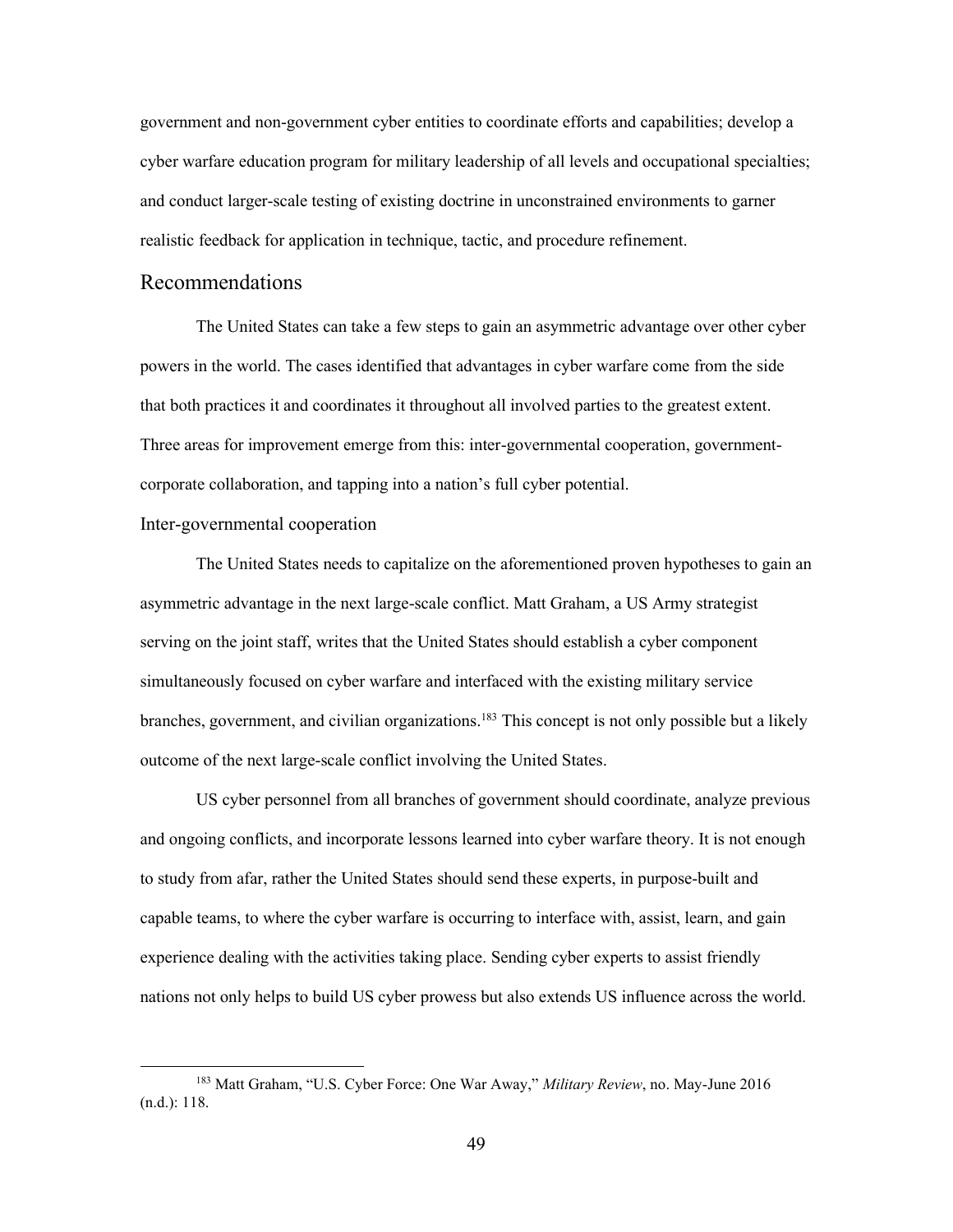government and non-government cyber entities to coordinate efforts and capabilities; develop a cyber warfare education program for military leadership of all levels and occupational specialties; and conduct larger-scale testing of existing doctrine in unconstrained environments to garner realistic feedback for application in technique, tactic, and procedure refinement.

## Recommendations

The United States can take a few steps to gain an asymmetric advantage over other cyber powers in the world. The cases identified that advantages in cyber warfare come from the side that both practices it and coordinates it throughout all involved parties to the greatest extent. Three areas for improvement emerge from this: inter-governmental cooperation, government-corporate collaboration, and tapping into a nation's full cyber potential.

### Inter-governmental cooperation

The United States needs to capitalize on the aforementioned proven hypotheses to gain an asymmetric advantage in the next large-scale conflict. Matt Graham, a US Army strategist serving on the joint staff, writes that the United States should establish a cyber component simultaneously focused on cyber warfare and interfaced with the existing military service branches, government, and civilian organizations.[183] This concept is not only possible but a likely outcome of the next large-scale conflict involving the United States.

US cyber personnel from all branches of government should coordinate, analyze previous and ongoing conflicts, and incorporate lessons learned into cyber warfare theory. It is not enough to study from afar, rather the United States should send these experts, in purpose-built and capable teams, to where the cyber warfare is occurring to interface with, assist, learn, and gain experience dealing with the activities taking place. Sending cyber experts to assist friendly nations not only helps to build US cyber prowess but also extends US influence across the world.

[183] Matt Graham, "U.S. Cyber Force: One War Away," *Military Review*, no. May-June 2016 (n.d.): 118.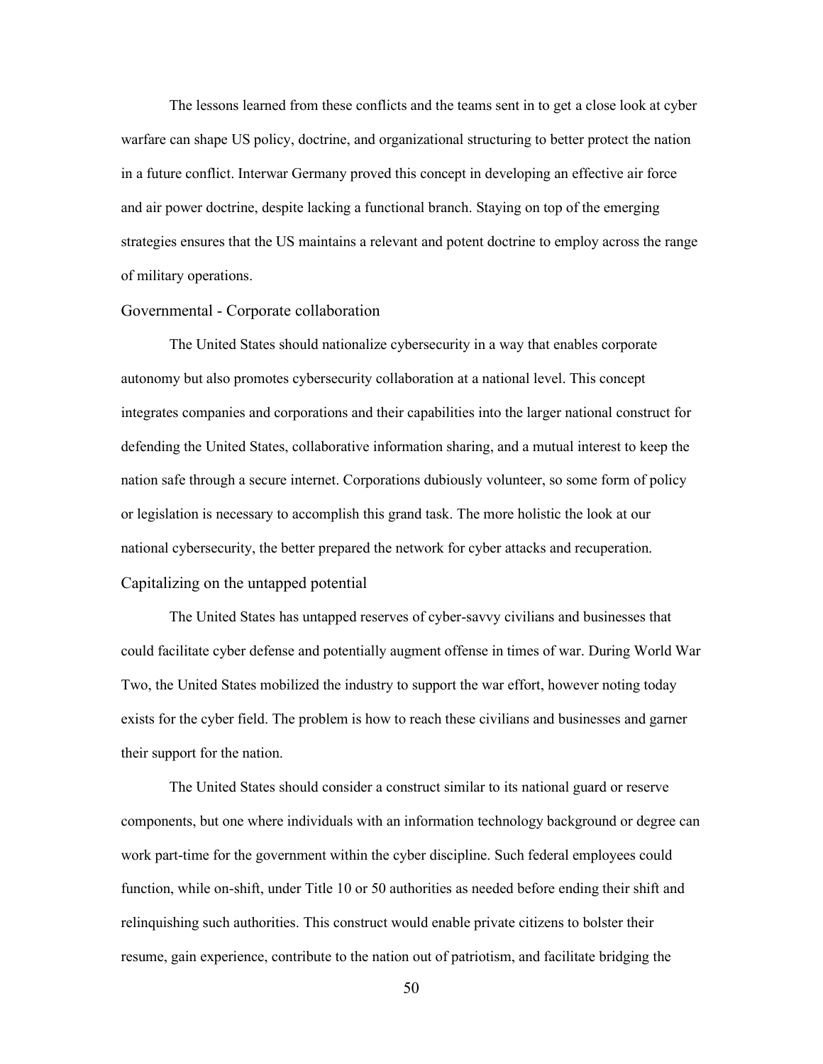The lessons learned from these conflicts and the teams sent in to get a close look at cyber warfare can shape US policy, doctrine, and organizational structuring to better protect the nation in a future conflict. Interwar Germany proved this concept in developing an effective air force and air power doctrine, despite lacking a functional branch. Staying on top of the emerging strategies ensures that the US maintains a relevant and potent doctrine to employ across the range of military operations.

### Governmental - Corporate collaboration

The United States should nationalize cybersecurity in a way that enables corporate autonomy but also promotes cybersecurity collaboration at a national level. This concept integrates companies and corporations and their capabilities into the larger national construct for defending the United States, collaborative information sharing, and a mutual interest to keep the nation safe through a secure internet. Corporations dubiously volunteer, so some form of policy or legislation is necessary to accomplish this grand task. The more holistic the look at our national cybersecurity, the better prepared the network for cyber attacks and recuperation.

### Capitalizing on the untapped potential

The United States has untapped reserves of cyber-savvy civilians and businesses that could facilitate cyber defense and potentially augment offense in times of war. During World War Two, the United States mobilized the industry to support the war effort, however noting today exists for the cyber field. The problem is how to reach these civilians and businesses and garner their support for the nation.

The United States should consider a construct similar to its national guard or reserve components, but one where individuals with an information technology background or degree can work part-time for the government within the cyber discipline. Such federal employees could function, while on-shift, under Title 10 or 50 authorities as needed before ending their shift and relinquishing such authorities. This construct would enable private citizens to bolster their resume, gain experience, contribute to the nation out of patriotism, and facilitate bridging the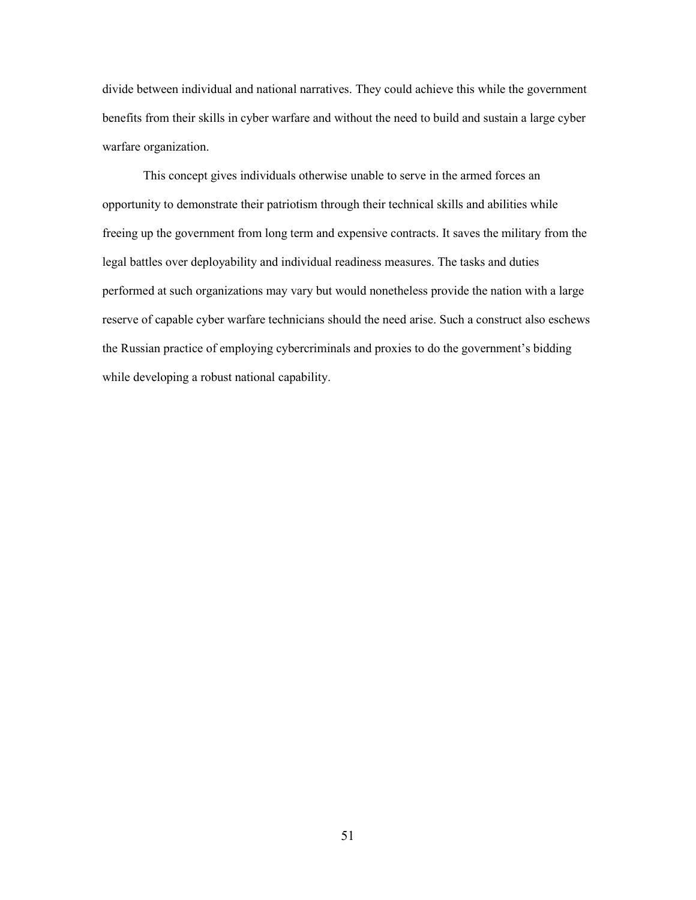divide between individual and national narratives. They could achieve this while the government benefits from their skills in cyber warfare and without the need to build and sustain a large cyber warfare organization.

This concept gives individuals otherwise unable to serve in the armed forces an opportunity to demonstrate their patriotism through their technical skills and abilities while freeing up the government from long term and expensive contracts. It saves the military from the legal battles over deployability and individual readiness measures. The tasks and duties performed at such organizations may vary but would nonetheless provide the nation with a large reserve of capable cyber warfare technicians should the need arise. Such a construct also eschews the Russian practice of employing cybercriminals and proxies to do the government's bidding while developing a robust national capability.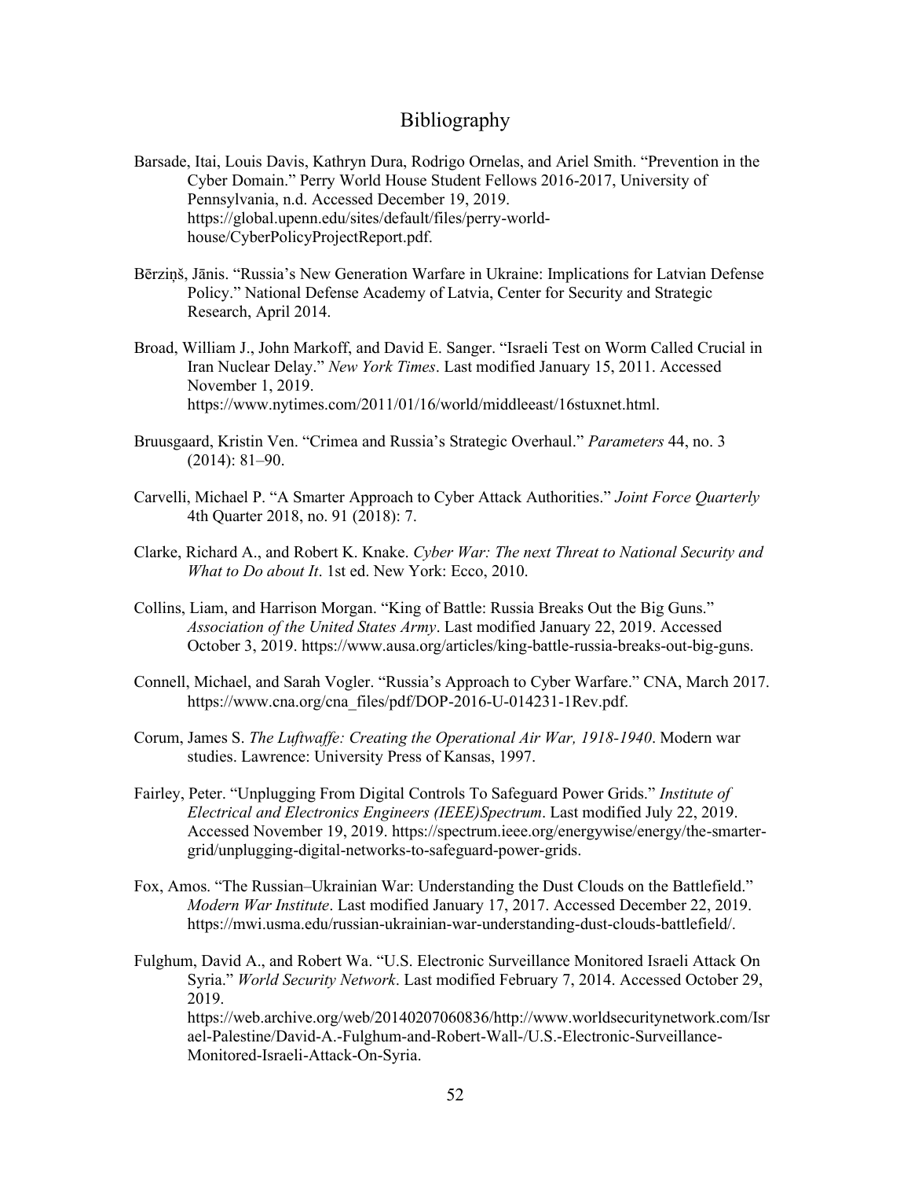# Bibliography

Barsade, Itai, Louis Davis, Kathryn Dura, Rodrigo Ornelas, and Ariel Smith. "Prevention in the Cyber Domain." Perry World House Student Fellows 2016-2017, University of Pennsylvania, n.d. Accessed December 19, 2019. https://global.upenn.edu/sites/default/files/perry-world-house/CyberPolicyProjectReport.pdf.

Bērziņš, Jānis. "Russia's New Generation Warfare in Ukraine: Implications for Latvian Defense Policy." National Defense Academy of Latvia, Center for Security and Strategic Research, April 2014.

Broad, William J., John Markoff, and David E. Sanger. "Israeli Test on Worm Called Crucial in Iran Nuclear Delay." *New York Times*. Last modified January 15, 2011. Accessed November 1, 2019. https://www.nytimes.com/2011/01/16/world/middleeast/16stuxnet.html.

Bruusgaard, Kristin Ven. "Crimea and Russia's Strategic Overhaul." *Parameters* 44, no. 3 (2014): 81–90.

Carvelli, Michael P. "A Smarter Approach to Cyber Attack Authorities." *Joint Force Quarterly* 4th Quarter 2018, no. 91 (2018): 7.

Clarke, Richard A., and Robert K. Knake. *Cyber War: The next Threat to National Security and What to Do about It*. 1st ed. New York: Ecco, 2010.

Collins, Liam, and Harrison Morgan. "King of Battle: Russia Breaks Out the Big Guns." *Association of the United States Army*. Last modified January 22, 2019. Accessed October 3, 2019. https://www.ausa.org/articles/king-battle-russia-breaks-out-big-guns.

Connell, Michael, and Sarah Vogler. "Russia's Approach to Cyber Warfare." CNA, March 2017. https://www.cna.org/cna_files/pdf/DOP-2016-U-014231-1Rev.pdf.

Corum, James S. *The Luftwaffe: Creating the Operational Air War, 1918-1940*. Modern war studies. Lawrence: University Press of Kansas, 1997.

Fairley, Peter. "Unplugging From Digital Controls To Safeguard Power Grids." *Institute of Electrical and Electronics Engineers (IEEE)Spectrum*. Last modified July 22, 2019. Accessed November 19, 2019. https://spectrum.ieee.org/energywise/energy/the-smarter-grid/unplugging-digital-networks-to-safeguard-power-grids.

Fox, Amos. "The Russian–Ukrainian War: Understanding the Dust Clouds on the Battlefield." *Modern War Institute*. Last modified January 17, 2017. Accessed December 22, 2019. https://mwi.usma.edu/russian-ukrainian-war-understanding-dust-clouds-battlefield/.

Fulghum, David A., and Robert Wa. "U.S. Electronic Surveillance Monitored Israeli Attack On Syria." *World Security Network*. Last modified February 7, 2014. Accessed October 29, 2019. https://web.archive.org/web/20140207060836/http://www.worldsecuritynetwork.com/Israel-Palestine/David-A.-Fulghum-and-Robert-Wall-/U.S.-Electronic-Surveillance-Monitored-Israeli-Attack-On-Syria.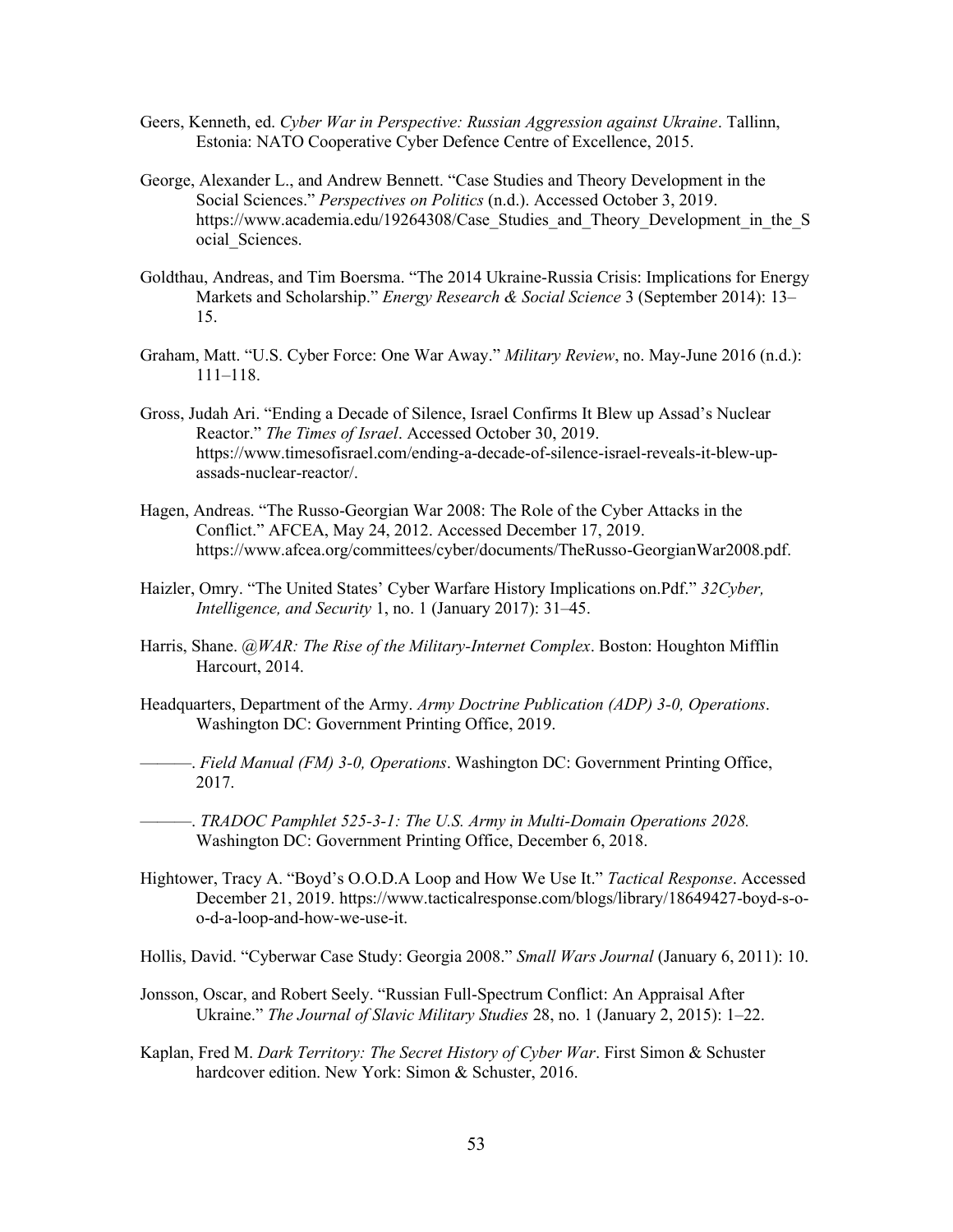Geers, Kenneth, ed. *Cyber War in Perspective: Russian Aggression against Ukraine*. Tallinn, Estonia: NATO Cooperative Cyber Defence Centre of Excellence, 2015.

George, Alexander L., and Andrew Bennett. "Case Studies and Theory Development in the Social Sciences." *Perspectives on Politics* (n.d.). Accessed October 3, 2019. https://www.academia.edu/19264308/Case_Studies_and_Theory_Development_in_the_Social_Sciences.

Goldthau, Andreas, and Tim Boersma. "The 2014 Ukraine-Russia Crisis: Implications for Energy Markets and Scholarship." *Energy Research & Social Science* 3 (September 2014): 13–15.

Graham, Matt. "U.S. Cyber Force: One War Away." *Military Review*, no. May-June 2016 (n.d.): 111–118.

Gross, Judah Ari. "Ending a Decade of Silence, Israel Confirms It Blew up Assad's Nuclear Reactor." *The Times of Israel*. Accessed October 30, 2019. https://www.timesofisrael.com/ending-a-decade-of-silence-israel-reveals-it-blew-up-assads-nuclear-reactor/.

Hagen, Andreas. "The Russo-Georgian War 2008: The Role of the Cyber Attacks in the Conflict." AFCEA, May 24, 2012. Accessed December 17, 2019. https://www.afcea.org/committees/cyber/documents/TheRusso-GeorgianWar2008.pdf.

Haizler, Omry. "The United States' Cyber Warfare History Implications on.Pdf." *32Cyber, Intelligence, and Security* 1, no. 1 (January 2017): 31–45.

Harris, Shane. *@WAR: The Rise of the Military-Internet Complex*. Boston: Houghton Mifflin Harcourt, 2014.

Headquarters, Department of the Army. *Army Doctrine Publication (ADP) 3-0, Operations*. Washington DC: Government Printing Office, 2019.

———. *Field Manual (FM) 3-0, Operations*. Washington DC: Government Printing Office, 2017.

———. *TRADOC Pamphlet 525-3-1: The U.S. Army in Multi-Domain Operations 2028.* Washington DC: Government Printing Office, December 6, 2018.

Hightower, Tracy A. "Boyd's O.O.D.A Loop and How We Use It." *Tactical Response*. Accessed December 21, 2019. https://www.tacticalresponse.com/blogs/library/18649427-boyd-s-o-o-d-a-loop-and-how-we-use-it.

Hollis, David. "Cyberwar Case Study: Georgia 2008." *Small Wars Journal* (January 6, 2011): 10.

Jonsson, Oscar, and Robert Seely. "Russian Full-Spectrum Conflict: An Appraisal After Ukraine." *The Journal of Slavic Military Studies* 28, no. 1 (January 2, 2015): 1–22.

Kaplan, Fred M. *Dark Territory: The Secret History of Cyber War*. First Simon & Schuster hardcover edition. New York: Simon & Schuster, 2016.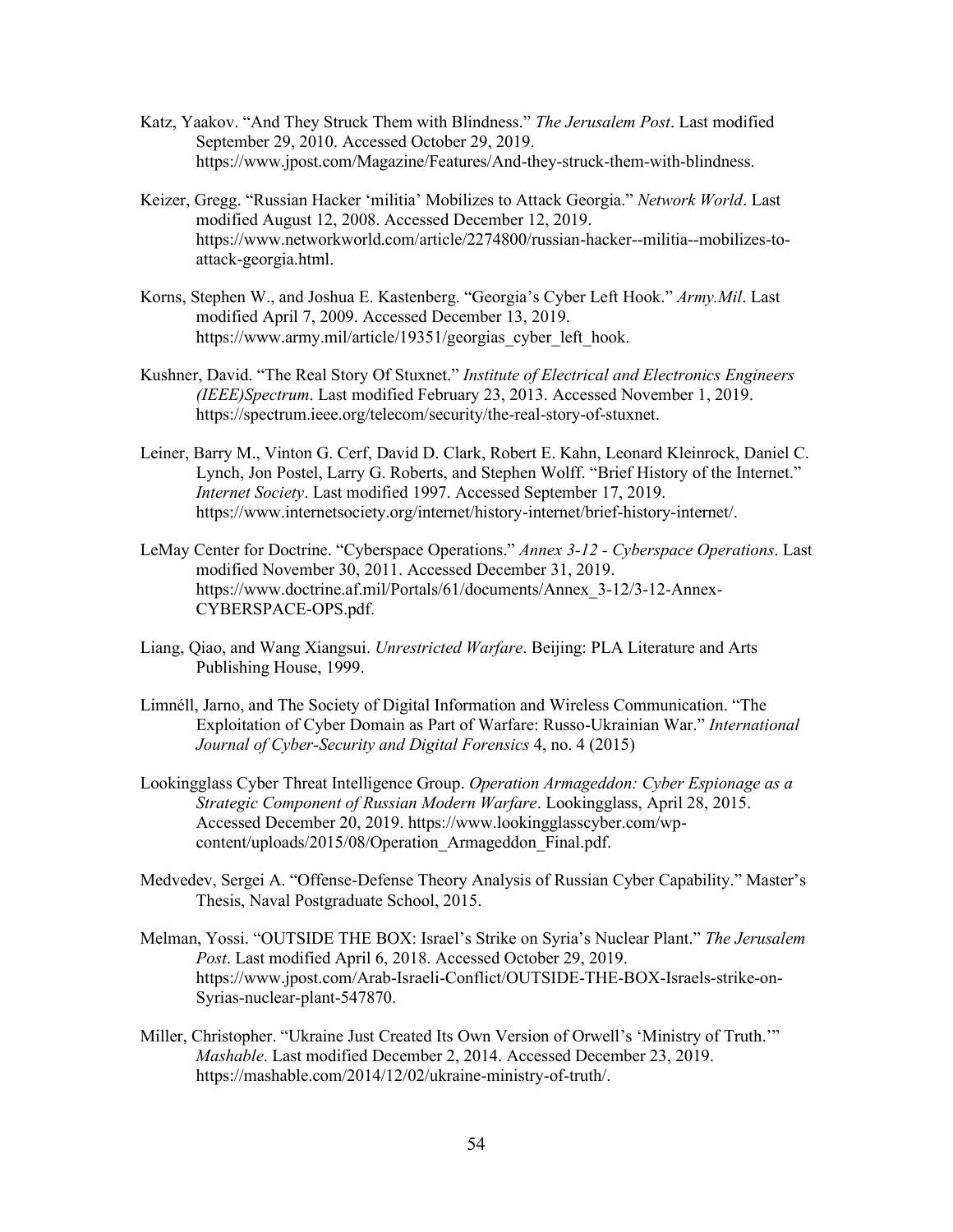Katz, Yaakov. "And They Struck Them with Blindness." *The Jerusalem Post*. Last modified September 29, 2010. Accessed October 29, 2019. https://www.jpost.com/Magazine/Features/And-they-struck-them-with-blindness.

Keizer, Gregg. "Russian Hacker 'militia' Mobilizes to Attack Georgia." *Network World*. Last modified August 12, 2008. Accessed December 12, 2019. https://www.networkworld.com/article/2274800/russian-hacker--militia--mobilizes-to-attack-georgia.html.

Korns, Stephen W., and Joshua E. Kastenberg. "Georgia's Cyber Left Hook." *Army.Mil*. Last modified April 7, 2009. Accessed December 13, 2019. https://www.army.mil/article/19351/georgias_cyber_left_hook.

Kushner, David. "The Real Story Of Stuxnet." *Institute of Electrical and Electronics Engineers (IEEE)Spectrum*. Last modified February 23, 2013. Accessed November 1, 2019. https://spectrum.ieee.org/telecom/security/the-real-story-of-stuxnet.

Leiner, Barry M., Vinton G. Cerf, David D. Clark, Robert E. Kahn, Leonard Kleinrock, Daniel C. Lynch, Jon Postel, Larry G. Roberts, and Stephen Wolff. "Brief History of the Internet." *Internet Society*. Last modified 1997. Accessed September 17, 2019. https://www.internetsociety.org/internet/history-internet/brief-history-internet/.

LeMay Center for Doctrine. "Cyberspace Operations." *Annex 3-12 - Cyberspace Operations*. Last modified November 30, 2011. Accessed December 31, 2019. https://www.doctrine.af.mil/Portals/61/documents/Annex_3-12/3-12-Annex-CYBERSPACE-OPS.pdf.

Liang, Qiao, and Wang Xiangsui. *Unrestricted Warfare*. Beijing: PLA Literature and Arts Publishing House, 1999.

Limnéll, Jarno, and The Society of Digital Information and Wireless Communication. "The Exploitation of Cyber Domain as Part of Warfare: Russo-Ukrainian War." *International Journal of Cyber-Security and Digital Forensics* 4, no. 4 (2015)

Lookingglass Cyber Threat Intelligence Group. *Operation Armageddon: Cyber Espionage as a Strategic Component of Russian Modern Warfare*. Lookingglass, April 28, 2015. Accessed December 20, 2019. https://www.lookingglasscyber.com/wp-content/uploads/2015/08/Operation_Armageddon_Final.pdf.

Medvedev, Sergei A. "Offense-Defense Theory Analysis of Russian Cyber Capability." Master's Thesis, Naval Postgraduate School, 2015.

Melman, Yossi. "OUTSIDE THE BOX: Israel's Strike on Syria's Nuclear Plant." *The Jerusalem Post*. Last modified April 6, 2018. Accessed October 29, 2019. https://www.jpost.com/Arab-Israeli-Conflict/OUTSIDE-THE-BOX-Israels-strike-on-Syrias-nuclear-plant-547870.

Miller, Christopher. "Ukraine Just Created Its Own Version of Orwell's 'Ministry of Truth.'" *Mashable*. Last modified December 2, 2014. Accessed December 23, 2019. https://mashable.com/2014/12/02/ukraine-ministry-of-truth/.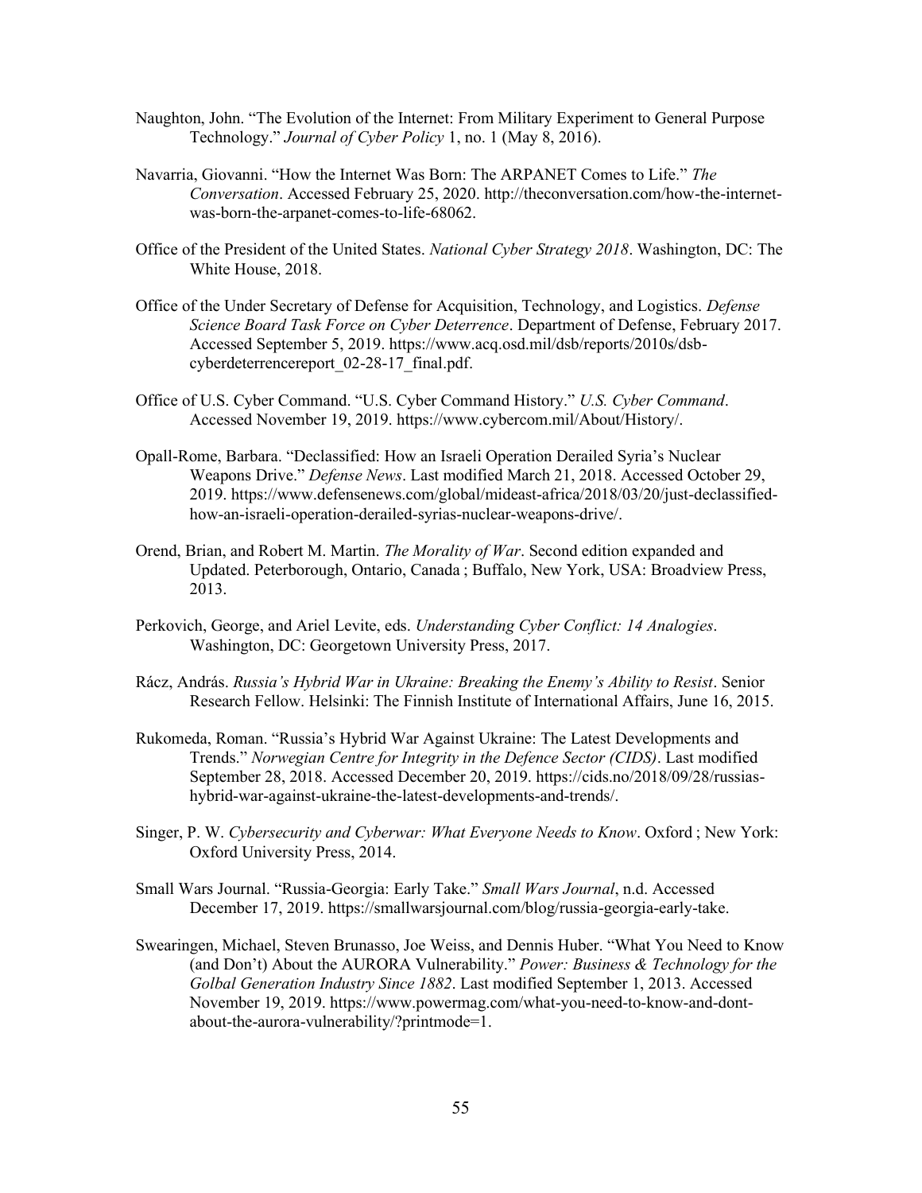Naughton, John. "The Evolution of the Internet: From Military Experiment to General Purpose Technology." *Journal of Cyber Policy* 1, no. 1 (May 8, 2016).

Navarria, Giovanni. "How the Internet Was Born: The ARPANET Comes to Life." *The Conversation*. Accessed February 25, 2020. http://theconversation.com/how-the-internet-was-born-the-arpanet-comes-to-life-68062.

Office of the President of the United States. *National Cyber Strategy 2018*. Washington, DC: The White House, 2018.

Office of the Under Secretary of Defense for Acquisition, Technology, and Logistics. *Defense Science Board Task Force on Cyber Deterrence*. Department of Defense, February 2017. Accessed September 5, 2019. https://www.acq.osd.mil/dsb/reports/2010s/dsb-cyberdeterrencereport_02-28-17_final.pdf.

Office of U.S. Cyber Command. "U.S. Cyber Command History." *U.S. Cyber Command*. Accessed November 19, 2019. https://www.cybercom.mil/About/History/.

Opall-Rome, Barbara. "Declassified: How an Israeli Operation Derailed Syria's Nuclear Weapons Drive." *Defense News*. Last modified March 21, 2018. Accessed October 29, 2019. https://www.defensenews.com/global/mideast-africa/2018/03/20/just-declassified-how-an-israeli-operation-derailed-syrias-nuclear-weapons-drive/.

Orend, Brian, and Robert M. Martin. *The Morality of War*. Second edition expanded and Updated. Peterborough, Ontario, Canada ; Buffalo, New York, USA: Broadview Press, 2013.

Perkovich, George, and Ariel Levite, eds. *Understanding Cyber Conflict: 14 Analogies*. Washington, DC: Georgetown University Press, 2017.

Rácz, András. *Russia's Hybrid War in Ukraine: Breaking the Enemy's Ability to Resist*. Senior Research Fellow. Helsinki: The Finnish Institute of International Affairs, June 16, 2015.

Rukomeda, Roman. "Russia's Hybrid War Against Ukraine: The Latest Developments and Trends." *Norwegian Centre for Integrity in the Defence Sector (CIDS)*. Last modified September 28, 2018. Accessed December 20, 2019. https://cids.no/2018/09/28/russias-hybrid-war-against-ukraine-the-latest-developments-and-trends/.

Singer, P. W. *Cybersecurity and Cyberwar: What Everyone Needs to Know*. Oxford ; New York: Oxford University Press, 2014.

Small Wars Journal. "Russia-Georgia: Early Take." *Small Wars Journal*, n.d. Accessed December 17, 2019. https://smallwarsjournal.com/blog/russia-georgia-early-take.

Swearingen, Michael, Steven Brunasso, Joe Weiss, and Dennis Huber. "What You Need to Know (and Don't) About the AURORA Vulnerability." *Power: Business & Technology for the Golbal Generation Industry Since 1882*. Last modified September 1, 2013. Accessed November 19, 2019. https://www.powermag.com/what-you-need-to-know-and-dont-about-the-aurora-vulnerability/?printmode=1.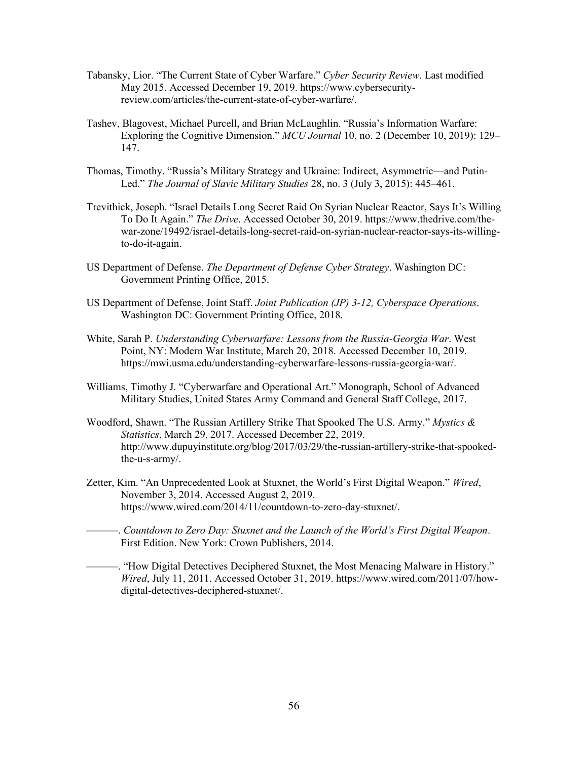Tabansky, Lior. "The Current State of Cyber Warfare." *Cyber Security Review*. Last modified May 2015. Accessed December 19, 2019. https://www.cybersecurity-review.com/articles/the-current-state-of-cyber-warfare/.

Tashev, Blagovest, Michael Purcell, and Brian McLaughlin. "Russia's Information Warfare: Exploring the Cognitive Dimension." *MCU Journal* 10, no. 2 (December 10, 2019): 129–147.

Thomas, Timothy. "Russia's Military Strategy and Ukraine: Indirect, Asymmetric—and Putin-Led." *The Journal of Slavic Military Studies* 28, no. 3 (July 3, 2015): 445–461.

Trevithick, Joseph. "Israel Details Long Secret Raid On Syrian Nuclear Reactor, Says It's Willing To Do It Again." *The Drive*. Accessed October 30, 2019. https://www.thedrive.com/the-war-zone/19492/israel-details-long-secret-raid-on-syrian-nuclear-reactor-says-its-willing-to-do-it-again.

US Department of Defense. *The Department of Defense Cyber Strategy*. Washington DC: Government Printing Office, 2015.

US Department of Defense, Joint Staff. *Joint Publication (JP) 3-12, Cyberspace Operations*. Washington DC: Government Printing Office, 2018.

White, Sarah P. *Understanding Cyberwarfare: Lessons from the Russia-Georgia War*. West Point, NY: Modern War Institute, March 20, 2018. Accessed December 10, 2019. https://mwi.usma.edu/understanding-cyberwarfare-lessons-russia-georgia-war/.

Williams, Timothy J. "Cyberwarfare and Operational Art." Monograph, School of Advanced Military Studies, United States Army Command and General Staff College, 2017.

Woodford, Shawn. "The Russian Artillery Strike That Spooked The U.S. Army." *Mystics & Statistics*, March 29, 2017. Accessed December 22, 2019. http://www.dupuyinstitute.org/blog/2017/03/29/the-russian-artillery-strike-that-spooked-the-u-s-army/.

Zetter, Kim. "An Unprecedented Look at Stuxnet, the World's First Digital Weapon." *Wired*, November 3, 2014. Accessed August 2, 2019. https://www.wired.com/2014/11/countdown-to-zero-day-stuxnet/.

———. *Countdown to Zero Day: Stuxnet and the Launch of the World's First Digital Weapon*. First Edition. New York: Crown Publishers, 2014.

———. "How Digital Detectives Deciphered Stuxnet, the Most Menacing Malware in History." *Wired*, July 11, 2011. Accessed October 31, 2019. https://www.wired.com/2011/07/how-digital-detectives-deciphered-stuxnet/.